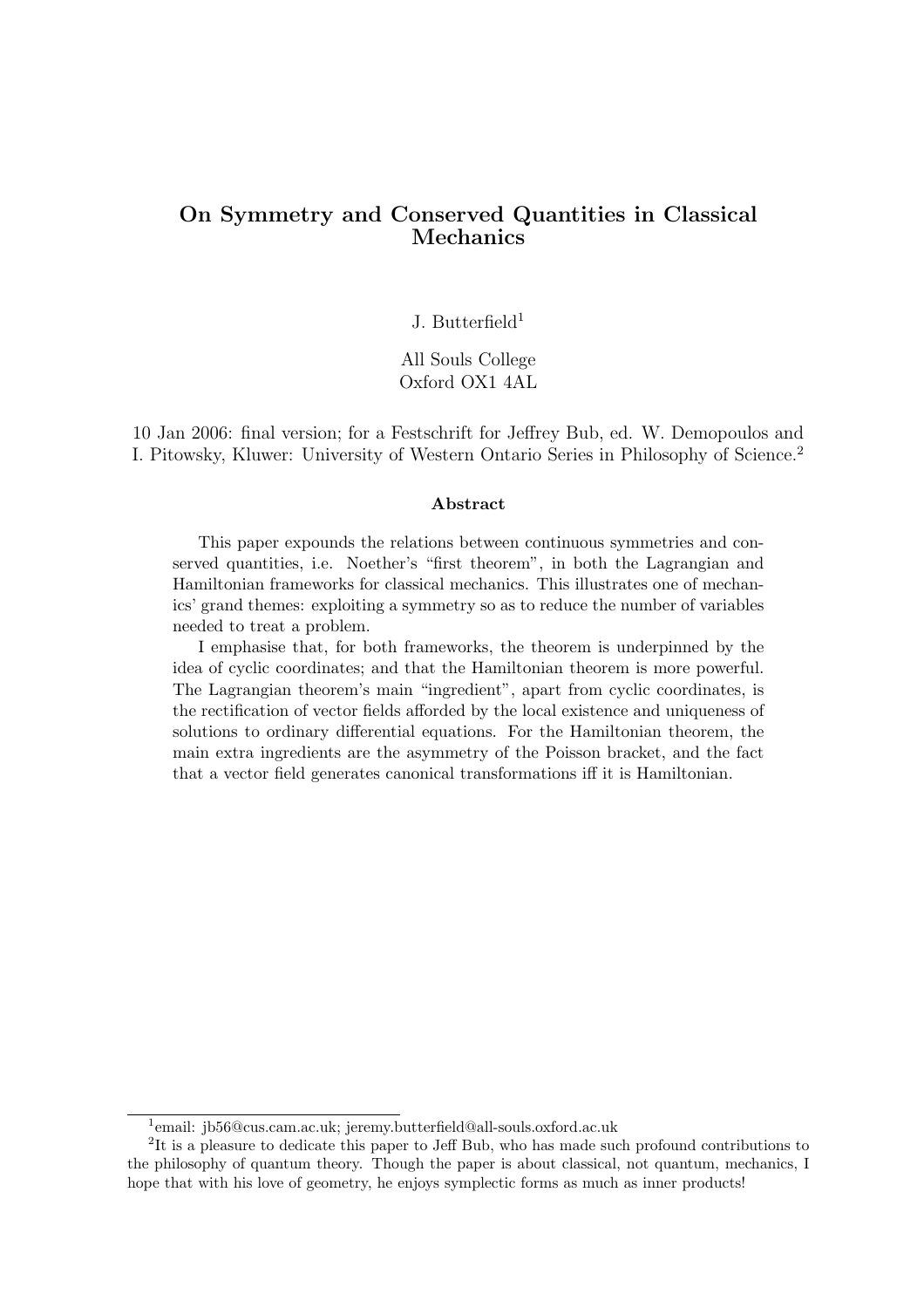# On Symmetry and Conserved Quantities in Classical Mechanics

J. Butterfield[1]

All Souls College
Oxford OX1 4AL

10 Jan 2006: final version; for a Festschrift for Jeffrey Bub, ed. W. Demopoulos and I. Pitowsky, Kluwer: University of Western Ontario Series in Philosophy of Science.[2]

### Abstract

This paper expounds the relations between continuous symmetries and conserved quantities, i.e. Noether's "first theorem", in both the Lagrangian and Hamiltonian frameworks for classical mechanics. This illustrates one of mechanics' grand themes: exploiting a symmetry so as to reduce the number of variables needed to treat a problem.

I emphasise that, for both frameworks, the theorem is underpinned by the idea of cyclic coordinates; and that the Hamiltonian theorem is more powerful. The Lagrangian theorem's main "ingredient", apart from cyclic coordinates, is the rectification of vector fields afforded by the local existence and uniqueness of solutions to ordinary differential equations. For the Hamiltonian theorem, the main extra ingredients are the asymmetry of the Poisson bracket, and the fact that a vector field generates canonical transformations iff it is Hamiltonian.

---

[1] email: jb56@cus.cam.ac.uk; jeremy.butterfield@all-souls.oxford.ac.uk

[2] It is a pleasure to dedicate this paper to Jeff Bub, who has made such profound contributions to the philosophy of quantum theory. Though the paper is about classical, not quantum, mechanics, I hope that with his love of geometry, he enjoys symplectic forms as much as inner products!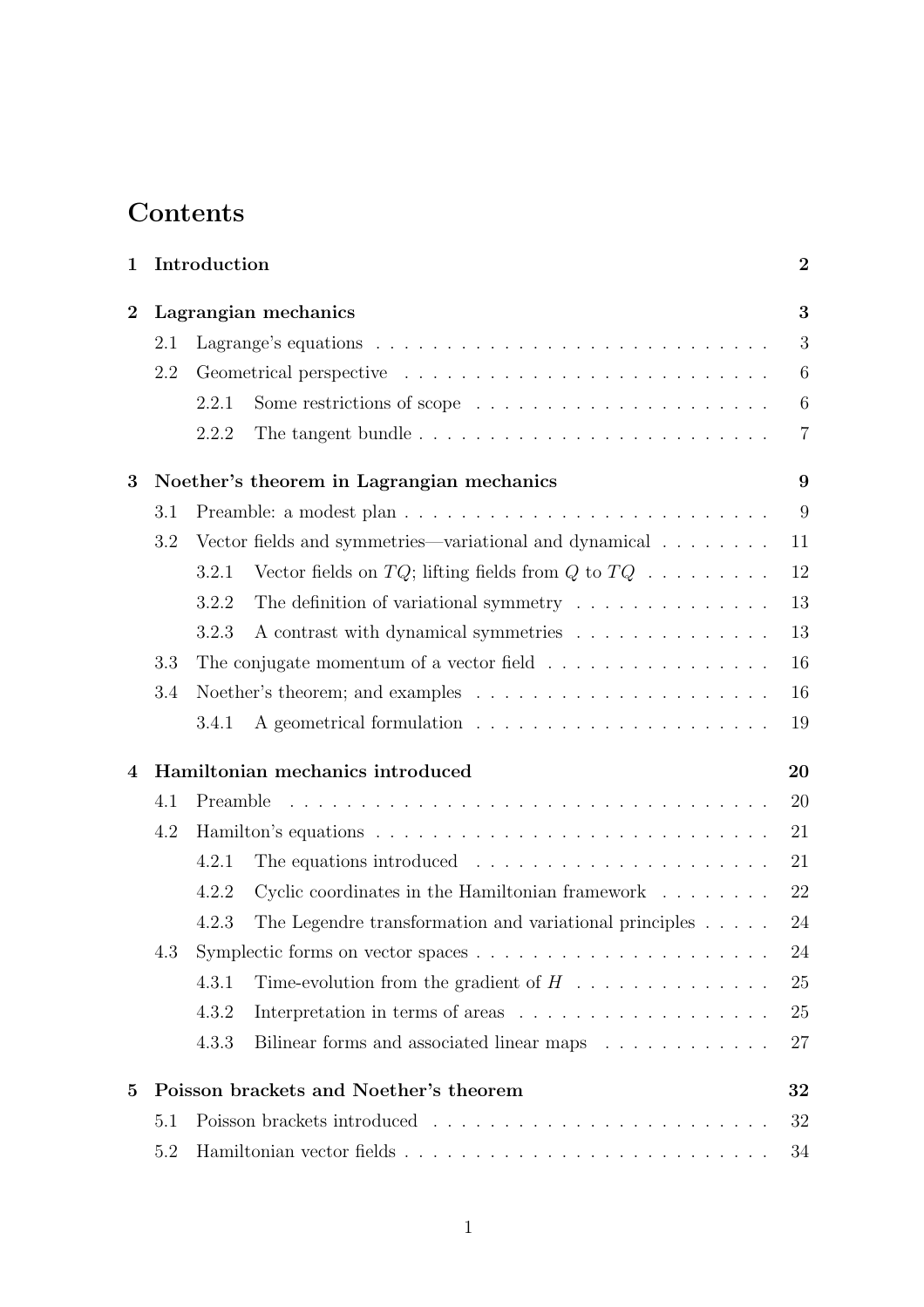# Contents

| | | |
|---|---|---|
| **1** | **Introduction** | **2** |
| **2** | **Lagrangian mechanics** | **3** |
| 2.1 | Lagrange's equations | 3 |
| 2.2 | Geometrical perspective | 6 |
| 2.2.1 | Some restrictions of scope | 6 |
| 2.2.2 | The tangent bundle | 7 |
| **3** | **Noether's theorem in Lagrangian mechanics** | **9** |
| 3.1 | Preamble: a modest plan | 9 |
| 3.2 | Vector fields and symmetries—variational and dynamical | 11 |
| 3.2.1 | Vector fields on $TQ$; lifting fields from $Q$ to $TQ$ | 12 |
| 3.2.2 | The definition of variational symmetry | 13 |
| 3.2.3 | A contrast with dynamical symmetries | 13 |
| 3.3 | The conjugate momentum of a vector field | 16 |
| 3.4 | Noether's theorem; and examples | 16 |
| 3.4.1 | A geometrical formulation | 19 |
| **4** | **Hamiltonian mechanics introduced** | **20** |
| 4.1 | Preamble | 20 |
| 4.2 | Hamilton's equations | 21 |
| 4.2.1 | The equations introduced | 21 |
| 4.2.2 | Cyclic coordinates in the Hamiltonian framework | 22 |
| 4.2.3 | The Legendre transformation and variational principles | 24 |
| 4.3 | Symplectic forms on vector spaces | 24 |
| 4.3.1 | Time-evolution from the gradient of $H$ | 25 |
| 4.3.2 | Interpretation in terms of areas | 25 |
| 4.3.3 | Bilinear forms and associated linear maps | 27 |
| **5** | **Poisson brackets and Noether's theorem** | **32** |
| 5.1 | Poisson brackets introduced | 32 |
| 5.2 | Hamiltonian vector fields | 34 |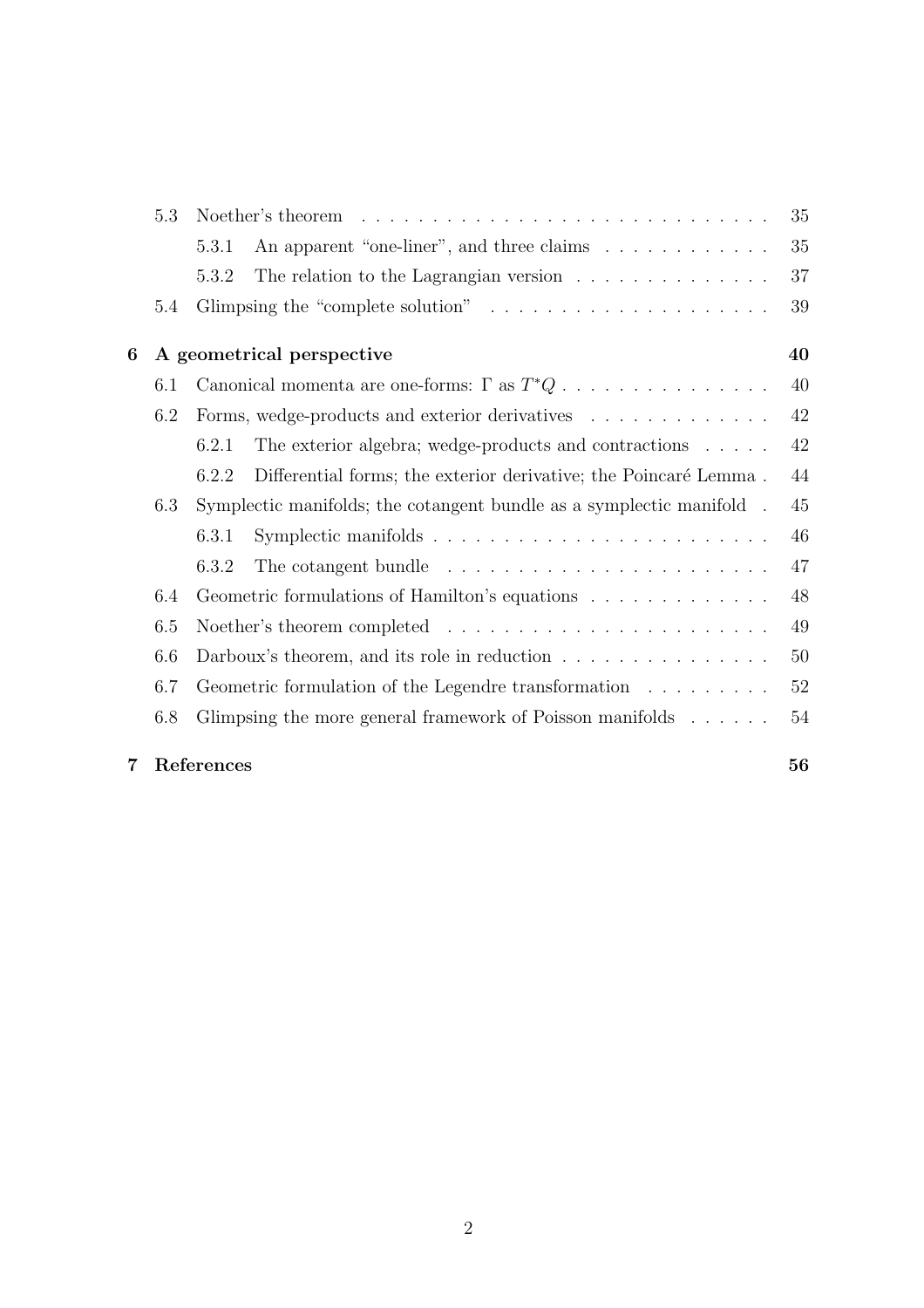| | | | |
|---|---|---|---|
| 5.3 | Noether's theorem | | 35 |
| | 5.3.1 | An apparent "one-liner", and three claims | 35 |
| | 5.3.2 | The relation to the Lagrangian version | 37 |
| 5.4 | Glimpsing the "complete solution" | | 39 |

**6 A geometrical perspective** **40**

| | | | |
|---|---|---|---|
| 6.1 | Canonical momenta are one-forms: $\Gamma$ as $T^*Q$ | | 40 |
| 6.2 | Forms, wedge-products and exterior derivatives | | 42 |
| | 6.2.1 | The exterior algebra; wedge-products and contractions | 42 |
| | 6.2.2 | Differential forms; the exterior derivative; the Poincaré Lemma | 44 |
| 6.3 | Symplectic manifolds; the cotangent bundle as a symplectic manifold | | 45 |
| | 6.3.1 | Symplectic manifolds | 46 |
| | 6.3.2 | The cotangent bundle | 47 |
| 6.4 | Geometric formulations of Hamilton's equations | | 48 |
| 6.5 | Noether's theorem completed | | 49 |
| 6.6 | Darboux's theorem, and its role in reduction | | 50 |
| 6.7 | Geometric formulation of the Legendre transformation | | 52 |
| 6.8 | Glimpsing the more general framework of Poisson manifolds | | 54 |

**7 References** **56**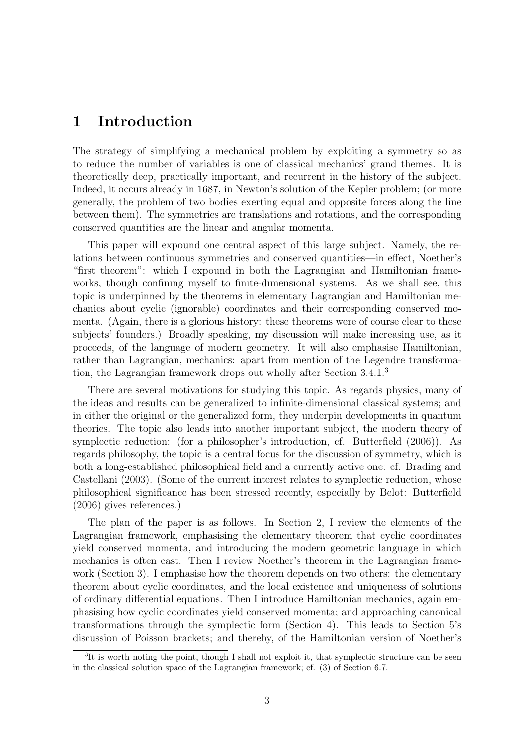# 1 Introduction

The strategy of simplifying a mechanical problem by exploiting a symmetry so as to reduce the number of variables is one of classical mechanics' grand themes. It is theoretically deep, practically important, and recurrent in the history of the subject. Indeed, it occurs already in 1687, in Newton's solution of the Kepler problem; (or more generally, the problem of two bodies exerting equal and opposite forces along the line between them). The symmetries are translations and rotations, and the corresponding conserved quantities are the linear and angular momenta.

This paper will expound one central aspect of this large subject. Namely, the relations between continuous symmetries and conserved quantities—in effect, Noether's "first theorem": which I expound in both the Lagrangian and Hamiltonian frameworks, though confining myself to finite-dimensional systems. As we shall see, this topic is underpinned by the theorems in elementary Lagrangian and Hamiltonian mechanics about cyclic (ignorable) coordinates and their corresponding conserved momenta. (Again, there is a glorious history: these theorems were of course clear to these subjects' founders.) Broadly speaking, my discussion will make increasing use, as it proceeds, of the language of modern geometry. It will also emphasise Hamiltonian, rather than Lagrangian, mechanics: apart from mention of the Legendre transformation, the Lagrangian framework drops out wholly after Section 3.4.1.[3]

There are several motivations for studying this topic. As regards physics, many of the ideas and results can be generalized to infinite-dimensional classical systems; and in either the original or the generalized form, they underpin developments in quantum theories. The topic also leads into another important subject, the modern theory of symplectic reduction: (for a philosopher's introduction, cf. Butterfield (2006)). As regards philosophy, the topic is a central focus for the discussion of symmetry, which is both a long-established philosophical field and a currently active one: cf. Brading and Castellani (2003). (Some of the current interest relates to symplectic reduction, whose philosophical significance has been stressed recently, especially by Belot: Butterfield (2006) gives references.)

The plan of the paper is as follows. In Section 2, I review the elements of the Lagrangian framework, emphasising the elementary theorem that cyclic coordinates yield conserved momenta, and introducing the modern geometric language in which mechanics is often cast. Then I review Noether's theorem in the Lagrangian framework (Section 3). I emphasise how the theorem depends on two others: the elementary theorem about cyclic coordinates, and the local existence and uniqueness of solutions of ordinary differential equations. Then I introduce Hamiltonian mechanics, again emphasising how cyclic coordinates yield conserved momenta; and approaching canonical transformations through the symplectic form (Section 4). This leads to Section 5's discussion of Poisson brackets; and thereby, of the Hamiltonian version of Noether's

[3]It is worth noting the point, though I shall not exploit it, that symplectic structure can be seen in the classical solution space of the Lagrangian framework; cf. (3) of Section 6.7.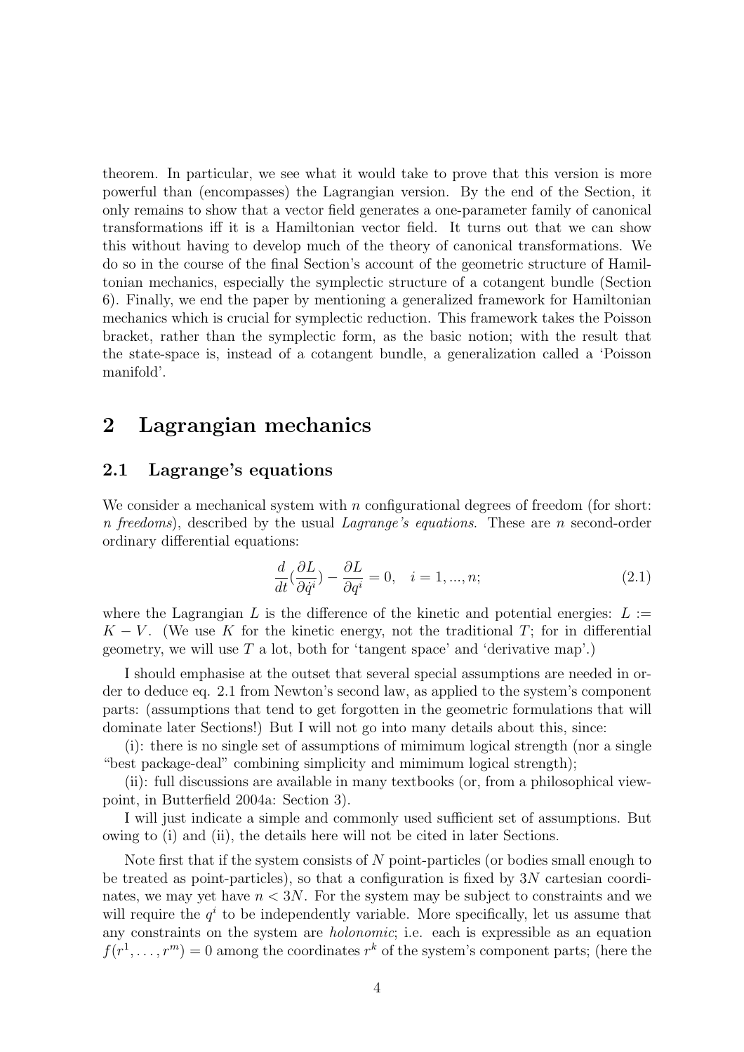theorem. In particular, we see what it would take to prove that this version is more powerful than (encompasses) the Lagrangian version. By the end of the Section, it only remains to show that a vector field generates a one-parameter family of canonical transformations iff it is a Hamiltonian vector field. It turns out that we can show this without having to develop much of the theory of canonical transformations. We do so in the course of the final Section's account of the geometric structure of Hamiltonian mechanics, especially the symplectic structure of a cotangent bundle (Section 6). Finally, we end the paper by mentioning a generalized framework for Hamiltonian mechanics which is crucial for symplectic reduction. This framework takes the Poisson bracket, rather than the symplectic form, as the basic notion; with the result that the state-space is, instead of a cotangent bundle, a generalization called a 'Poisson manifold'.

# 2 Lagrangian mechanics

## 2.1 Lagrange's equations

We consider a mechanical system with $n$ configurational degrees of freedom (for short: *$n$ freedoms*), described by the usual *Lagrange's equations*. These are $n$ second-order ordinary differential equations:

$$\frac{d}{dt}\left(\frac{\partial L}{\partial \dot{q}^i}\right) - \frac{\partial L}{\partial q^i} = 0, \quad i = 1, ..., n; \tag{2.1}$$

where the Lagrangian $L$ is the difference of the kinetic and potential energies: $L := K - V$. (We use $K$ for the kinetic energy, not the traditional $T$; for in differential geometry, we will use $T$ a lot, both for 'tangent space' and 'derivative map'.)

I should emphasise at the outset that several special assumptions are needed in order to deduce eq. 2.1 from Newton's second law, as applied to the system's component parts: (assumptions that tend to get forgotten in the geometric formulations that will dominate later Sections!) But I will not go into many details about this, since:

(i): there is no single set of assumptions of mimimum logical strength (nor a single "best package-deal" combining simplicity and mimimum logical strength);

(ii): full discussions are available in many textbooks (or, from a philosophical viewpoint, in Butterfield 2004a: Section 3).

I will just indicate a simple and commonly used sufficient set of assumptions. But owing to (i) and (ii), the details here will not be cited in later Sections.

Note first that if the system consists of $N$ point-particles (or bodies small enough to be treated as point-particles), so that a configuration is fixed by $3N$ cartesian coordinates, we may yet have $n < 3N$. For the system may be subject to constraints and we will require the $q^i$ to be independently variable. More specifically, let us assume that any constraints on the system are *holonomic*; i.e. each is expressible as an equation $f(r^1, \ldots, r^m) = 0$ among the coordinates $r^k$ of the system's component parts; (here the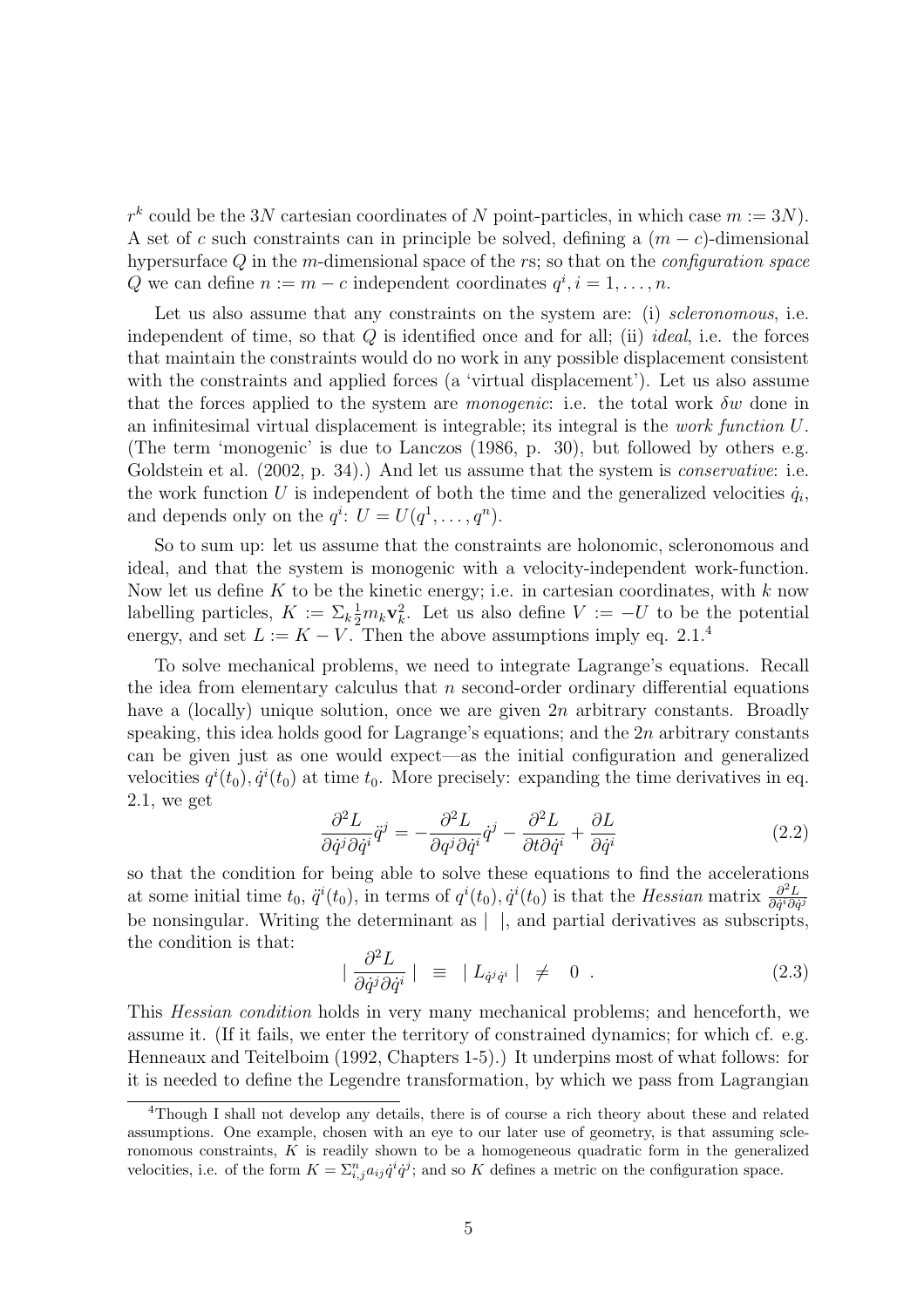$r^k$ could be the $3N$ cartesian coordinates of $N$ point-particles, in which case $m := 3N$). A set of $c$ such constraints can in principle be solved, defining a $(m - c)$-dimensional hypersurface $Q$ in the $m$-dimensional space of the $r$s; so that on the *configuration space* $Q$ we can define $n := m - c$ independent coordinates $q^i, i = 1, \ldots, n$.

Let us also assume that any constraints on the system are: (i) *scleronomous*, i.e. independent of time, so that $Q$ is identified once and for all; (ii) *ideal*, i.e. the forces that maintain the constraints would do no work in any possible displacement consistent with the constraints and applied forces (a 'virtual displacement'). Let us also assume that the forces applied to the system are *monogenic*: i.e. the total work $\delta w$ done in an infinitesimal virtual displacement is integrable; its integral is the *work function* $U$. (The term 'monogenic' is due to Lanczos (1986, p. 30), but followed by others e.g. Goldstein et al. (2002, p. 34).) And let us assume that the system is *conservative*: i.e. the work function $U$ is independent of both the time and the generalized velocities $\dot{q}_i$, and depends only on the $q^i$: $U = U(q^1, \ldots, q^n)$.

So to sum up: let us assume that the constraints are holonomic, scleronomous and ideal, and that the system is monogenic with a velocity-independent work-function. Now let us define $K$ to be the kinetic energy; i.e. in cartesian coordinates, with $k$ now labelling particles, $K := \Sigma_k \frac{1}{2} m_k \mathbf{v}_k^2$. Let us also define $V := -U$ to be the potential energy, and set $L := K - V$. Then the above assumptions imply eq. 2.1.[4]

To solve mechanical problems, we need to integrate Lagrange's equations. Recall the idea from elementary calculus that $n$ second-order ordinary differential equations have a (locally) unique solution, once we are given $2n$ arbitrary constants. Broadly speaking, this idea holds good for Lagrange's equations; and the $2n$ arbitrary constants can be given just as one would expect—as the initial configuration and generalized velocities $q^i(t_0), \dot{q}^i(t_0)$ at time $t_0$. More precisely: expanding the time derivatives in eq. 2.1, we get

$$\frac{\partial^2 L}{\partial \dot{q}^j \partial \dot{q}^i} \ddot{q}^j = -\frac{\partial^2 L}{\partial q^j \partial \dot{q}^i} \dot{q}^j - \frac{\partial^2 L}{\partial t \partial \dot{q}^i} + \frac{\partial L}{\partial \dot{q}^i} \tag{2.2}$$

so that the condition for being able to solve these equations to find the accelerations at some initial time $t_0$, $\ddot{q}^i(t_0)$, in terms of $q^i(t_0), \dot{q}^i(t_0)$ is that the *Hessian* matrix $\frac{\partial^2 L}{\partial \dot{q}^i \partial \dot{q}^j}$ be nonsingular. Writing the determinant as $|\ \ |$, and partial derivatives as subscripts, the condition is that:

$$\left| \frac{\partial^2 L}{\partial \dot{q}^j \partial \dot{q}^i} \right| \ \equiv \ | L_{\dot{q}^j \dot{q}^i} | \ \neq \ 0 \ . \tag{2.3}$$

This *Hessian condition* holds in very many mechanical problems; and henceforth, we assume it. (If it fails, we enter the territory of constrained dynamics; for which cf. e.g. Henneaux and Teitelboim (1992, Chapters 1-5).) It underpins most of what follows: for it is needed to define the Legendre transformation, by which we pass from Lagrangian

[4] Though I shall not develop any details, there is of course a rich theory about these and related assumptions. One example, chosen with an eye to our later use of geometry, is that assuming scleronomous constraints, $K$ is readily shown to be a homogeneous quadratic form in the generalized velocities, i.e. of the form $K = \Sigma_{i,j}^n a_{ij} \dot{q}^i \dot{q}^j$; and so $K$ defines a metric on the configuration space.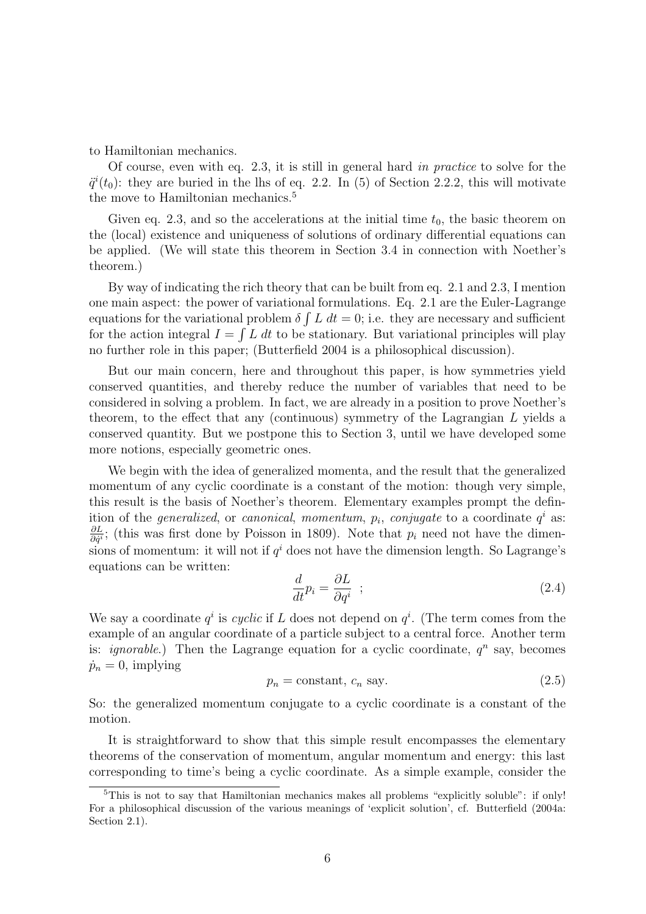to Hamiltonian mechanics.

Of course, even with eq. 2.3, it is still in general hard *in practice* to solve for the $\ddot{q}^i(t_0)$: they are buried in the lhs of eq. 2.2. In (5) of Section 2.2.2, this will motivate the move to Hamiltonian mechanics.[5]

Given eq. 2.3, and so the accelerations at the initial time $t_0$, the basic theorem on the (local) existence and uniqueness of solutions of ordinary differential equations can be applied. (We will state this theorem in Section 3.4 in connection with Noether's theorem.)

By way of indicating the rich theory that can be built from eq. 2.1 and 2.3, I mention one main aspect: the power of variational formulations. Eq. 2.1 are the Euler-Lagrange equations for the variational problem $\delta \int L \; dt = 0$; i.e. they are necessary and sufficient for the action integral $I = \int L \; dt$ to be stationary. But variational principles will play no further role in this paper; (Butterfield 2004 is a philosophical discussion).

But our main concern, here and throughout this paper, is how symmetries yield conserved quantities, and thereby reduce the number of variables that need to be considered in solving a problem. In fact, we are already in a position to prove Noether's theorem, to the effect that any (continuous) symmetry of the Lagrangian $L$ yields a conserved quantity. But we postpone this to Section 3, until we have developed some more notions, especially geometric ones.

We begin with the idea of generalized momenta, and the result that the generalized momentum of any cyclic coordinate is a constant of the motion: though very simple, this result is the basis of Noether's theorem. Elementary examples prompt the definition of the *generalized*, or *canonical*, *momentum*, $p_i$, *conjugate* to a coordinate $q^i$ as: $\frac{\partial L}{\partial \dot{q}^i}$; (this was first done by Poisson in 1809). Note that $p_i$ need not have the dimensions of momentum: it will not if $q^i$ does not have the dimension length. So Lagrange's equations can be written:

$$\frac{d}{dt} p_i = \frac{\partial L}{\partial q^i} \quad ; \tag{2.4}$$

We say a coordinate $q^i$ is *cyclic* if $L$ does not depend on $q^i$. (The term comes from the example of an angular coordinate of a particle subject to a central force. Another term is: *ignorable*.) Then the Lagrange equation for a cyclic coordinate, $q^n$ say, becomes $\dot{p}_n = 0$, implying

$$p_n = \text{constant}, \; c_n \text{ say.} \tag{2.5}$$

So: the generalized momentum conjugate to a cyclic coordinate is a constant of the motion.

It is straightforward to show that this simple result encompasses the elementary theorems of the conservation of momentum, angular momentum and energy: this last corresponding to time's being a cyclic coordinate. As a simple example, consider the

---

[5] This is not to say that Hamiltonian mechanics makes all problems "explicitly soluble": if only! For a philosophical discussion of the various meanings of 'explicit solution', cf. Butterfield (2004a: Section 2.1).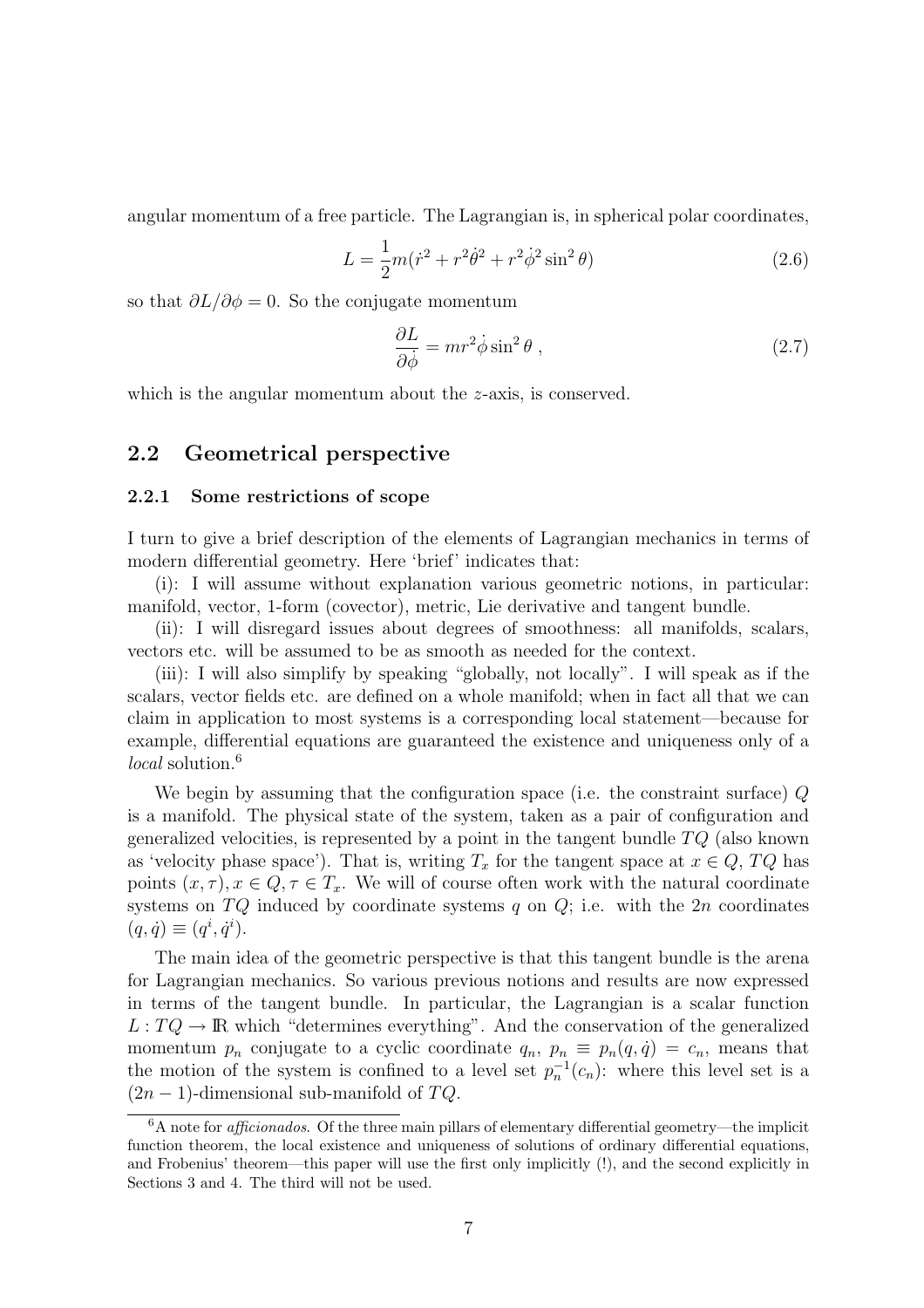angular momentum of a free particle. The Lagrangian is, in spherical polar coordinates,

$$L = \frac{1}{2}m(\dot{r}^2 + r^2\dot{\theta}^2 + r^2\dot{\phi}^2 \sin^2\theta) \tag{2.6}$$

so that $\partial L/\partial \phi = 0$. So the conjugate momentum

$$\frac{\partial L}{\partial \dot{\phi}} = mr^2\dot{\phi}\sin^2\theta \;, \tag{2.7}$$

which is the angular momentum about the $z$-axis, is conserved.

## 2.2 Geometrical perspective

### 2.2.1 Some restrictions of scope

I turn to give a brief description of the elements of Lagrangian mechanics in terms of modern differential geometry. Here 'brief' indicates that:

(i): I will assume without explanation various geometric notions, in particular: manifold, vector, 1-form (covector), metric, Lie derivative and tangent bundle.

(ii): I will disregard issues about degrees of smoothness: all manifolds, scalars, vectors etc. will be assumed to be as smooth as needed for the context.

(iii): I will also simplify by speaking "globally, not locally". I will speak as if the scalars, vector fields etc. are defined on a whole manifold; when in fact all that we can claim in application to most systems is a corresponding local statement—because for example, differential equations are guaranteed the existence and uniqueness only of a *local* solution.[6]

We begin by assuming that the configuration space (i.e. the constraint surface) $Q$ is a manifold. The physical state of the system, taken as a pair of configuration and generalized velocities, is represented by a point in the tangent bundle $TQ$ (also known as 'velocity phase space'). That is, writing $T_x$ for the tangent space at $x \in Q$, $TQ$ has points $(x, \tau), x \in Q, \tau \in T_x$. We will of course often work with the natural coordinate systems on $TQ$ induced by coordinate systems $q$ on $Q$; i.e. with the $2n$ coordinates $(q, \dot{q}) \equiv (q^i, \dot{q}^i)$.

The main idea of the geometric perspective is that this tangent bundle is the arena for Lagrangian mechanics. So various previous notions and results are now expressed in terms of the tangent bundle. In particular, the Lagrangian is a scalar function $L : TQ \rightarrow \mathbb{R}$ which "determines everything". And the conservation of the generalized momentum $p_n$ conjugate to a cyclic coordinate $q_n$, $p_n \equiv p_n(q, \dot{q}) = c_n$, means that the motion of the system is confined to a level set $p_n^{-1}(c_n)$: where this level set is a $(2n-1)$-dimensional sub-manifold of $TQ$.

[6] A note for *afficionados*. Of the three main pillars of elementary differential geometry—the implicit function theorem, the local existence and uniqueness of solutions of ordinary differential equations, and Frobenius' theorem—this paper will use the first only implicitly (!), and the second explicitly in Sections 3 and 4. The third will not be used.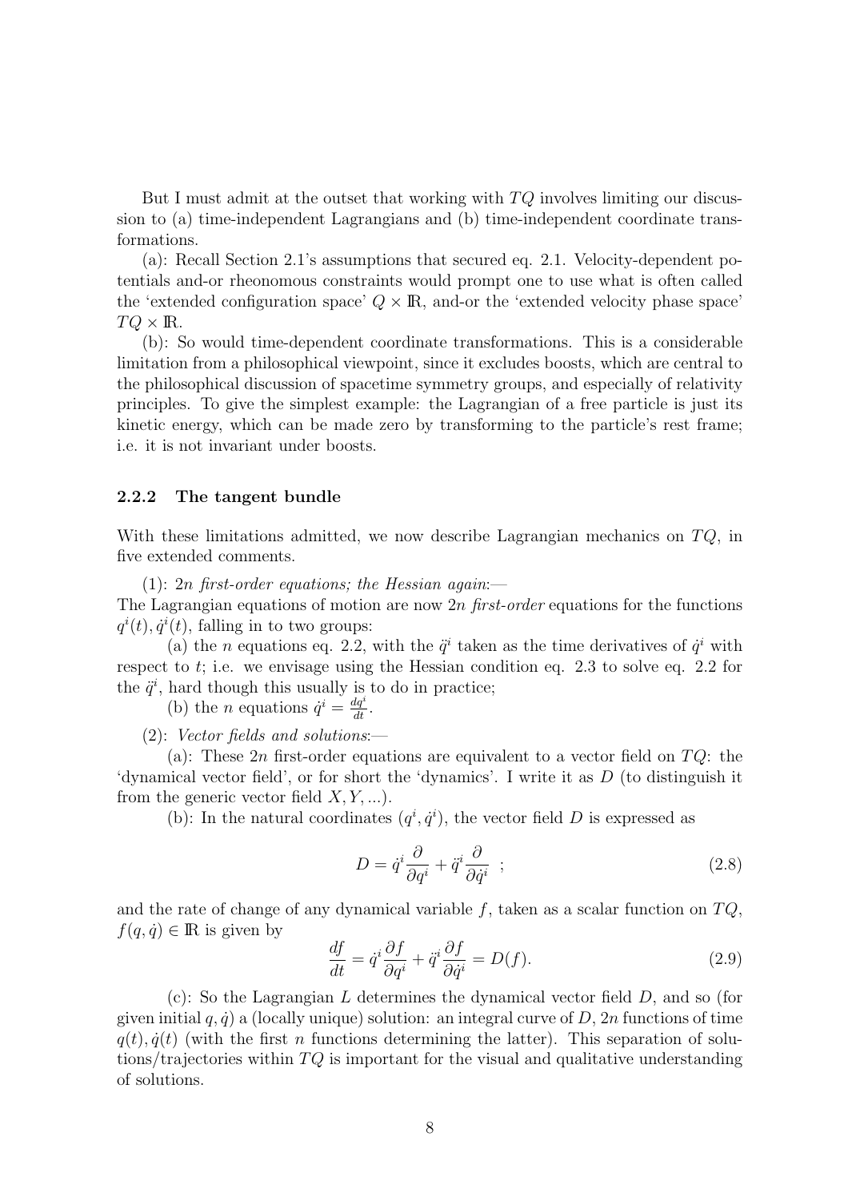But I must admit at the outset that working with $TQ$ involves limiting our discussion to (a) time-independent Lagrangians and (b) time-independent coordinate transformations.

(a): Recall Section 2.1's assumptions that secured eq. 2.1. Velocity-dependent potentials and-or rheonomous constraints would prompt one to use what is often called the 'extended configuration space' $Q \times \mathbb{R}$, and-or the 'extended velocity phase space' $TQ \times \mathbb{R}$.

(b): So would time-dependent coordinate transformations. This is a considerable limitation from a philosophical viewpoint, since it excludes boosts, which are central to the philosophical discussion of spacetime symmetry groups, and especially of relativity principles. To give the simplest example: the Lagrangian of a free particle is just its kinetic energy, which can be made zero by transforming to the particle's rest frame; i.e. it is not invariant under boosts.

### 2.2.2 The tangent bundle

With these limitations admitted, we now describe Lagrangian mechanics on $TQ$, in five extended comments.

(1): *2n first-order equations; the Hessian again*:—
The Lagrangian equations of motion are now $2n$ *first-order* equations for the functions $q^i(t), \dot{q}^i(t)$, falling in to two groups:

(a) the $n$ equations eq. 2.2, with the $\ddot{q}^i$ taken as the time derivatives of $\dot{q}^i$ with respect to $t$; i.e. we envisage using the Hessian condition eq. 2.3 to solve eq. 2.2 for the $\ddot{q}^i$, hard though this usually is to do in practice;

(b) the $n$ equations $\dot{q}^i = \frac{dq^i}{dt}$.

(2): *Vector fields and solutions*:—

(a): These $2n$ first-order equations are equivalent to a vector field on $TQ$: the 'dynamical vector field', or for short the 'dynamics'. I write it as $D$ (to distinguish it from the generic vector field $X, Y, \ldots$).

(b): In the natural coordinates $(q^i, \dot{q}^i)$, the vector field $D$ is expressed as

$$D = \dot{q}^i \frac{\partial}{\partial q^i} + \ddot{q}^i \frac{\partial}{\partial \dot{q}^i} \quad ; \tag{2.8}$$

and the rate of change of any dynamical variable $f$, taken as a scalar function on $TQ$, $f(q, \dot{q}) \in \mathbb{R}$ is given by

$$\frac{df}{dt} = \dot{q}^i \frac{\partial f}{\partial q^i} + \ddot{q}^i \frac{\partial f}{\partial \dot{q}^i} = D(f). \tag{2.9}$$

(c): So the Lagrangian $L$ determines the dynamical vector field $D$, and so (for given initial $q, \dot{q}$) a (locally unique) solution: an integral curve of $D$, $2n$ functions of time $q(t), \dot{q}(t)$ (with the first $n$ functions determining the latter). This separation of solutions/trajectories within $TQ$ is important for the visual and qualitative understanding of solutions.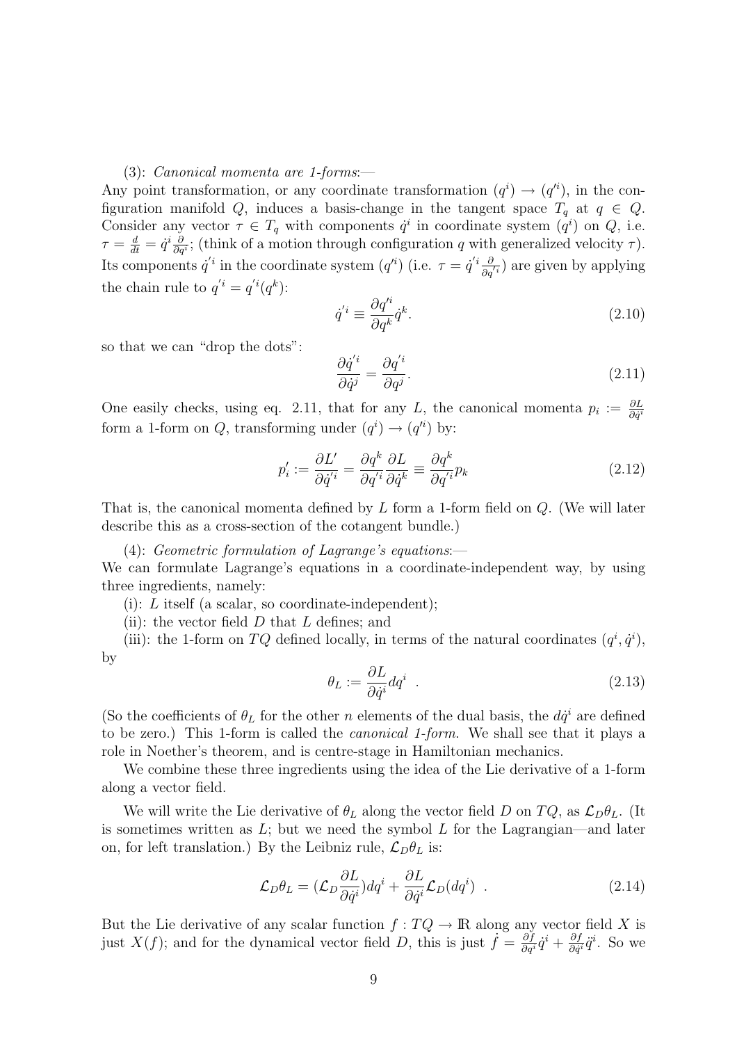(3): *Canonical momenta are 1-forms*:—
Any point transformation, or any coordinate transformation $(q^i) \rightarrow (q'^i)$, in the configuration manifold $Q$, induces a basis-change in the tangent space $T_q$ at $q \in Q$. Consider any vector $\tau \in T_q$ with components $\dot{q}^i$ in coordinate system $(q^i)$ on $Q$, i.e. $\tau = \frac{d}{dt} = \dot{q}^i \frac{\partial}{\partial q^i}$; (think of a motion through configuration $q$ with generalized velocity $\tau$). Its components $\dot{q}'^i$ in the coordinate system $(q'^i)$ (i.e. $\tau = \dot{q}'^i \frac{\partial}{\partial q'^i}$) are given by applying the chain rule to $q'^i = q'^i(q^k)$:

$$\dot{q}'^i \equiv \frac{\partial q'^i}{\partial q^k} \dot{q}^k. \tag{2.10}$$

so that we can "drop the dots":

$$\frac{\partial \dot{q}'^i}{\partial \dot{q}^j} = \frac{\partial q'^i}{\partial q^j}. \tag{2.11}$$

One easily checks, using eq. 2.11, that for any $L$, the canonical momenta $p_i := \frac{\partial L}{\partial \dot{q}^i}$ form a 1-form on $Q$, transforming under $(q^i) \rightarrow (q'^i)$ by:

$$p'_i := \frac{\partial L'}{\partial \dot{q}'^i} = \frac{\partial q^k}{\partial q'^i} \frac{\partial L}{\partial \dot{q}^k} \equiv \frac{\partial q^k}{\partial q'^i} p_k \tag{2.12}$$

That is, the canonical momenta defined by $L$ form a 1-form field on $Q$. (We will later describe this as a cross-section of the cotangent bundle.)

(4): *Geometric formulation of Lagrange's equations*:—
We can formulate Lagrange's equations in a coordinate-independent way, by using three ingredients, namely:

(i): $L$ itself (a scalar, so coordinate-independent);

(ii): the vector field $D$ that $L$ defines; and

(iii): the 1-form on $TQ$ defined locally, in terms of the natural coordinates $(q^i, \dot{q}^i)$, by

$$\theta_L := \frac{\partial L}{\partial \dot{q}^i} dq^i \ . \tag{2.13}$$

(So the coefficients of $\theta_L$ for the other $n$ elements of the dual basis, the $d\dot{q}^i$ are defined to be zero.) This 1-form is called the *canonical 1-form*. We shall see that it plays a role in Noether's theorem, and is centre-stage in Hamiltonian mechanics.

We combine these three ingredients using the idea of the Lie derivative of a 1-form along a vector field.

We will write the Lie derivative of $\theta_L$ along the vector field $D$ on $TQ$, as $\mathcal{L}_D \theta_L$. (It is sometimes written as $L$; but we need the symbol $L$ for the Lagrangian—and later on, for left translation.) By the Leibniz rule, $\mathcal{L}_D \theta_L$ is:

$$\mathcal{L}_D \theta_L = (\mathcal{L}_D \frac{\partial L}{\partial \dot{q}^i}) dq^i + \frac{\partial L}{\partial \dot{q}^i} \mathcal{L}_D (dq^i) \ . \tag{2.14}$$

But the Lie derivative of any scalar function $f : TQ \rightarrow \mathbb{R}$ along any vector field $X$ is just $X(f)$; and for the dynamical vector field $D$, this is just $\dot{f} = \frac{\partial f}{\partial q^i} \dot{q}^i + \frac{\partial f}{\partial \dot{q}^i} \ddot{q}^i$. So we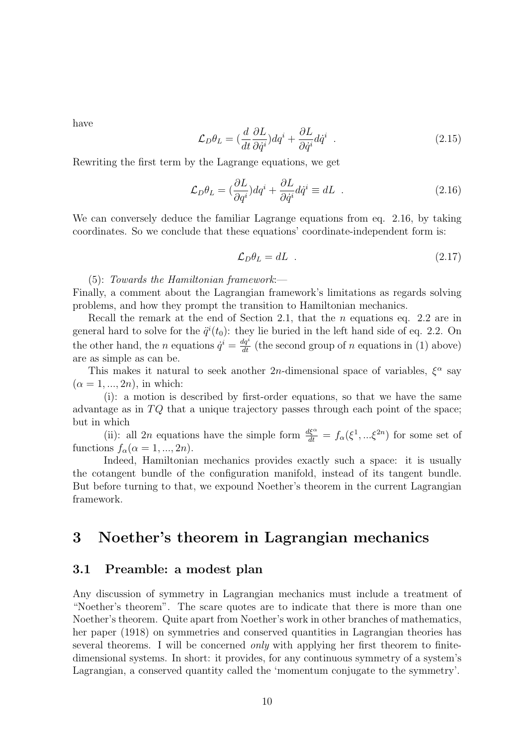have

$$\mathcal{L}_D \theta_L = (\frac{d}{dt}\frac{\partial L}{\partial \dot{q}^i}) dq^i + \frac{\partial L}{\partial \dot{q}^i} d\dot{q}^i \ . \tag{2.15}$$

Rewriting the first term by the Lagrange equations, we get

$$\mathcal{L}_D \theta_L = (\frac{\partial L}{\partial q^i}) dq^i + \frac{\partial L}{\partial \dot{q}^i} d\dot{q}^i \equiv dL \ . \tag{2.16}$$

We can conversely deduce the familiar Lagrange equations from eq. 2.16, by taking coordinates. So we conclude that these equations' coordinate-independent form is:

$$\mathcal{L}_D \theta_L = dL \ . \tag{2.17}$$

(5): *Towards the Hamiltonian framework*:—
Finally, a comment about the Lagrangian framework's limitations as regards solving problems, and how they prompt the transition to Hamiltonian mechanics.

Recall the remark at the end of Section 2.1, that the $n$ equations eq. 2.2 are in general hard to solve for the $\ddot{q}^i(t_0)$: they lie buried in the left hand side of eq. 2.2. On the other hand, the $n$ equations $\dot{q}^i = \frac{dq^i}{dt}$ (the second group of $n$ equations in (1) above) are as simple as can be.

This makes it natural to seek another $2n$-dimensional space of variables, $\xi^\alpha$ say ($\alpha = 1, ..., 2n$), in which:

(i): a motion is described by first-order equations, so that we have the same advantage as in $TQ$ that a unique trajectory passes through each point of the space; but in which

(ii): all $2n$ equations have the simple form $\frac{d\xi^\alpha}{dt} = f_\alpha(\xi^1, ...\xi^{2n})$ for some set of functions $f_\alpha (\alpha = 1, ..., 2n)$.

Indeed, Hamiltonian mechanics provides exactly such a space: it is usually the cotangent bundle of the configuration manifold, instead of its tangent bundle. But before turning to that, we expound Noether's theorem in the current Lagrangian framework.

# 3 Noether's theorem in Lagrangian mechanics

## 3.1 Preamble: a modest plan

Any discussion of symmetry in Lagrangian mechanics must include a treatment of "Noether's theorem". The scare quotes are to indicate that there is more than one Noether's theorem. Quite apart from Noether's work in other branches of mathematics, her paper (1918) on symmetries and conserved quantities in Lagrangian theories has several theorems. I will be concerned *only* with applying her first theorem to finite-dimensional systems. In short: it provides, for any continuous symmetry of a system's Lagrangian, a conserved quantity called the 'momentum conjugate to the symmetry'.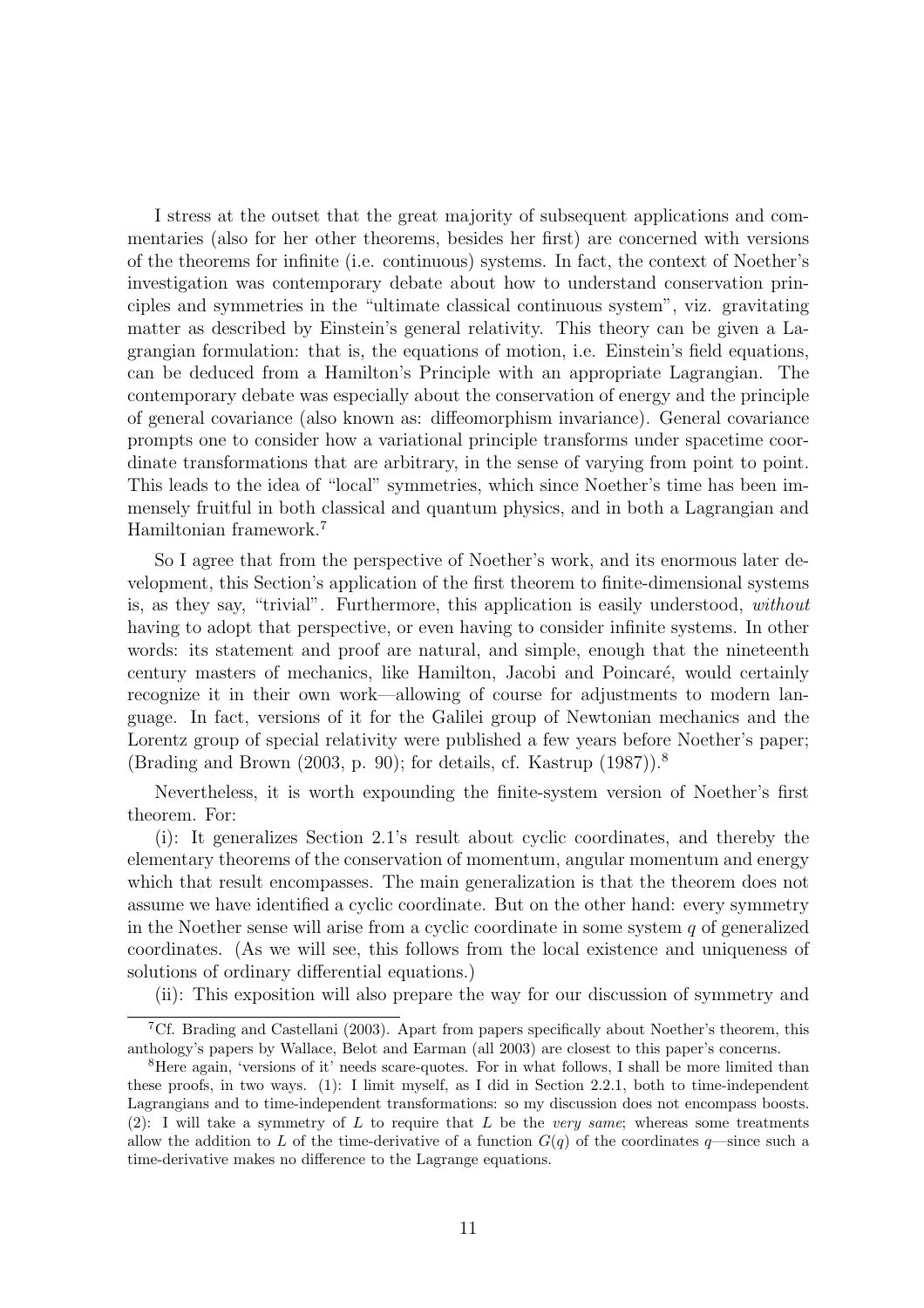I stress at the outset that the great majority of subsequent applications and commentaries (also for her other theorems, besides her first) are concerned with versions of the theorems for infinite (i.e. continuous) systems. In fact, the context of Noether's investigation was contemporary debate about how to understand conservation principles and symmetries in the "ultimate classical continuous system", viz. gravitating matter as described by Einstein's general relativity. This theory can be given a Lagrangian formulation: that is, the equations of motion, i.e. Einstein's field equations, can be deduced from a Hamilton's Principle with an appropriate Lagrangian. The contemporary debate was especially about the conservation of energy and the principle of general covariance (also known as: diffeomorphism invariance). General covariance prompts one to consider how a variational principle transforms under spacetime coordinate transformations that are arbitrary, in the sense of varying from point to point. This leads to the idea of "local" symmetries, which since Noether's time has been immensely fruitful in both classical and quantum physics, and in both a Lagrangian and Hamiltonian framework.[7]

So I agree that from the perspective of Noether's work, and its enormous later development, this Section's application of the first theorem to finite-dimensional systems is, as they say, "trivial". Furthermore, this application is easily understood, *without* having to adopt that perspective, or even having to consider infinite systems. In other words: its statement and proof are natural, and simple, enough that the nineteenth century masters of mechanics, like Hamilton, Jacobi and Poincaré, would certainly recognize it in their own work—allowing of course for adjustments to modern language. In fact, versions of it for the Galilei group of Newtonian mechanics and the Lorentz group of special relativity were published a few years before Noether's paper; (Brading and Brown (2003, p. 90); for details, cf. Kastrup (1987)).[8]

Nevertheless, it is worth expounding the finite-system version of Noether's first theorem. For:

(i): It generalizes Section 2.1's result about cyclic coordinates, and thereby the elementary theorems of the conservation of momentum, angular momentum and energy which that result encompasses. The main generalization is that the theorem does not assume we have identified a cyclic coordinate. But on the other hand: every symmetry in the Noether sense will arise from a cyclic coordinate in some system $q$ of generalized coordinates. (As we will see, this follows from the local existence and uniqueness of solutions of ordinary differential equations.)

(ii): This exposition will also prepare the way for our discussion of symmetry and

[7] Cf. Brading and Castellani (2003). Apart from papers specifically about Noether's theorem, this anthology's papers by Wallace, Belot and Earman (all 2003) are closest to this paper's concerns.

[8] Here again, 'versions of it' needs scare-quotes. For in what follows, I shall be more limited than these proofs, in two ways. (1): I limit myself, as I did in Section 2.2.1, both to time-independent Lagrangians and to time-independent transformations: so my discussion does not encompass boosts. (2): I will take a symmetry of $L$ to require that $L$ be the *very same*; whereas some treatments allow the addition to $L$ of the time-derivative of a function $G(q)$ of the coordinates $q$—since such a time-derivative makes no difference to the Lagrange equations.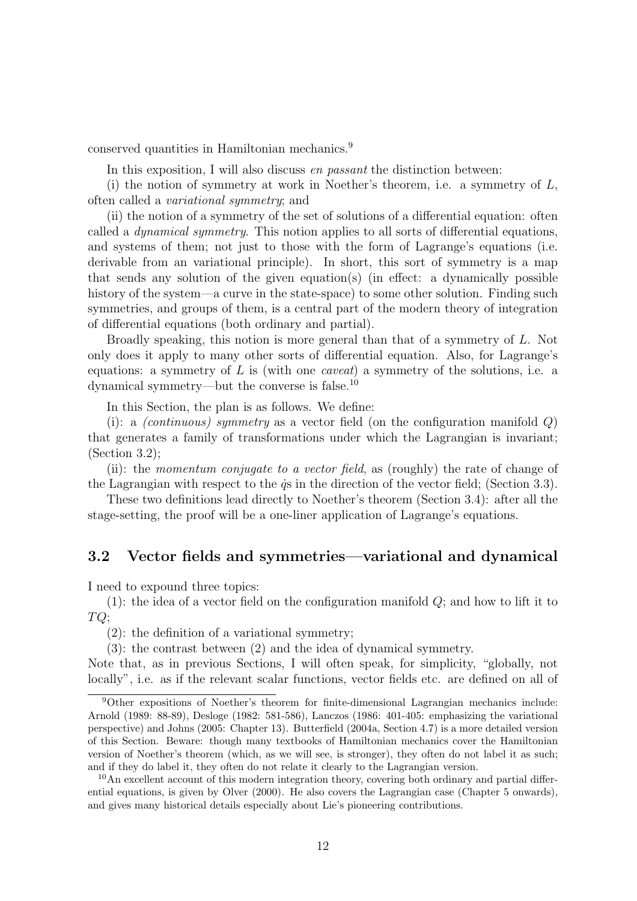conserved quantities in Hamiltonian mechanics.[9]

In this exposition, I will also discuss *en passant* the distinction between:

(i) the notion of symmetry at work in Noether's theorem, i.e. a symmetry of $L$, often called a *variational symmetry*; and

(ii) the notion of a symmetry of the set of solutions of a differential equation: often called a *dynamical symmetry*. This notion applies to all sorts of differential equations, and systems of them; not just to those with the form of Lagrange's equations (i.e. derivable from an variational principle). In short, this sort of symmetry is a map that sends any solution of the given equation(s) (in effect: a dynamically possible history of the system—a curve in the state-space) to some other solution. Finding such symmetries, and groups of them, is a central part of the modern theory of integration of differential equations (both ordinary and partial).

Broadly speaking, this notion is more general than that of a symmetry of $L$. Not only does it apply to many other sorts of differential equation. Also, for Lagrange's equations: a symmetry of $L$ is (with one *caveat*) a symmetry of the solutions, i.e. a dynamical symmetry—but the converse is false.[10]

In this Section, the plan is as follows. We define:

(i): a *(continuous) symmetry* as a vector field (on the configuration manifold $Q$) that generates a family of transformations under which the Lagrangian is invariant; (Section 3.2);

(ii): the *momentum conjugate to a vector field*, as (roughly) the rate of change of the Lagrangian with respect to the $\dot{q}$s in the direction of the vector field; (Section 3.3).

These two definitions lead directly to Noether's theorem (Section 3.4): after all the stage-setting, the proof will be a one-liner application of Lagrange's equations.

### 3.2 Vector fields and symmetries—variational and dynamical

I need to expound three topics:

(1): the idea of a vector field on the configuration manifold $Q$; and how to lift it to $TQ$;

(2): the definition of a variational symmetry;

(3): the contrast between (2) and the idea of dynamical symmetry.

Note that, as in previous Sections, I will often speak, for simplicity, "globally, not locally", i.e. as if the relevant scalar functions, vector fields etc. are defined on all of

---

[9] Other expositions of Noether's theorem for finite-dimensional Lagrangian mechanics include: Arnold (1989: 88-89), Desloge (1982: 581-586), Lanczos (1986: 401-405: emphasizing the variational perspective) and Johns (2005: Chapter 13). Butterfield (2004a, Section 4.7) is a more detailed version of this Section. Beware: though many textbooks of Hamiltonian mechanics cover the Hamiltonian version of Noether's theorem (which, as we will see, is stronger), they often do not label it as such; and if they do label it, they often do not relate it clearly to the Lagrangian version.

[10] An excellent account of this modern integration theory, covering both ordinary and partial differential equations, is given by Olver (2000). He also covers the Lagrangian case (Chapter 5 onwards), and gives many historical details especially about Lie's pioneering contributions.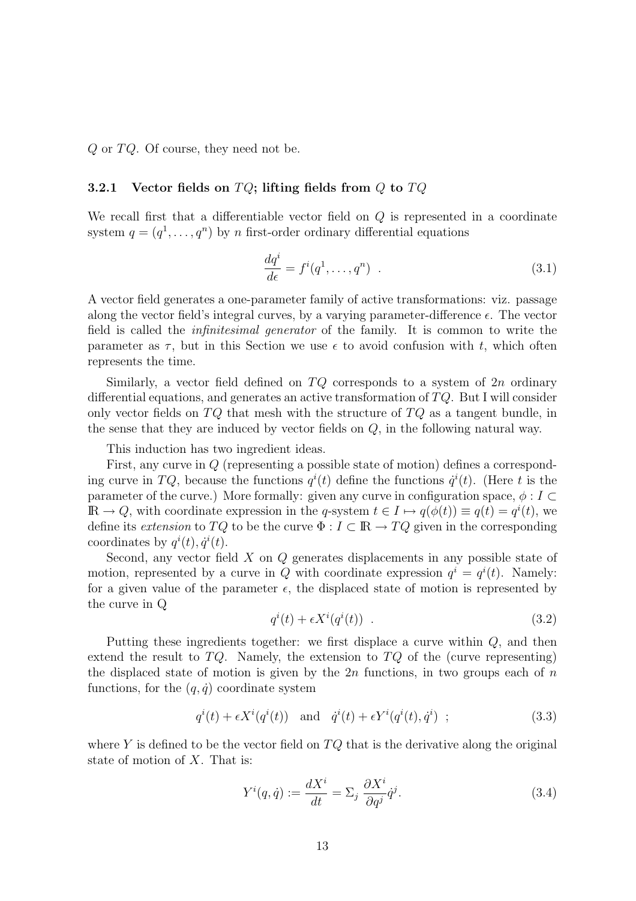$Q$ or $TQ$. Of course, they need not be.

### 3.2.1 Vector fields on $TQ$; lifting fields from $Q$ to $TQ$

We recall first that a differentiable vector field on $Q$ is represented in a coordinate system $q = (q^1, \dots, q^n)$ by $n$ first-order ordinary differential equations

$$\frac{dq^i}{d\epsilon} = f^i(q^1, \dots, q^n) \quad . \tag{3.1}$$

A vector field generates a one-parameter family of active transformations: viz. passage along the vector field's integral curves, by a varying parameter-difference $\epsilon$. The vector field is called the *infinitesimal generator* of the family. It is common to write the parameter as $\tau$, but in this Section we use $\epsilon$ to avoid confusion with $t$, which often represents the time.

Similarly, a vector field defined on $TQ$ corresponds to a system of $2n$ ordinary differential equations, and generates an active transformation of $TQ$. But I will consider only vector fields on $TQ$ that mesh with the structure of $TQ$ as a tangent bundle, in the sense that they are induced by vector fields on $Q$, in the following natural way.

This induction has two ingredient ideas.

First, any curve in $Q$ (representing a possible state of motion) defines a corresponding curve in $TQ$, because the functions $q^i(t)$ define the functions $\dot{q}^i(t)$. (Here $t$ is the parameter of the curve.) More formally: given any curve in configuration space, $\phi : I \subset \mathbb{R} \to Q$, with coordinate expression in the $q$-system $t \in I \mapsto q(\phi(t)) \equiv q(t) = q^i(t)$, we define its *extension* to $TQ$ to be the curve $\Phi : I \subset \mathbb{R} \to TQ$ given in the corresponding coordinates by $q^i(t), \dot{q}^i(t)$.

Second, any vector field $X$ on $Q$ generates displacements in any possible state of motion, represented by a curve in $Q$ with coordinate expression $q^i = q^i(t)$. Namely: for a given value of the parameter $\epsilon$, the displaced state of motion is represented by the curve in Q

$$q^i(t) + \epsilon X^i(q^i(t)) \quad . \tag{3.2}$$

Putting these ingredients together: we first displace a curve within $Q$, and then extend the result to $TQ$. Namely, the extension to $TQ$ of the (curve representing) the displaced state of motion is given by the $2n$ functions, in two groups each of $n$ functions, for the $(q, \dot{q})$ coordinate system

$$q^i(t) + \epsilon X^i(q^i(t)) \quad \text{and} \quad \dot{q}^i(t) + \epsilon Y^i(q^i(t), \dot{q}^i) \quad ; \tag{3.3}$$

where $Y$ is defined to be the vector field on $TQ$ that is the derivative along the original state of motion of $X$. That is:

$$Y^i(q, \dot{q}) := \frac{dX^i}{dt} = \Sigma_j \, \frac{\partial X^i}{\partial q^j} \dot{q}^j. \tag{3.4}$$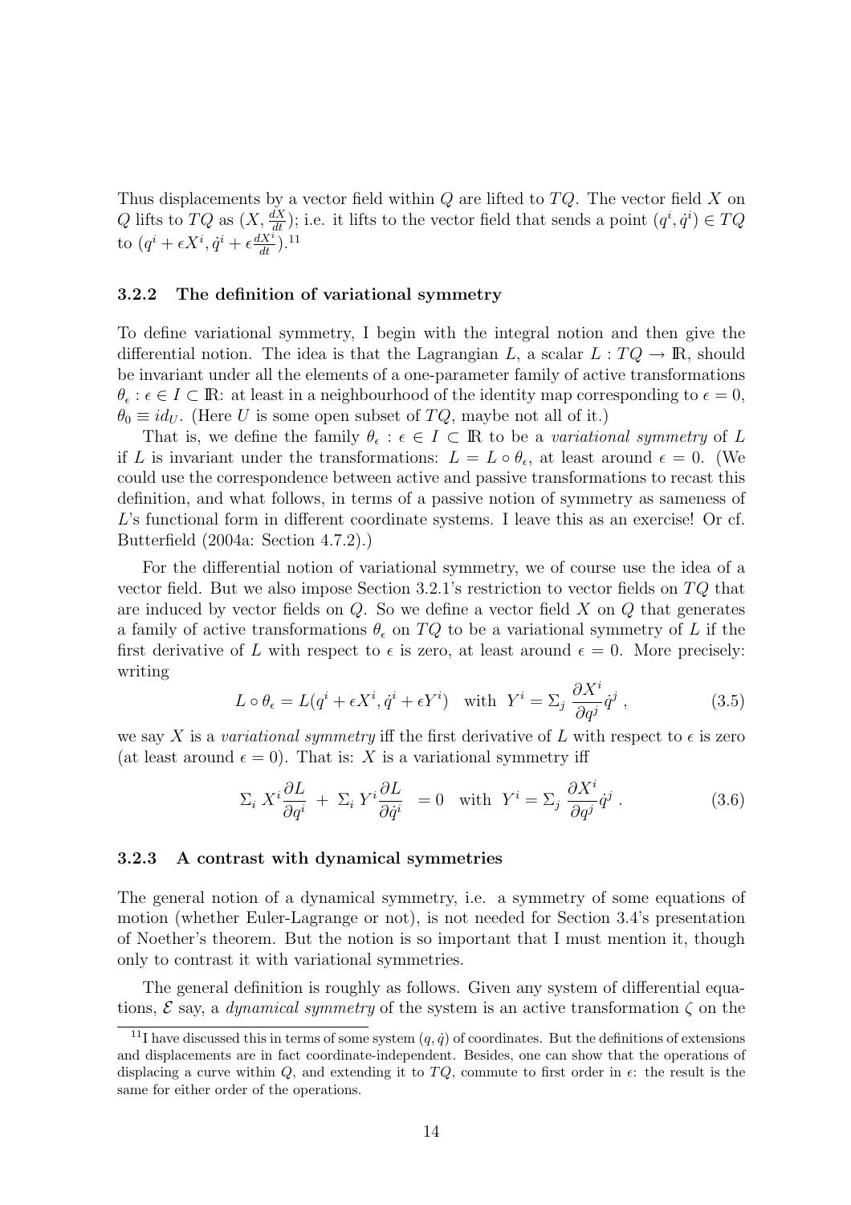Thus displacements by a vector field within $Q$ are lifted to $TQ$. The vector field $X$ on $Q$ lifts to $TQ$ as $(X, \frac{dX}{dt})$; i.e. it lifts to the vector field that sends a point $(q^i, \dot{q}^i) \in TQ$ to $(q^i + \epsilon X^i, \dot{q}^i + \epsilon \frac{dX^i}{dt})$.[11]

### 3.2.2 The definition of variational symmetry

To define variational symmetry, I begin with the integral notion and then give the differential notion. The idea is that the Lagrangian $L$, a scalar $L : TQ \to \mathbb{R}$, should be invariant under all the elements of a one-parameter family of active transformations $\theta_\epsilon : \epsilon \in I \subset \mathbb{R}$: at least in a neighbourhood of the identity map corresponding to $\epsilon = 0$, $\theta_0 \equiv id_U$. (Here $U$ is some open subset of $TQ$, maybe not all of it.)

That is, we define the family $\theta_\epsilon : \epsilon \in I \subset \mathbb{R}$ to be a *variational symmetry* of $L$ if $L$ is invariant under the transformations: $L = L \circ \theta_\epsilon$, at least around $\epsilon = 0$. (We could use the correspondence between active and passive transformations to recast this definition, and what follows, in terms of a passive notion of symmetry as sameness of $L$'s functional form in different coordinate systems. I leave this as an exercise! Or cf. Butterfield (2004a: Section 4.7.2).)

For the differential notion of variational symmetry, we of course use the idea of a vector field. But we also impose Section 3.2.1's restriction to vector fields on $TQ$ that are induced by vector fields on $Q$. So we define a vector field $X$ on $Q$ that generates a family of active transformations $\theta_\epsilon$ on $TQ$ to be a variational symmetry of $L$ if the first derivative of $L$ with respect to $\epsilon$ is zero, at least around $\epsilon = 0$. More precisely: writing

$$L \circ \theta_\epsilon = L(q^i + \epsilon X^i, \dot{q}^i + \epsilon Y^i) \quad \text{with} \quad Y^i = \Sigma_j \, \frac{\partial X^i}{\partial q^j} \dot{q}^j \; , \tag{3.5}$$

we say $X$ is a *variational symmetry* iff the first derivative of $L$ with respect to $\epsilon$ is zero (at least around $\epsilon = 0$). That is: $X$ is a variational symmetry iff

$$\Sigma_i \; X^i \frac{\partial L}{\partial q^i} \; + \; \Sigma_i \; Y^i \frac{\partial L}{\partial \dot{q}^i} \;\; = 0 \quad \text{with} \quad Y^i = \Sigma_j \; \frac{\partial X^i}{\partial q^j} \dot{q}^j \; . \tag{3.6}$$

### 3.2.3 A contrast with dynamical symmetries

The general notion of a dynamical symmetry, i.e. a symmetry of some equations of motion (whether Euler-Lagrange or not), is not needed for Section 3.4's presentation of Noether's theorem. But the notion is so important that I must mention it, though only to contrast it with variational symmetries.

The general definition is roughly as follows. Given any system of differential equations, $\mathcal{E}$ say, a *dynamical symmetry* of the system is an active transformation $\zeta$ on the

[11] I have discussed this in terms of some system $(q, \dot{q})$ of coordinates. But the definitions of extensions and displacements are in fact coordinate-independent. Besides, one can show that the operations of displacing a curve within $Q$, and extending it to $TQ$, commute to first order in $\epsilon$: the result is the same for either order of the operations.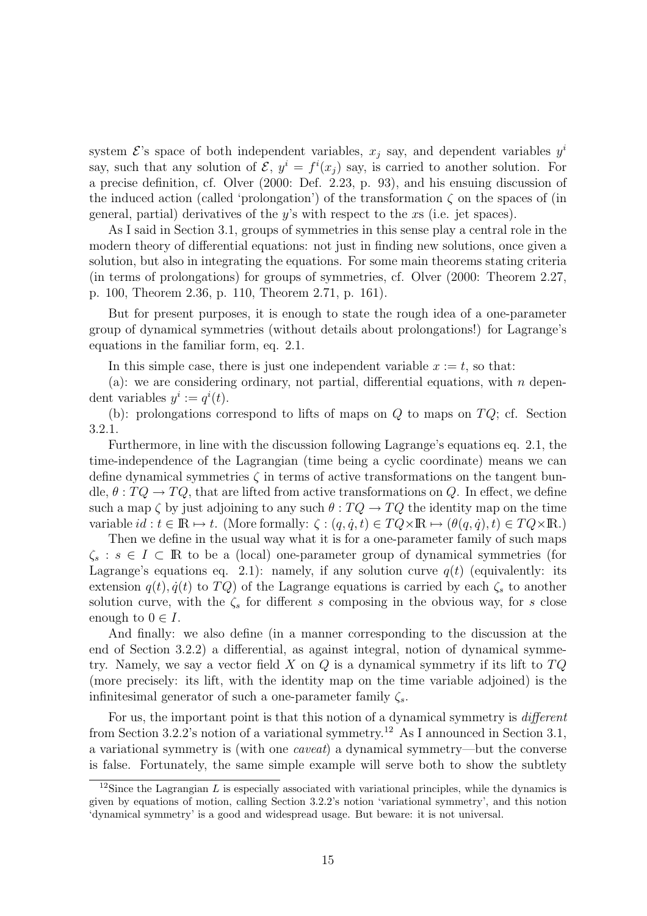system $\mathcal{E}$'s space of both independent variables, $x_j$ say, and dependent variables $y^i$ say, such that any solution of $\mathcal{E}$, $y^i = f^i(x_j)$ say, is carried to another solution. For a precise definition, cf. Olver (2000: Def. 2.23, p. 93), and his ensuing discussion of the induced action (called 'prolongation') of the transformation $\zeta$ on the spaces of (in general, partial) derivatives of the $y$'s with respect to the $x$s (i.e. jet spaces).

As I said in Section 3.1, groups of symmetries in this sense play a central role in the modern theory of differential equations: not just in finding new solutions, once given a solution, but also in integrating the equations. For some main theorems stating criteria (in terms of prolongations) for groups of symmetries, cf. Olver (2000: Theorem 2.27, p. 100, Theorem 2.36, p. 110, Theorem 2.71, p. 161).

But for present purposes, it is enough to state the rough idea of a one-parameter group of dynamical symmetries (without details about prolongations!) for Lagrange's equations in the familiar form, eq. 2.1.

In this simple case, there is just one independent variable $x := t$, so that:

(a): we are considering ordinary, not partial, differential equations, with $n$ dependent variables $y^i := q^i(t)$.

(b): prolongations correspond to lifts of maps on $Q$ to maps on $TQ$; cf. Section 3.2.1.

Furthermore, in line with the discussion following Lagrange's equations eq. 2.1, the time-independence of the Lagrangian (time being a cyclic coordinate) means we can define dynamical symmetries $\zeta$ in terms of active transformations on the tangent bundle, $\theta : TQ \to TQ$, that are lifted from active transformations on $Q$. In effect, we define such a map $\zeta$ by just adjoining to any such $\theta : TQ \to TQ$ the identity map on the time variable $id : t \in \mathbb{R} \mapsto t$. (More formally: $\zeta : (q, \dot{q}, t) \in TQ \times \mathbb{R} \mapsto (\theta(q, \dot{q}), t) \in TQ \times \mathbb{R}$.)

Then we define in the usual way what it is for a one-parameter family of such maps $\zeta_s : s \in I \subset \mathbb{R}$ to be a (local) one-parameter group of dynamical symmetries (for Lagrange's equations eq. 2.1): namely, if any solution curve $q(t)$ (equivalently: its extension $q(t), \dot{q}(t)$ to $TQ$) of the Lagrange equations is carried by each $\zeta_s$ to another solution curve, with the $\zeta_s$ for different $s$ composing in the obvious way, for $s$ close enough to $0 \in I$.

And finally: we also define (in a manner corresponding to the discussion at the end of Section 3.2.2) a differential, as against integral, notion of dynamical symmetry. Namely, we say a vector field $X$ on $Q$ is a dynamical symmetry if its lift to $TQ$ (more precisely: its lift, with the identity map on the time variable adjoined) is the infinitesimal generator of such a one-parameter family $\zeta_s$.

For us, the important point is that this notion of a dynamical symmetry is *different* from Section 3.2.2's notion of a variational symmetry.[12] As I announced in Section 3.1, a variational symmetry is (with one *caveat*) a dynamical symmetry—but the converse is false. Fortunately, the same simple example will serve both to show the subtlety

[12] Since the Lagrangian $L$ is especially associated with variational principles, while the dynamics is given by equations of motion, calling Section 3.2.2's notion 'variational symmetry', and this notion 'dynamical symmetry' is a good and widespread usage. But beware: it is not universal.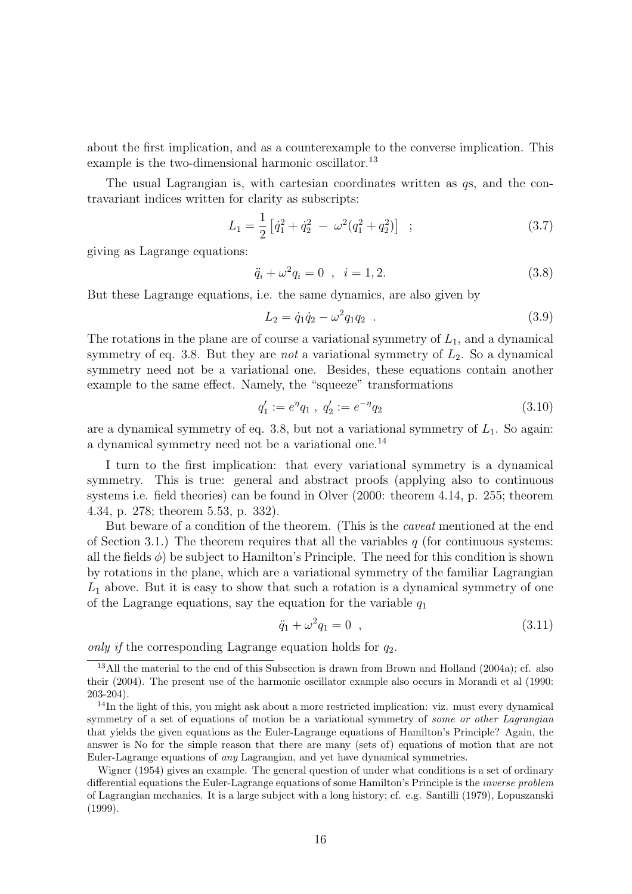about the first implication, and as a counterexample to the converse implication. This example is the two-dimensional harmonic oscillator.[13]

The usual Lagrangian is, with cartesian coordinates written as $q$s, and the contravariant indices written for clarity as subscripts:

$$L_1 = \frac{1}{2}\left[\dot{q}_1^2 + \dot{q}_2^2 \ - \ \omega^2(q_1^2 + q_2^2)\right] \quad ; \tag{3.7}$$

giving as Lagrange equations:

$$\ddot{q}_i + \omega^2 q_i = 0 \quad , \quad i = 1, 2. \tag{3.8}$$

But these Lagrange equations, i.e. the same dynamics, are also given by

$$L_2 = \dot{q}_1\dot{q}_2 - \omega^2 q_1 q_2 \quad . \tag{3.9}$$

The rotations in the plane are of course a variational symmetry of $L_1$, and a dynamical symmetry of eq. 3.8. But they are *not* a variational symmetry of $L_2$. So a dynamical symmetry need not be a variational one. Besides, these equations contain another example to the same effect. Namely, the "squeeze" transformations

$$q_1' := e^{\eta} q_1 \ , \ q_2' := e^{-\eta} q_2 \tag{3.10}$$

are a dynamical symmetry of eq. 3.8, but not a variational symmetry of $L_1$. So again: a dynamical symmetry need not be a variational one.[14]

I turn to the first implication: that every variational symmetry is a dynamical symmetry. This is true: general and abstract proofs (applying also to continuous systems i.e. field theories) can be found in Olver (2000: theorem 4.14, p. 255; theorem 4.34, p. 278; theorem 5.53, p. 332).

But beware of a condition of the theorem. (This is the *caveat* mentioned at the end of Section 3.1.) The theorem requires that all the variables $q$ (for continuous systems: all the fields $\phi$) be subject to Hamilton's Principle. The need for this condition is shown by rotations in the plane, which are a variational symmetry of the familiar Lagrangian $L_1$ above. But it is easy to show that such a rotation is a dynamical symmetry of one of the Lagrange equations, say the equation for the variable $q_1$

$$\ddot{q}_1 + \omega^2 q_1 = 0 \quad , \tag{3.11}$$

*only if* the corresponding Lagrange equation holds for $q_2$.

---

[13] All the material to the end of this Subsection is drawn from Brown and Holland (2004a); cf. also their (2004). The present use of the harmonic oscillator example also occurs in Morandi et al (1990: 203-204).

[14] In the light of this, you might ask about a more restricted implication: viz. must every dynamical symmetry of a set of equations of motion be a variational symmetry of *some or other Lagrangian* that yields the given equations as the Euler-Lagrange equations of Hamilton's Principle? Again, the answer is No for the simple reason that there are many (sets of) equations of motion that are not Euler-Lagrange equations of *any* Lagrangian, and yet have dynamical symmetries.

Wigner (1954) gives an example. The general question of under what conditions is a set of ordinary differential equations the Euler-Lagrange equations of some Hamilton's Principle is the *inverse problem* of Lagrangian mechanics. It is a large subject with a long history; cf. e.g. Santilli (1979), Lopuszanski (1999).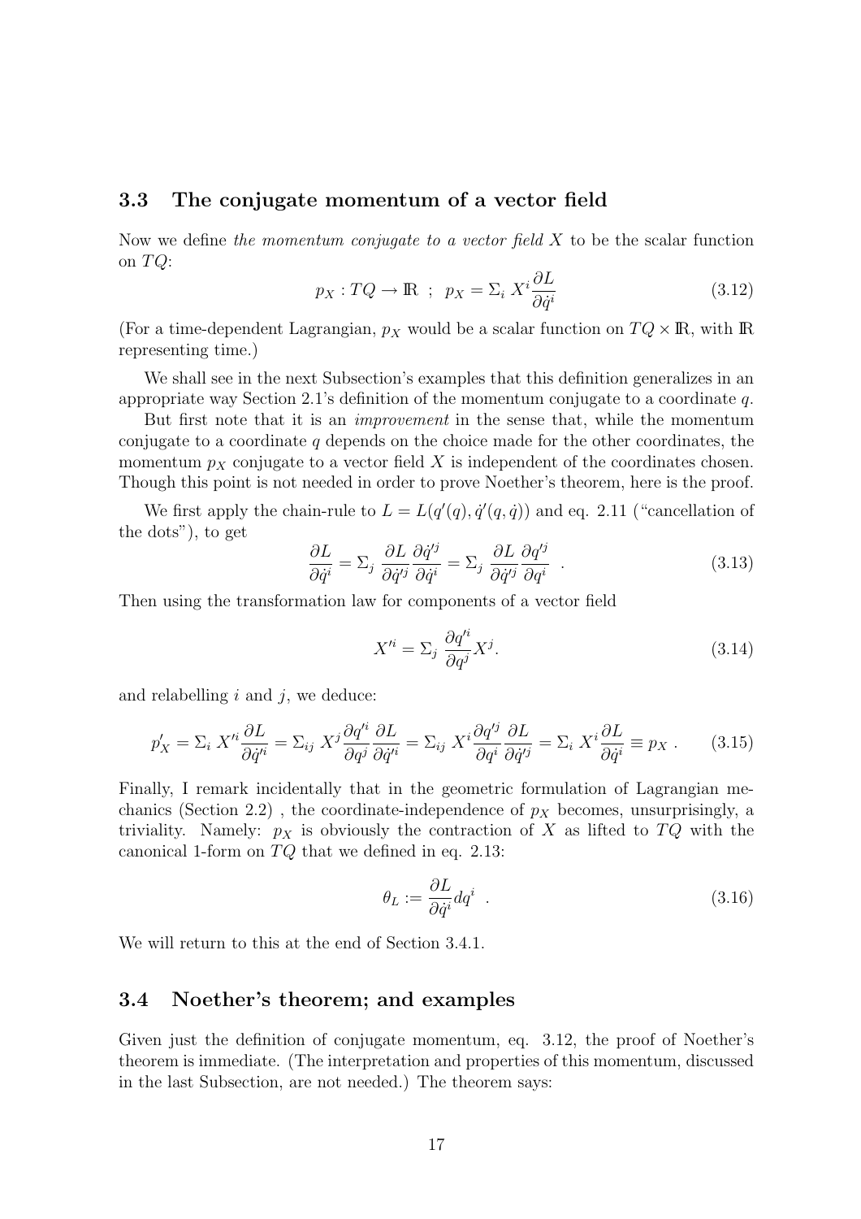### 3.3 The conjugate momentum of a vector field

Now we define *the momentum conjugate to a vector field* $X$ to be the scalar function on $TQ$:

$$p_X : TQ \to \mathbb{R} \ ; \ \ p_X = \Sigma_i \ X^i \frac{\partial L}{\partial \dot{q}^i} \tag{3.12}$$

(For a time-dependent Lagrangian, $p_X$ would be a scalar function on $TQ \times \mathbb{R}$, with $\mathbb{R}$ representing time.)

We shall see in the next Subsection's examples that this definition generalizes in an appropriate way Section 2.1's definition of the momentum conjugate to a coordinate $q$.

But first note that it is an *improvement* in the sense that, while the momentum conjugate to a coordinate $q$ depends on the choice made for the other coordinates, the momentum $p_X$ conjugate to a vector field $X$ is independent of the coordinates chosen. Though this point is not needed in order to prove Noether's theorem, here is the proof.

We first apply the chain-rule to $L = L(q'(q), \dot{q}'(q, \dot{q}))$ and eq. 2.11 ("cancellation of the dots"), to get

$$\frac{\partial L}{\partial \dot{q}^i} = \Sigma_j \ \frac{\partial L}{\partial \dot{q}'^j} \frac{\partial \dot{q}'^j}{\partial \dot{q}^i} = \Sigma_j \ \frac{\partial L}{\partial \dot{q}'^j} \frac{\partial q'^j}{\partial q^i} \ \ . \tag{3.13}$$

Then using the transformation law for components of a vector field

$$X'^i = \Sigma_j \ \frac{\partial q'^i}{\partial q^j} X^j. \tag{3.14}$$

and relabelling $i$ and $j$, we deduce:

$$p'_X = \Sigma_i \ X'^i \frac{\partial L}{\partial \dot{q}'^i} = \Sigma_{ij} \ X^j \frac{\partial q'^i}{\partial q^j} \frac{\partial L}{\partial \dot{q}'^i} = \Sigma_{ij} \ X^i \frac{\partial q'^j}{\partial q^i} \frac{\partial L}{\partial \dot{q}'^j} = \Sigma_i \ X^i \frac{\partial L}{\partial \dot{q}^i} \equiv p_X \ . \tag{3.15}$$

Finally, I remark incidentally that in the geometric formulation of Lagrangian mechanics (Section 2.2) , the coordinate-independence of $p_X$ becomes, unsurprisingly, a triviality. Namely: $p_X$ is obviously the contraction of $X$ as lifted to $TQ$ with the canonical 1-form on $TQ$ that we defined in eq. 2.13:

$$\theta_L := \frac{\partial L}{\partial \dot{q}^i} dq^i \ \ . \tag{3.16}$$

We will return to this at the end of Section 3.4.1.

### 3.4 Noether's theorem; and examples

Given just the definition of conjugate momentum, eq. 3.12, the proof of Noether's theorem is immediate. (The interpretation and properties of this momentum, discussed in the last Subsection, are not needed.) The theorem says: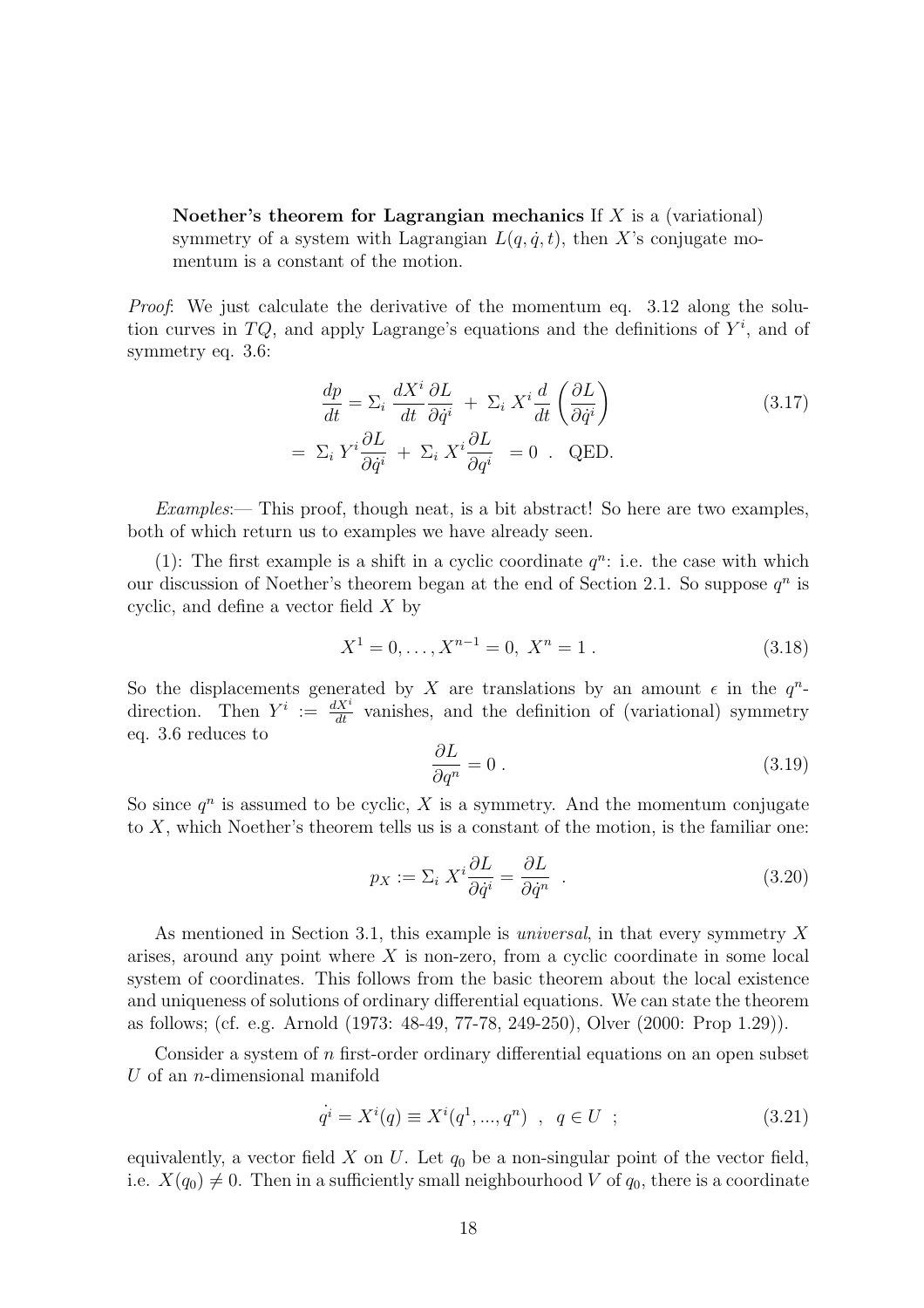**Noether's theorem for Lagrangian mechanics** If $X$ is a (variational) symmetry of a system with Lagrangian $L(q, \dot{q}, t)$, then $X$'s conjugate momentum is a constant of the motion.

*Proof*: We just calculate the derivative of the momentum eq. 3.12 along the solution curves in $TQ$, and apply Lagrange's equations and the definitions of $Y^i$, and of symmetry eq. 3.6:

$$\frac{dp}{dt} = \Sigma_i \, \frac{dX^i}{dt} \frac{\partial L}{\partial \dot{q}^i} \; + \; \Sigma_i \, X^i \frac{d}{dt} \left( \frac{\partial L}{\partial \dot{q}^i} \right) \tag{3.17}$$

$$= \; \Sigma_i \, Y^i \frac{\partial L}{\partial \dot{q}^i} \; + \; \Sigma_i \, X^i \frac{\partial L}{\partial q^i} \; = 0 \;\; . \quad \text{QED.}$$

*Examples*:— This proof, though neat, is a bit abstract! So here are two examples, both of which return us to examples we have already seen.

(1): The first example is a shift in a cyclic coordinate $q^n$: i.e. the case with which our discussion of Noether's theorem began at the end of Section 2.1. So suppose $q^n$ is cyclic, and define a vector field $X$ by

$$X^1 = 0, \ldots, X^{n-1} = 0, \; X^n = 1 \; . \tag{3.18}$$

So the displacements generated by $X$ are translations by an amount $\epsilon$ in the $q^n$-direction. Then $Y^i := \frac{dX^i}{dt}$ vanishes, and the definition of (variational) symmetry eq. 3.6 reduces to

$$\frac{\partial L}{\partial q^n} = 0 \; . \tag{3.19}$$

So since $q^n$ is assumed to be cyclic, $X$ is a symmetry. And the momentum conjugate to $X$, which Noether's theorem tells us is a constant of the motion, is the familiar one:

$$p_X := \Sigma_i \, X^i \frac{\partial L}{\partial \dot{q}^i} = \frac{\partial L}{\partial \dot{q}^n} \;\; . \tag{3.20}$$

As mentioned in Section 3.1, this example is *universal*, in that every symmetry $X$ arises, around any point where $X$ is non-zero, from a cyclic coordinate in some local system of coordinates. This follows from the basic theorem about the local existence and uniqueness of solutions of ordinary differential equations. We can state the theorem as follows; (cf. e.g. Arnold (1973: 48-49, 77-78, 249-250), Olver (2000: Prop 1.29)).

Consider a system of $n$ first-order ordinary differential equations on an open subset $U$ of an $n$-dimensional manifold

$$\dot{q^i} = X^i(q) \equiv X^i(q^1, ..., q^n) \;\; , \;\; q \in U \;\; ; \tag{3.21}$$

equivalently, a vector field $X$ on $U$. Let $q_0$ be a non-singular point of the vector field, i.e. $X(q_0) \neq 0$. Then in a sufficiently small neighbourhood $V$ of $q_0$, there is a coordinate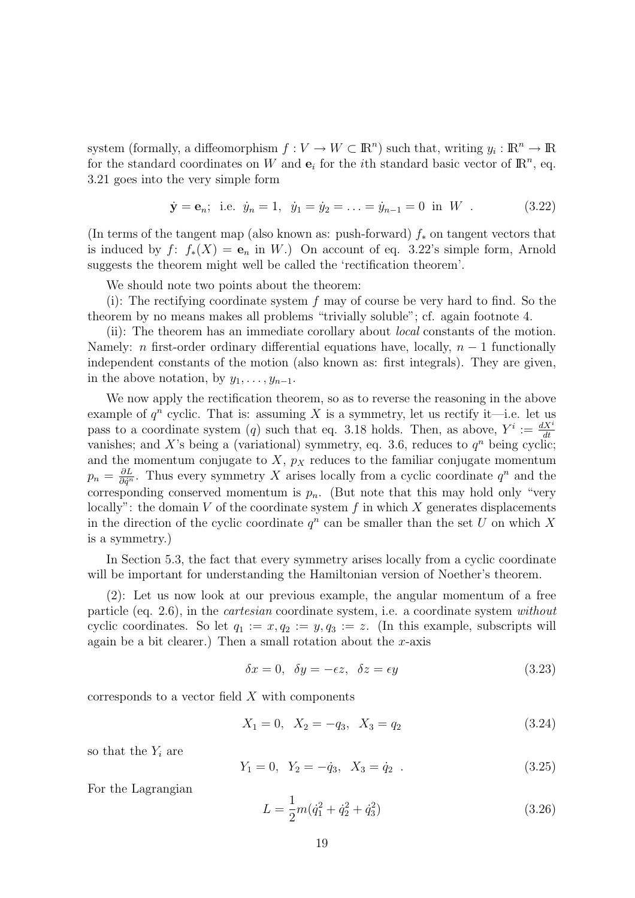system (formally, a diffeomorphism $f : V \rightarrow W \subset \mathbb{R}^n$) such that, writing $y_i : \mathbb{R}^n \rightarrow \mathbb{R}$ for the standard coordinates on $W$ and $\mathbf{e}_i$ for the $i$th standard basic vector of $\mathbb{R}^n$, eq. 3.21 goes into the very simple form

$$\dot{\mathbf{y}} = \mathbf{e}_n; \;\text{ i.e. }\; \dot{y}_n = 1, \;\; \dot{y}_1 = \dot{y}_2 = \ldots = \dot{y}_{n-1} = 0 \;\text{ in }\; W \;\; . \tag{3.22}$$

(In terms of the tangent map (also known as: push-forward) $f_*$ on tangent vectors that is induced by $f$: $f_*(X) = \mathbf{e}_n$ in $W$.) On account of eq. 3.22's simple form, Arnold suggests the theorem might well be called the 'rectification theorem'.

We should note two points about the theorem:

(i): The rectifying coordinate system $f$ may of course be very hard to find. So the theorem by no means makes all problems "trivially soluble"; cf. again footnote 4.

(ii): The theorem has an immediate corollary about *local* constants of the motion. Namely: $n$ first-order ordinary differential equations have, locally, $n-1$ functionally independent constants of the motion (also known as: first integrals). They are given, in the above notation, by $y_1, \ldots, y_{n-1}$.

We now apply the rectification theorem, so as to reverse the reasoning in the above example of $q^n$ cyclic. That is: assuming $X$ is a symmetry, let us rectify it—i.e. let us pass to a coordinate system $(q)$ such that eq. 3.18 holds. Then, as above, $Y^i := \frac{dX^i}{dt}$ vanishes; and $X$'s being a (variational) symmetry, eq. 3.6, reduces to $q^n$ being cyclic; and the momentum conjugate to $X$, $p_X$ reduces to the familiar conjugate momentum $p_n = \frac{\partial L}{\partial \dot{q}^n}$. Thus every symmetry $X$ arises locally from a cyclic coordinate $q^n$ and the corresponding conserved momentum is $p_n$. (But note that this may hold only "very locally": the domain $V$ of the coordinate system $f$ in which $X$ generates displacements in the direction of the cyclic coordinate $q^n$ can be smaller than the set $U$ on which $X$ is a symmetry.)

In Section 5.3, the fact that every symmetry arises locally from a cyclic coordinate will be important for understanding the Hamiltonian version of Noether's theorem.

(2): Let us now look at our previous example, the angular momentum of a free particle (eq. 2.6), in the *cartesian* coordinate system, i.e. a coordinate system *without* cyclic coordinates. So let $q_1 := x, q_2 := y, q_3 := z$. (In this example, subscripts will again be a bit clearer.) Then a small rotation about the $x$-axis

$$\delta x = 0, \;\; \delta y = -\epsilon z, \;\; \delta z = \epsilon y \tag{3.23}$$

corresponds to a vector field $X$ with components

$$X_1 = 0, \;\; X_2 = -q_3, \;\; X_3 = q_2 \tag{3.24}$$

so that the $Y_i$ are

$$Y_1 = 0, \;\; Y_2 = -\dot{q}_3, \;\; X_3 = \dot{q}_2 \;\; . \tag{3.25}$$

For the Lagrangian

$$L = \frac{1}{2}m(\dot{q}_1^2 + \dot{q}_2^2 + \dot{q}_3^2) \tag{3.26}$$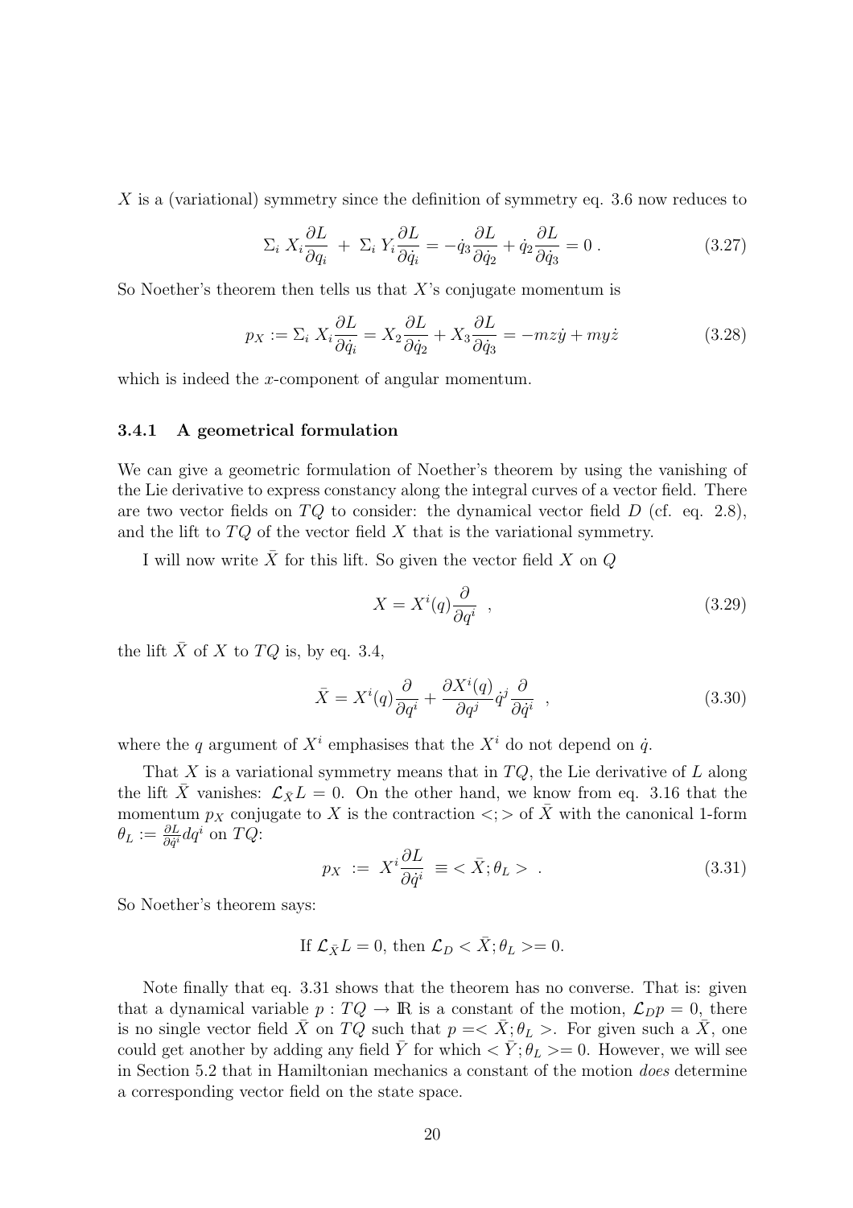$X$ is a (variational) symmetry since the definition of symmetry eq. 3.6 now reduces to

$$\Sigma_i \, X_i \frac{\partial L}{\partial q_i} \; + \; \Sigma_i \, Y_i \frac{\partial L}{\partial \dot{q}_i} = -\dot{q}_3 \frac{\partial L}{\partial \dot{q}_2} + \dot{q}_2 \frac{\partial L}{\partial \dot{q}_3} = 0 \; . \tag{3.27}$$

So Noether's theorem then tells us that $X$'s conjugate momentum is

$$p_X := \Sigma_i \, X_i \frac{\partial L}{\partial \dot{q}_i} = X_2 \frac{\partial L}{\partial \dot{q}_2} + X_3 \frac{\partial L}{\partial \dot{q}_3} = -mz\dot{y} + my\dot{z} \tag{3.28}$$

which is indeed the $x$-component of angular momentum.

### 3.4.1 A geometrical formulation

We can give a geometric formulation of Noether's theorem by using the vanishing of the Lie derivative to express constancy along the integral curves of a vector field. There are two vector fields on $TQ$ to consider: the dynamical vector field $D$ (cf. eq. 2.8), and the lift to $TQ$ of the vector field $X$ that is the variational symmetry.

I will now write $\bar{X}$ for this lift. So given the vector field $X$ on $Q$

$$X = X^i(q) \frac{\partial}{\partial q^i} \;\; , \tag{3.29}$$

the lift $\bar{X}$ of $X$ to $TQ$ is, by eq. 3.4,

$$\bar{X} = X^i(q) \frac{\partial}{\partial q^i} + \frac{\partial X^i(q)}{\partial q^j} \dot{q}^j \frac{\partial}{\partial \dot{q}^i} \;\; , \tag{3.30}$$

where the $q$ argument of $X^i$ emphasises that the $X^i$ do not depend on $\dot{q}$.

That $X$ is a variational symmetry means that in $TQ$, the Lie derivative of $L$ along the lift $\bar{X}$ vanishes: $\mathcal{L}_{\bar{X}} L = 0$. On the other hand, we know from eq. 3.16 that the momentum $p_X$ conjugate to $X$ is the contraction $<;>$ of $\bar{X}$ with the canonical 1-form $\theta_L := \frac{\partial L}{\partial \dot{q}^i} dq^i$ on $TQ$:

$$p_X \; := \; X^i \frac{\partial L}{\partial \dot{q}^i} \; \equiv < \bar{X}; \theta_L > \;\; . \tag{3.31}$$

So Noether's theorem says:

If $\mathcal{L}_{\bar{X}} L = 0$, then $\mathcal{L}_D < \bar{X}; \theta_L >= 0$.

Note finally that eq. 3.31 shows that the theorem has no converse. That is: given that a dynamical variable $p : TQ \to \mathbb{R}$ is a constant of the motion, $\mathcal{L}_D p = 0$, there is no single vector field $\bar{X}$ on $TQ$ such that $p =< \bar{X}; \theta_L >$. For given such a $\bar{X}$, one could get another by adding any field $\bar{Y}$ for which $< \bar{Y}; \theta_L >= 0$. However, we will see in Section 5.2 that in Hamiltonian mechanics a constant of the motion *does* determine a corresponding vector field on the state space.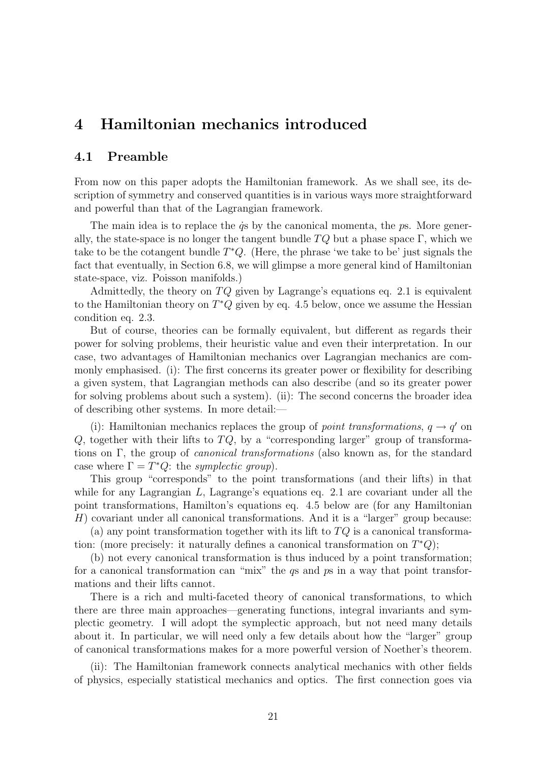# 4 Hamiltonian mechanics introduced

## 4.1 Preamble

From now on this paper adopts the Hamiltonian framework. As we shall see, its description of symmetry and conserved quantities is in various ways more straightforward and powerful than that of the Lagrangian framework.

The main idea is to replace the $\dot{q}$s by the canonical momenta, the $p$s. More generally, the state-space is no longer the tangent bundle $TQ$ but a phase space $\Gamma$, which we take to be the cotangent bundle $T^*Q$. (Here, the phrase 'we take to be' just signals the fact that eventually, in Section 6.8, we will glimpse a more general kind of Hamiltonian state-space, viz. Poisson manifolds.)

Admittedly, the theory on $TQ$ given by Lagrange's equations eq. 2.1 is equivalent to the Hamiltonian theory on $T^*Q$ given by eq. 4.5 below, once we assume the Hessian condition eq. 2.3.

But of course, theories can be formally equivalent, but different as regards their power for solving problems, their heuristic value and even their interpretation. In our case, two advantages of Hamiltonian mechanics over Lagrangian mechanics are commonly emphasised. (i): The first concerns its greater power or flexibility for describing a given system, that Lagrangian methods can also describe (and so its greater power for solving problems about such a system). (ii): The second concerns the broader idea of describing other systems. In more detail:—

(i): Hamiltonian mechanics replaces the group of *point transformations*, $q \to q'$ on $Q$, together with their lifts to $TQ$, by a "corresponding larger" group of transformations on $\Gamma$, the group of *canonical transformations* (also known as, for the standard case where $\Gamma = T^*Q$: the *symplectic group*).

This group "corresponds" to the point transformations (and their lifts) in that while for any Lagrangian $L$, Lagrange's equations eq. 2.1 are covariant under all the point transformations, Hamilton's equations eq. 4.5 below are (for any Hamiltonian $H$) covariant under all canonical transformations. And it is a "larger" group because:

(a) any point transformation together with its lift to $TQ$ is a canonical transformation: (more precisely: it naturally defines a canonical transformation on $T^*Q$);

(b) not every canonical transformation is thus induced by a point transformation; for a canonical transformation can "mix" the $q$s and $p$s in a way that point transformations and their lifts cannot.

There is a rich and multi-faceted theory of canonical transformations, to which there are three main approaches—generating functions, integral invariants and symplectic geometry. I will adopt the symplectic approach, but not need many details about it. In particular, we will need only a few details about how the "larger" group of canonical transformations makes for a more powerful version of Noether's theorem.

(ii): The Hamiltonian framework connects analytical mechanics with other fields of physics, especially statistical mechanics and optics. The first connection goes via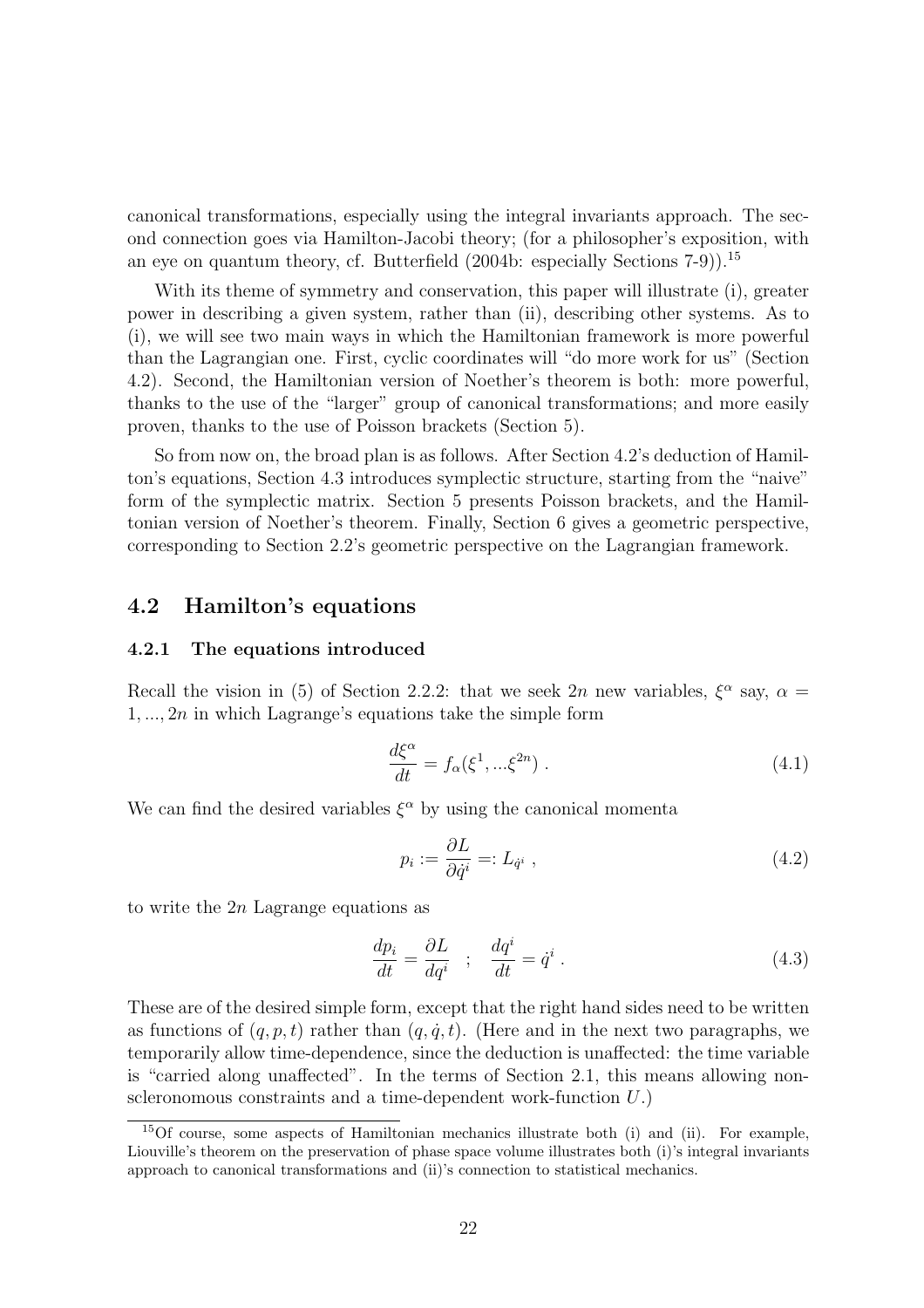canonical transformations, especially using the integral invariants approach. The second connection goes via Hamilton-Jacobi theory; (for a philosopher's exposition, with an eye on quantum theory, cf. Butterfield (2004b: especially Sections 7-9)).[15]

With its theme of symmetry and conservation, this paper will illustrate (i), greater power in describing a given system, rather than (ii), describing other systems. As to (i), we will see two main ways in which the Hamiltonian framework is more powerful than the Lagrangian one. First, cyclic coordinates will "do more work for us" (Section 4.2). Second, the Hamiltonian version of Noether's theorem is both: more powerful, thanks to the use of the "larger" group of canonical transformations; and more easily proven, thanks to the use of Poisson brackets (Section 5).

So from now on, the broad plan is as follows. After Section 4.2's deduction of Hamilton's equations, Section 4.3 introduces symplectic structure, starting from the "naive" form of the symplectic matrix. Section 5 presents Poisson brackets, and the Hamiltonian version of Noether's theorem. Finally, Section 6 gives a geometric perspective, corresponding to Section 2.2's geometric perspective on the Lagrangian framework.

## 4.2 Hamilton's equations

### 4.2.1 The equations introduced

Recall the vision in (5) of Section 2.2.2: that we seek $2n$ new variables, $\xi^\alpha$ say, $\alpha = 1, ..., 2n$ in which Lagrange's equations take the simple form

$$\frac{d\xi^\alpha}{dt} = f_\alpha(\xi^1, ...\xi^{2n}) \ . \tag{4.1}$$

We can find the desired variables $\xi^\alpha$ by using the canonical momenta

$$p_i := \frac{\partial L}{\partial \dot{q}^i} =: L_{\dot{q}^i} \ , \tag{4.2}$$

to write the $2n$ Lagrange equations as

$$\frac{dp_i}{dt} = \frac{\partial L}{dq^i} \quad ; \quad \frac{dq^i}{dt} = \dot{q}^i \ . \tag{4.3}$$

These are of the desired simple form, except that the right hand sides need to be written as functions of $(q, p, t)$ rather than $(q, \dot{q}, t)$. (Here and in the next two paragraphs, we temporarily allow time-dependence, since the deduction is unaffected: the time variable is "carried along unaffected". In the terms of Section 2.1, this means allowing non-scleronomous constraints and a time-dependent work-function $U$.)

[15] Of course, some aspects of Hamiltonian mechanics illustrate both (i) and (ii). For example, Liouville's theorem on the preservation of phase space volume illustrates both (i)'s integral invariants approach to canonical transformations and (ii)'s connection to statistical mechanics.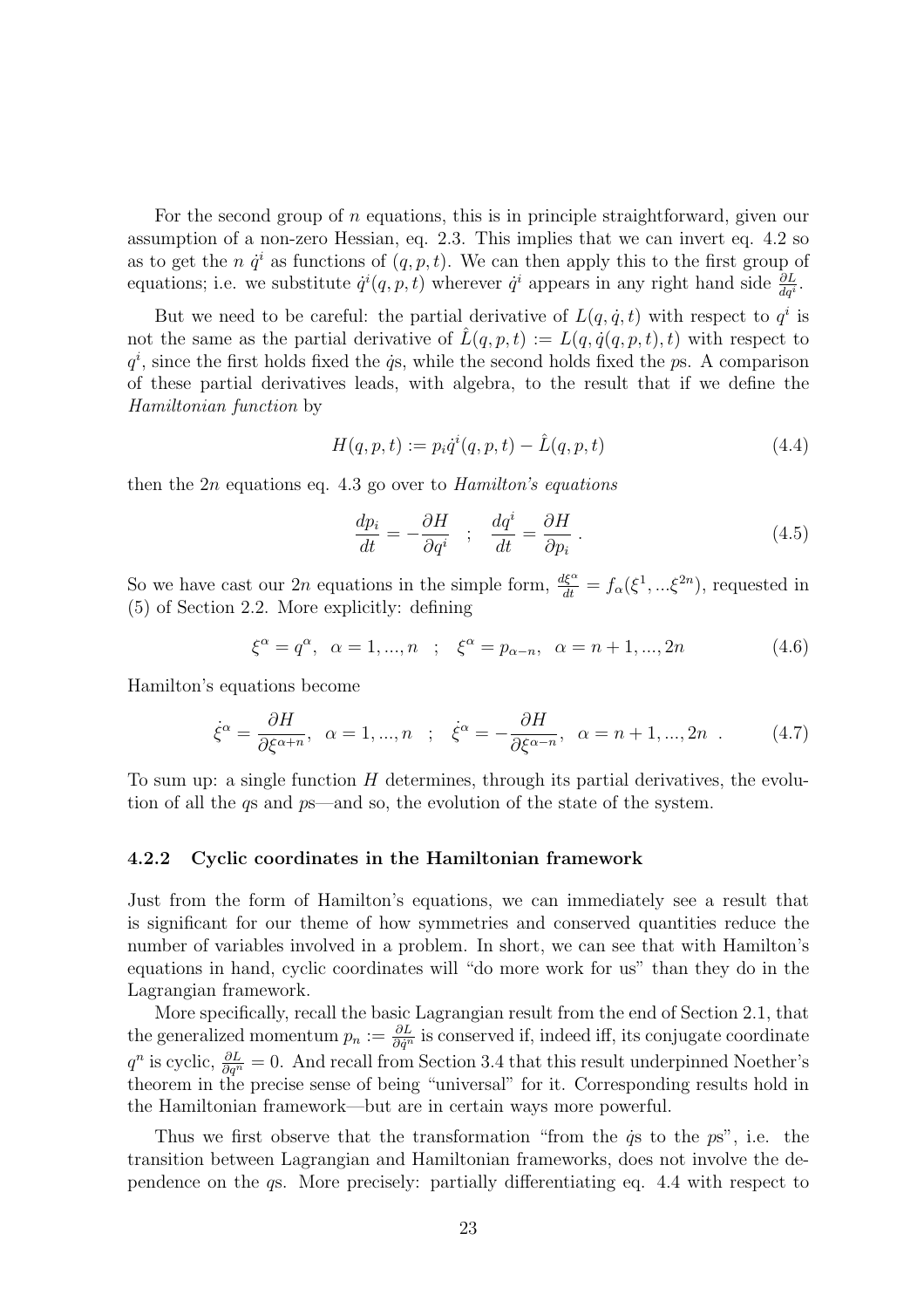For the second group of $n$ equations, this is in principle straightforward, given our assumption of a non-zero Hessian, eq. 2.3. This implies that we can invert eq. 4.2 so as to get the $n$ $\dot{q}^i$ as functions of $(q, p, t)$. We can then apply this to the first group of equations; i.e. we substitute $\dot{q}^i(q, p, t)$ wherever $\dot{q}^i$ appears in any right hand side $\frac{\partial L}{dq^i}$.

But we need to be careful: the partial derivative of $L(q, \dot{q}, t)$ with respect to $q^i$ is not the same as the partial derivative of $\hat{L}(q, p, t) := L(q, \dot{q}(q, p, t), t)$ with respect to $q^i$, since the first holds fixed the $\dot{q}$s, while the second holds fixed the $p$s. A comparison of these partial derivatives leads, with algebra, to the result that if we define the *Hamiltonian function* by

$$H(q, p, t) := p_i \dot{q}^i(q, p, t) - \hat{L}(q, p, t) \tag{4.4}$$

then the $2n$ equations eq. 4.3 go over to *Hamilton's equations*

$$\frac{dp_i}{dt} = -\frac{\partial H}{\partial q^i} \quad ; \quad \frac{dq^i}{dt} = \frac{\partial H}{\partial p_i} \, . \tag{4.5}$$

So we have cast our $2n$ equations in the simple form, $\frac{d\xi^\alpha}{dt} = f_\alpha(\xi^1, ...\xi^{2n})$, requested in (5) of Section 2.2. More explicitly: defining

$$\xi^\alpha = q^\alpha, \;\; \alpha = 1, ..., n \quad ; \quad \xi^\alpha = p_{\alpha - n}, \;\; \alpha = n+1, ..., 2n \tag{4.6}$$

Hamilton's equations become

$$\dot{\xi}^\alpha = \frac{\partial H}{\partial \xi^{\alpha+n}}, \;\; \alpha = 1, ..., n \quad ; \quad \dot{\xi}^\alpha = -\frac{\partial H}{\partial \xi^{\alpha-n}}, \;\; \alpha = n+1, ..., 2n \;\; . \tag{4.7}$$

To sum up: a single function $H$ determines, through its partial derivatives, the evolution of all the $q$s and $p$s—and so, the evolution of the state of the system.

### 4.2.2 Cyclic coordinates in the Hamiltonian framework

Just from the form of Hamilton's equations, we can immediately see a result that is significant for our theme of how symmetries and conserved quantities reduce the number of variables involved in a problem. In short, we can see that with Hamilton's equations in hand, cyclic coordinates will "do more work for us" than they do in the Lagrangian framework.

More specifically, recall the basic Lagrangian result from the end of Section 2.1, that the generalized momentum $p_n := \frac{\partial L}{\partial \dot{q}^n}$ is conserved if, indeed iff, its conjugate coordinate $q^n$ is cyclic, $\frac{\partial L}{\partial q^n} = 0$. And recall from Section 3.4 that this result underpinned Noether's theorem in the precise sense of being "universal" for it. Corresponding results hold in the Hamiltonian framework—but are in certain ways more powerful.

Thus we first observe that the transformation "from the $\dot{q}$s to the $p$s", i.e. the transition between Lagrangian and Hamiltonian frameworks, does not involve the dependence on the $q$s. More precisely: partially differentiating eq. 4.4 with respect to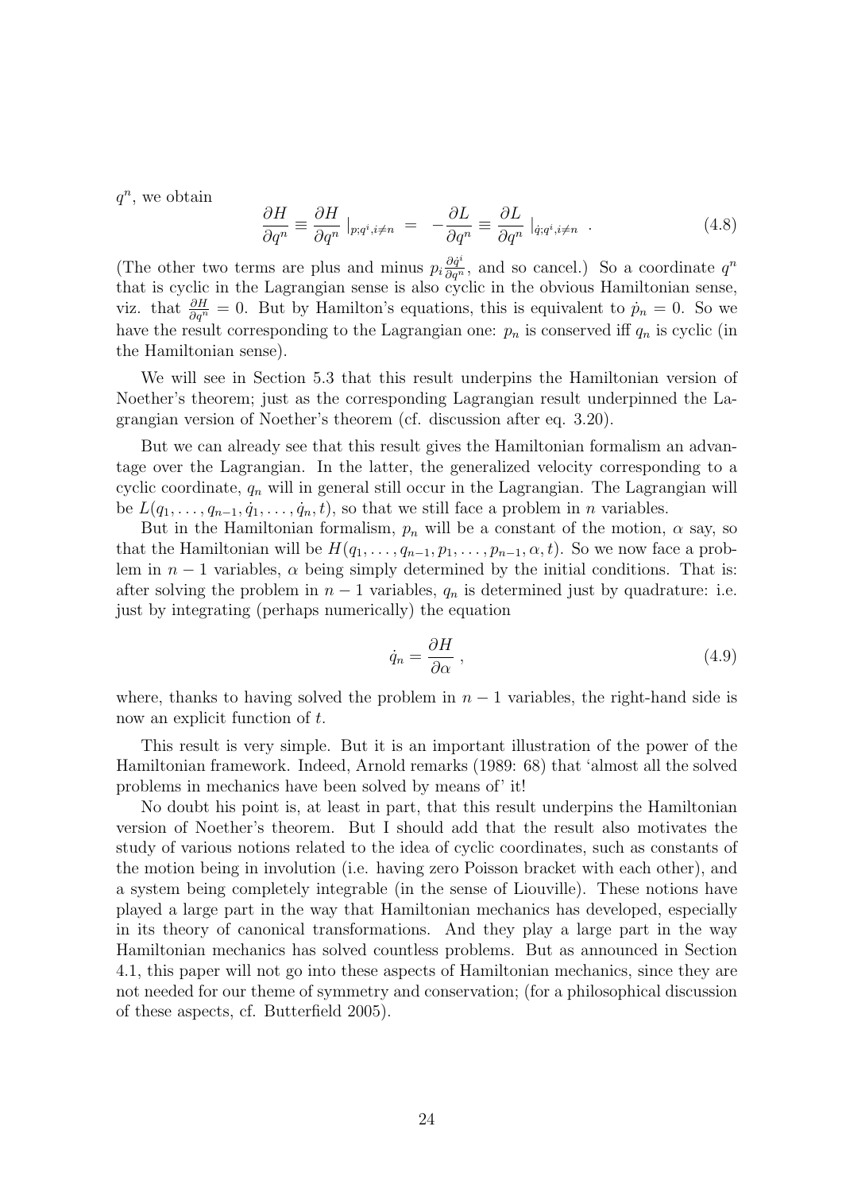$q^n$, we obtain

$$\frac{\partial H}{\partial q^n} \equiv \frac{\partial H}{\partial q^n} \mid_{p;q^i, i \neq n} \;=\; -\frac{\partial L}{\partial q^n} \equiv \frac{\partial L}{\partial q^n} \mid_{\dot{q};q^i, i \neq n} \;. \tag{4.8}$$

(The other two terms are plus and minus $p_i \frac{\partial \dot{q}^i}{\partial q^n}$, and so cancel.) So a coordinate $q^n$ that is cyclic in the Lagrangian sense is also cyclic in the obvious Hamiltonian sense, viz. that $\frac{\partial H}{\partial q^n} = 0$. But by Hamilton's equations, this is equivalent to $\dot{p}_n = 0$. So we have the result corresponding to the Lagrangian one: $p_n$ is conserved iff $q_n$ is cyclic (in the Hamiltonian sense).

We will see in Section 5.3 that this result underpins the Hamiltonian version of Noether's theorem; just as the corresponding Lagrangian result underpinned the Lagrangian version of Noether's theorem (cf. discussion after eq. 3.20).

But we can already see that this result gives the Hamiltonian formalism an advantage over the Lagrangian. In the latter, the generalized velocity corresponding to a cyclic coordinate, $q_n$ will in general still occur in the Lagrangian. The Lagrangian will be $L(q_1, \ldots, q_{n-1}, \dot{q}_1, \ldots, \dot{q}_n, t)$, so that we still face a problem in $n$ variables.

But in the Hamiltonian formalism, $p_n$ will be a constant of the motion, $\alpha$ say, so that the Hamiltonian will be $H(q_1, \ldots, q_{n-1}, p_1, \ldots, p_{n-1}, \alpha, t)$. So we now face a problem in $n-1$ variables, $\alpha$ being simply determined by the initial conditions. That is: after solving the problem in $n-1$ variables, $q_n$ is determined just by quadrature: i.e. just by integrating (perhaps numerically) the equation

$$\dot{q}_n = \frac{\partial H}{\partial \alpha} \;, \tag{4.9}$$

where, thanks to having solved the problem in $n-1$ variables, the right-hand side is now an explicit function of $t$.

This result is very simple. But it is an important illustration of the power of the Hamiltonian framework. Indeed, Arnold remarks (1989: 68) that 'almost all the solved problems in mechanics have been solved by means of' it!

No doubt his point is, at least in part, that this result underpins the Hamiltonian version of Noether's theorem. But I should add that the result also motivates the study of various notions related to the idea of cyclic coordinates, such as constants of the motion being in involution (i.e. having zero Poisson bracket with each other), and a system being completely integrable (in the sense of Liouville). These notions have played a large part in the way that Hamiltonian mechanics has developed, especially in its theory of canonical transformations. And they play a large part in the way Hamiltonian mechanics has solved countless problems. But as announced in Section 4.1, this paper will not go into these aspects of Hamiltonian mechanics, since they are not needed for our theme of symmetry and conservation; (for a philosophical discussion of these aspects, cf. Butterfield 2005).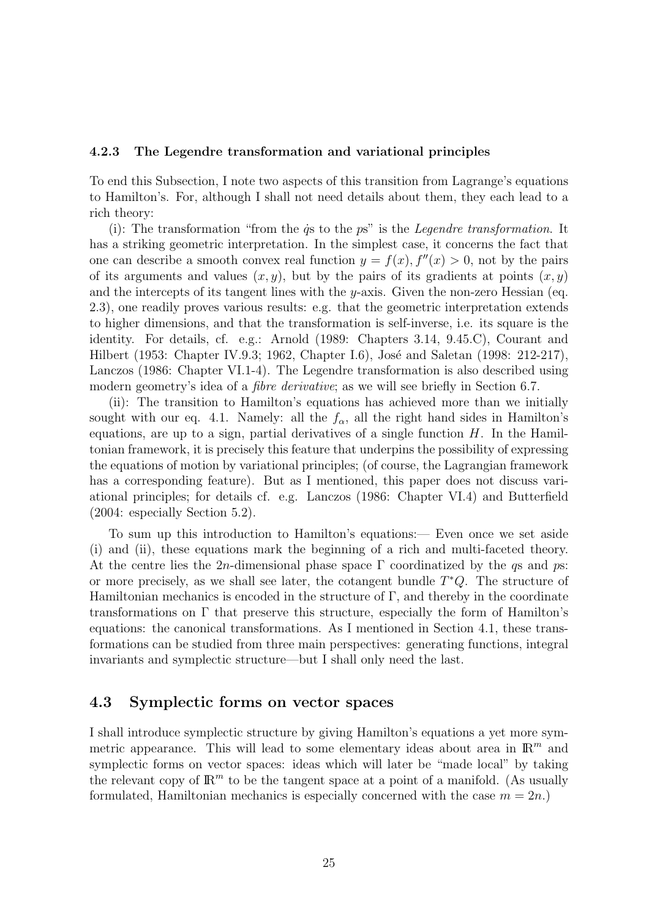### 4.2.3 The Legendre transformation and variational principles

To end this Subsection, I note two aspects of this transition from Lagrange's equations to Hamilton's. For, although I shall not need details about them, they each lead to a rich theory:

(i): The transformation "from the $\dot{q}$s to the $p$s" is the *Legendre transformation*. It has a striking geometric interpretation. In the simplest case, it concerns the fact that one can describe a smooth convex real function $y = f(x), f''(x) > 0$, not by the pairs of its arguments and values $(x, y)$, but by the pairs of its gradients at points $(x, y)$ and the intercepts of its tangent lines with the $y$-axis. Given the non-zero Hessian (eq. 2.3), one readily proves various results: e.g. that the geometric interpretation extends to higher dimensions, and that the transformation is self-inverse, i.e. its square is the identity. For details, cf. e.g.: Arnold (1989: Chapters 3.14, 9.45.C), Courant and Hilbert (1953: Chapter IV.9.3; 1962, Chapter I.6), José and Saletan (1998: 212-217), Lanczos (1986: Chapter VI.1-4). The Legendre transformation is also described using modern geometry's idea of a *fibre derivative*; as we will see briefly in Section 6.7.

(ii): The transition to Hamilton's equations has achieved more than we initially sought with our eq. 4.1. Namely: all the $f_\alpha$, all the right hand sides in Hamilton's equations, are up to a sign, partial derivatives of a single function $H$. In the Hamiltonian framework, it is precisely this feature that underpins the possibility of expressing the equations of motion by variational principles; (of course, the Lagrangian framework has a corresponding feature). But as I mentioned, this paper does not discuss variational principles; for details cf. e.g. Lanczos (1986: Chapter VI.4) and Butterfield (2004: especially Section 5.2).

To sum up this introduction to Hamilton's equations:— Even once we set aside (i) and (ii), these equations mark the beginning of a rich and multi-faceted theory. At the centre lies the $2n$-dimensional phase space $\Gamma$ coordinatized by the $q$s and $p$s: or more precisely, as we shall see later, the cotangent bundle $T^*Q$. The structure of Hamiltonian mechanics is encoded in the structure of $\Gamma$, and thereby in the coordinate transformations on $\Gamma$ that preserve this structure, especially the form of Hamilton's equations: the canonical transformations. As I mentioned in Section 4.1, these transformations can be studied from three main perspectives: generating functions, integral invariants and symplectic structure—but I shall only need the last.

## 4.3 Symplectic forms on vector spaces

I shall introduce symplectic structure by giving Hamilton's equations a yet more symmetric appearance. This will lead to some elementary ideas about area in $\mathbb{R}^m$ and symplectic forms on vector spaces: ideas which will later be "made local" by taking the relevant copy of $\mathbb{R}^m$ to be the tangent space at a point of a manifold. (As usually formulated, Hamiltonian mechanics is especially concerned with the case $m = 2n$.)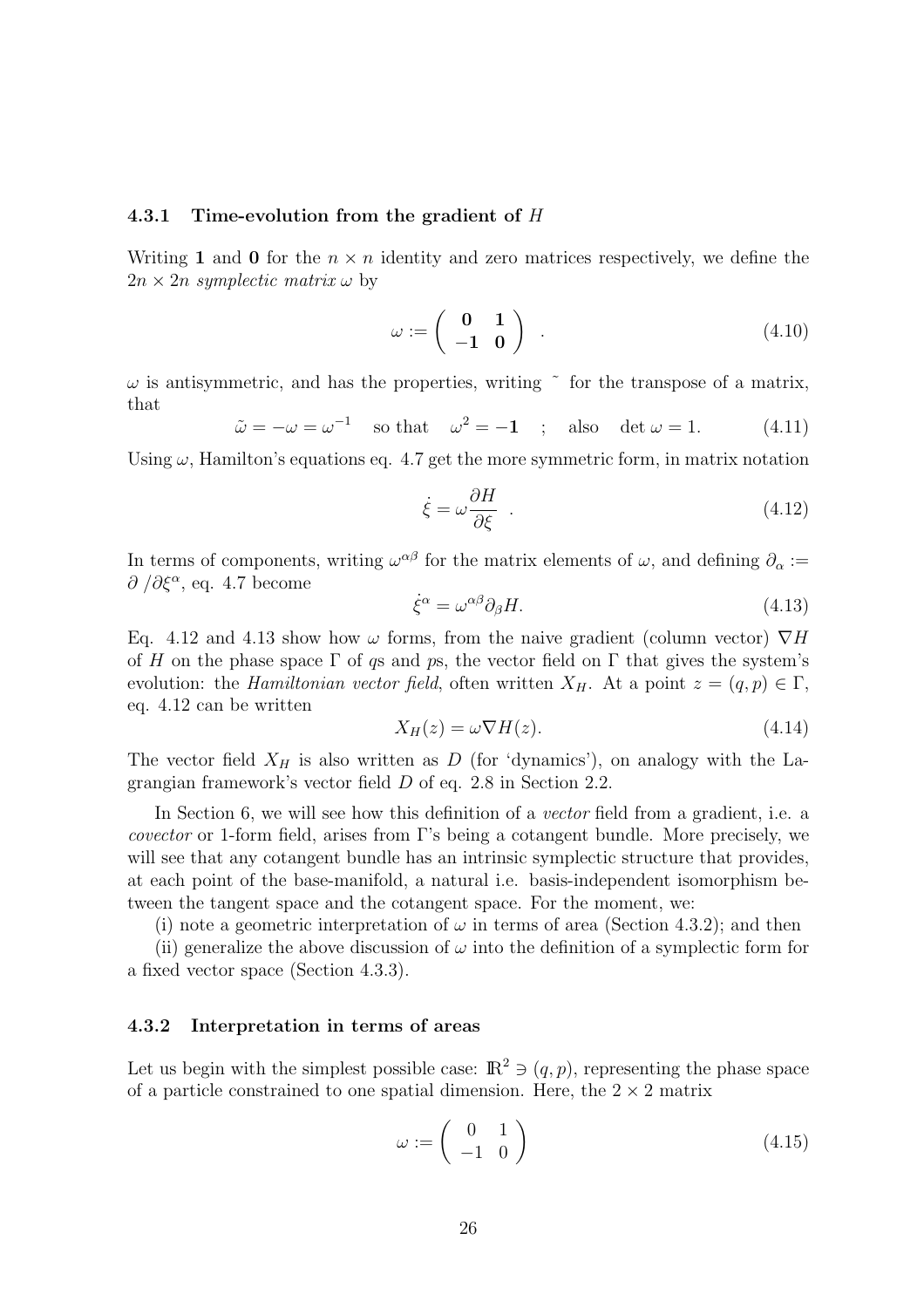### 4.3.1 Time-evolution from the gradient of $H$

Writing $\mathbf{1}$ and $\mathbf{0}$ for the $n \times n$ identity and zero matrices respectively, we define the $2n \times 2n$ *symplectic matrix* $\omega$ by

$$\omega := \begin{pmatrix} \mathbf{0} & \mathbf{1} \\ -\mathbf{1} & \mathbf{0} \end{pmatrix} \quad . \tag{4.10}$$

$\omega$ is antisymmetric, and has the properties, writing $\tilde{}$ for the transpose of a matrix, that

$$\tilde{\omega} = -\omega = \omega^{-1} \quad \text{so that} \quad \omega^2 = -\mathbf{1} \quad ; \quad \text{also} \quad \det \omega = 1. \tag{4.11}$$

Using $\omega$, Hamilton's equations eq. 4.7 get the more symmetric form, in matrix notation

$$\dot{\xi} = \omega \frac{\partial H}{\partial \xi} \quad . \tag{4.12}$$

In terms of components, writing $\omega^{\alpha\beta}$ for the matrix elements of $\omega$, and defining $\partial_\alpha := \partial / \partial \xi^\alpha$, eq. 4.7 become

$$\dot{\xi}^\alpha = \omega^{\alpha\beta} \partial_\beta H. \tag{4.13}$$

Eq. 4.12 and 4.13 show how $\omega$ forms, from the naive gradient (column vector) $\nabla H$ of $H$ on the phase space $\Gamma$ of $q$s and $p$s, the vector field on $\Gamma$ that gives the system's evolution: the *Hamiltonian vector field*, often written $X_H$. At a point $z = (q, p) \in \Gamma$, eq. 4.12 can be written

$$X_H(z) = \omega \nabla H(z). \tag{4.14}$$

The vector field $X_H$ is also written as $D$ (for 'dynamics'), on analogy with the Lagrangian framework's vector field $D$ of eq. 2.8 in Section 2.2.

In Section 6, we will see how this definition of a *vector* field from a gradient, i.e. a *covector* or 1-form field, arises from $\Gamma$'s being a cotangent bundle. More precisely, we will see that any cotangent bundle has an intrinsic symplectic structure that provides, at each point of the base-manifold, a natural i.e. basis-independent isomorphism between the tangent space and the cotangent space. For the moment, we:

(i) note a geometric interpretation of $\omega$ in terms of area (Section 4.3.2); and then

(ii) generalize the above discussion of $\omega$ into the definition of a symplectic form for a fixed vector space (Section 4.3.3).

### 4.3.2 Interpretation in terms of areas

Let us begin with the simplest possible case: $\mathbb{R}^2 \ni (q, p)$, representing the phase space of a particle constrained to one spatial dimension. Here, the $2 \times 2$ matrix

$$\omega := \begin{pmatrix} 0 & 1 \\ -1 & 0 \end{pmatrix} \tag{4.15}$$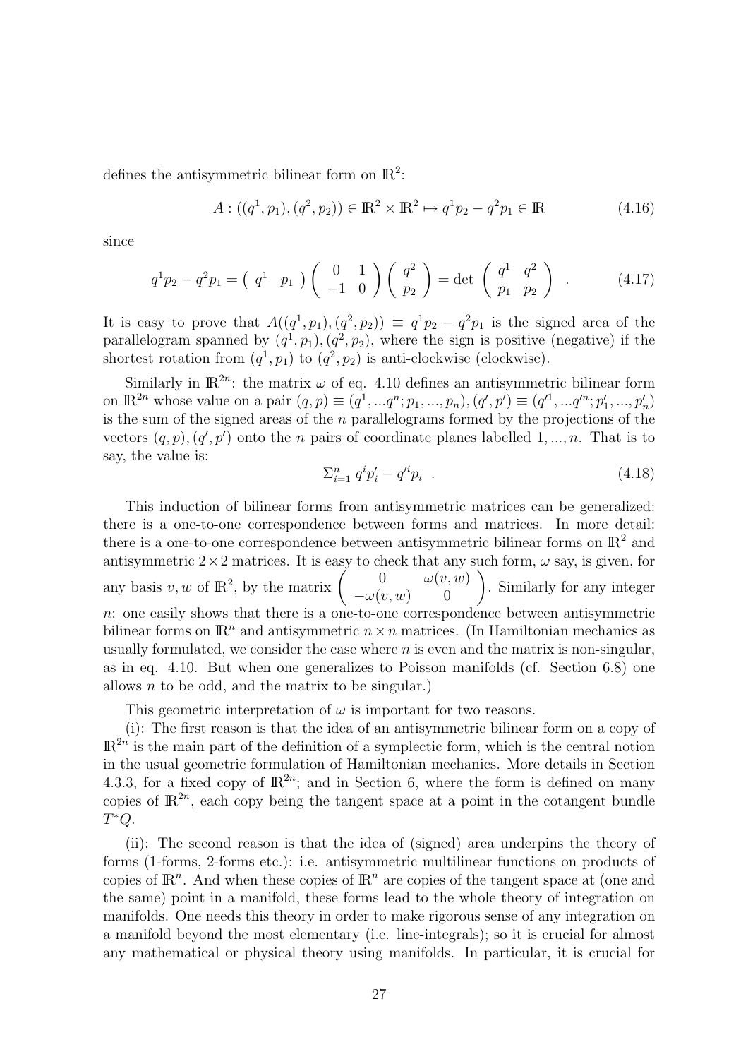defines the antisymmetric bilinear form on $\mathbb{R}^2$:

$$A : ((q^1, p_1), (q^2, p_2)) \in \mathbb{R}^2 \times \mathbb{R}^2 \mapsto q^1 p_2 - q^2 p_1 \in \mathbb{R} \tag{4.16}$$

since

$$q^1 p_2 - q^2 p_1 = \begin{pmatrix} q^1 & p_1 \end{pmatrix} \begin{pmatrix} 0 & 1 \\ -1 & 0 \end{pmatrix} \begin{pmatrix} q^2 \\ p_2 \end{pmatrix} = \det \begin{pmatrix} q^1 & q^2 \\ p_1 & p_2 \end{pmatrix} \ . \tag{4.17}$$

It is easy to prove that $A((q^1, p_1), (q^2, p_2)) \equiv q^1 p_2 - q^2 p_1$ is the signed area of the parallelogram spanned by $(q^1, p_1), (q^2, p_2)$, where the sign is positive (negative) if the shortest rotation from $(q^1, p_1)$ to $(q^2, p_2)$ is anti-clockwise (clockwise).

Similarly in $\mathbb{R}^{2n}$: the matrix $\omega$ of eq. 4.10 defines an antisymmetric bilinear form on $\mathbb{R}^{2n}$ whose value on a pair $(q, p) \equiv (q^1, ...q^n; p_1, ..., p_n), (q', p') \equiv (q'^1, ...q'^n; p'_1, ..., p'_n)$ is the sum of the signed areas of the $n$ parallelograms formed by the projections of the vectors $(q, p), (q', p')$ onto the $n$ pairs of coordinate planes labelled $1, ..., n$. That is to say, the value is:

$$\Sigma_{i=1}^n \; q^i p'_i - q'^i p_i \ . \tag{4.18}$$

This induction of bilinear forms from antisymmetric matrices can be generalized: there is a one-to-one correspondence between forms and matrices. In more detail: there is a one-to-one correspondence between antisymmetric bilinear forms on $\mathbb{R}^2$ and antisymmetric $2 \times 2$ matrices. It is easy to check that any such form, $\omega$ say, is given, for any basis $v, w$ of $\mathbb{R}^2$, by the matrix $\begin{pmatrix} 0 & \omega(v, w) \\ -\omega(v, w) & 0 \end{pmatrix}$. Similarly for any integer $n$: one easily shows that there is a one-to-one correspondence between antisymmetric bilinear forms on $\mathbb{R}^n$ and antisymmetric $n \times n$ matrices. (In Hamiltonian mechanics as usually formulated, we consider the case where $n$ is even and the matrix is non-singular, as in eq. 4.10. But when one generalizes to Poisson manifolds (cf. Section 6.8) one allows $n$ to be odd, and the matrix to be singular.)

This geometric interpretation of $\omega$ is important for two reasons.

(i): The first reason is that the idea of an antisymmetric bilinear form on a copy of $\mathbb{R}^{2n}$ is the main part of the definition of a symplectic form, which is the central notion in the usual geometric formulation of Hamiltonian mechanics. More details in Section 4.3.3, for a fixed copy of $\mathbb{R}^{2n}$; and in Section 6, where the form is defined on many copies of $\mathbb{R}^{2n}$, each copy being the tangent space at a point in the cotangent bundle $T^*Q$.

(ii): The second reason is that the idea of (signed) area underpins the theory of forms (1-forms, 2-forms etc.): i.e. antisymmetric multilinear functions on products of copies of $\mathbb{R}^n$. And when these copies of $\mathbb{R}^n$ are copies of the tangent space at (one and the same) point in a manifold, these forms lead to the whole theory of integration on manifolds. One needs this theory in order to make rigorous sense of any integration on a manifold beyond the most elementary (i.e. line-integrals); so it is crucial for almost any mathematical or physical theory using manifolds. In particular, it is crucial for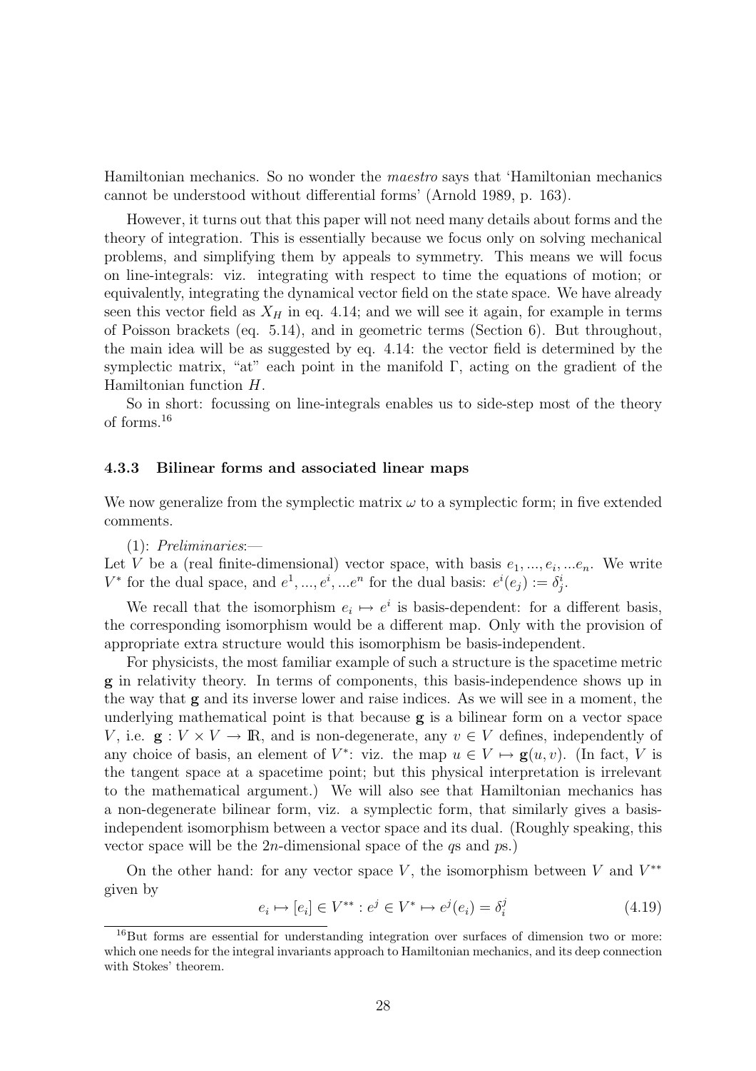Hamiltonian mechanics. So no wonder the *maestro* says that 'Hamiltonian mechanics cannot be understood without differential forms' (Arnold 1989, p. 163).

However, it turns out that this paper will not need many details about forms and the theory of integration. This is essentially because we focus only on solving mechanical problems, and simplifying them by appeals to symmetry. This means we will focus on line-integrals: viz. integrating with respect to time the equations of motion; or equivalently, integrating the dynamical vector field on the state space. We have already seen this vector field as $X_H$ in eq. 4.14; and we will see it again, for example in terms of Poisson brackets (eq. 5.14), and in geometric terms (Section 6). But throughout, the main idea will be as suggested by eq. 4.14: the vector field is determined by the symplectic matrix, "at" each point in the manifold $\Gamma$, acting on the gradient of the Hamiltonian function $H$.

So in short: focussing on line-integrals enables us to side-step most of the theory of forms.[16]

### 4.3.3 Bilinear forms and associated linear maps

We now generalize from the symplectic matrix $\omega$ to a symplectic form; in five extended comments.

(1): *Preliminaries*:—
Let $V$ be a (real finite-dimensional) vector space, with basis $e_1, ..., e_i, ...e_n$. We write $V^*$ for the dual space, and $e^1, ..., e^i, ...e^n$ for the dual basis: $e^i(e_j) := \delta^i_j$.

We recall that the isomorphism $e_i \mapsto e^i$ is basis-dependent: for a different basis, the corresponding isomorphism would be a different map. Only with the provision of appropriate extra structure would this isomorphism be basis-independent.

For physicists, the most familiar example of such a structure is the spacetime metric $\mathbf{g}$ in relativity theory. In terms of components, this basis-independence shows up in the way that $\mathbf{g}$ and its inverse lower and raise indices. As we will see in a moment, the underlying mathematical point is that because $\mathbf{g}$ is a bilinear form on a vector space $V$, i.e. $\mathbf{g} : V \times V \rightarrow \mathbb{R}$, and is non-degenerate, any $v \in V$ defines, independently of any choice of basis, an element of $V^*$: viz. the map $u \in V \mapsto \mathbf{g}(u, v)$. (In fact, $V$ is the tangent space at a spacetime point; but this physical interpretation is irrelevant to the mathematical argument.) We will also see that Hamiltonian mechanics has a non-degenerate bilinear form, viz. a symplectic form, that similarly gives a basis-independent isomorphism between a vector space and its dual. (Roughly speaking, this vector space will be the $2n$-dimensional space of the $q$s and $p$s.)

On the other hand: for any vector space $V$, the isomorphism between $V$ and $V^{**}$ given by

$$e_i \mapsto [e_i] \in V^{**} : e^j \in V^* \mapsto e^j(e_i) = \delta^j_i \tag{4.19}$$

[16] But forms are essential for understanding integration over surfaces of dimension two or more: which one needs for the integral invariants approach to Hamiltonian mechanics, and its deep connection with Stokes' theorem.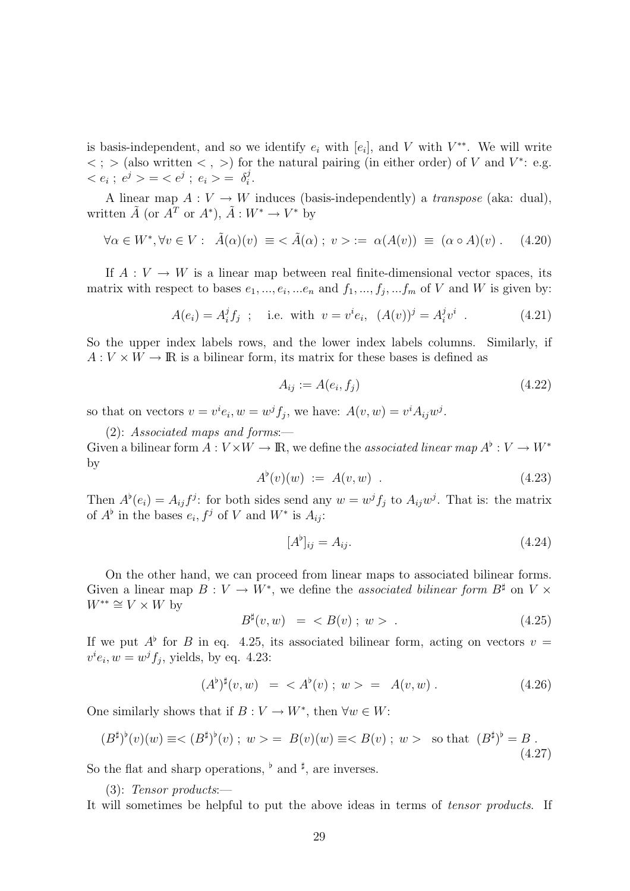is basis-independent, and so we identify $e_i$ with $[e_i]$, and $V$ with $V^{**}$. We will write $< ; >$ (also written $< , >$) for the natural pairing (in either order) of $V$ and $V^*$: e.g. $< e_i \, ; \, e^j > = < e^j \, ; \, e_i > = \delta^j_i$.

A linear map $A : V \to W$ induces (basis-independently) a *transpose* (aka: dual), written $\tilde{A}$ (or $A^T$ or $A^*$), $\tilde{A} : W^* \to V^*$ by

$$\forall \alpha \in W^*, \forall v \in V : \;\; \tilde{A}(\alpha)(v) \;\equiv < \tilde{A}(\alpha) \, ; \, v > := \; \alpha(A(v)) \;\equiv\; (\alpha \circ A)(v) \; . \tag{4.20}$$

If $A : V \to W$ is a linear map between real finite-dimensional vector spaces, its matrix with respect to bases $e_1, ..., e_i, ...e_n$ and $f_1, ..., f_j, ...f_m$ of $V$ and $W$ is given by:

$$A(e_i) = A^j_i f_j \;\; ; \quad \text{i.e. with } \; v = v^i e_i, \;\; (A(v))^j = A^j_i v^i \;\; . \tag{4.21}$$

So the upper index labels rows, and the lower index labels columns. Similarly, if $A : V \times W \to \mathbb{R}$ is a bilinear form, its matrix for these bases is defined as

$$A_{ij} := A(e_i, f_j) \tag{4.22}$$

so that on vectors $v = v^i e_i, w = w^j f_j$, we have: $A(v, w) = v^i A_{ij} w^j$.

(2): *Associated maps and forms*:—
Given a bilinear form $A : V \times W \to \mathbb{R}$, we define the *associated linear map* $A^\flat : V \to W^*$ by

$$A^\flat(v)(w) \;:=\; A(v, w) \;\; . \tag{4.23}$$

Then $A^\flat(e_i) = A_{ij} f^j$: for both sides send any $w = w^j f_j$ to $A_{ij} w^j$. That is: the matrix of $A^\flat$ in the bases $e_i, f^j$ of $V$ and $W^*$ is $A_{ij}$:

$$[A^\flat]_{ij} = A_{ij}. \tag{4.24}$$

On the other hand, we can proceed from linear maps to associated bilinear forms. Given a linear map $B : V \to W^*$, we define the *associated bilinear form* $B^\sharp$ on $V \times W^{**} \cong V \times W$ by

$$B^\sharp(v, w) \;\; = \; < B(v) \, ; \, w > \;\; . \tag{4.25}$$

If we put $A^\flat$ for $B$ in eq. 4.25, its associated bilinear form, acting on vectors $v = v^i e_i, w = w^j f_j$, yields, by eq. 4.23:

$$(A^\flat)^\sharp(v, w) \;\; = \; < A^\flat(v) \, ; \, w > \; = \;\; A(v, w) \; . \tag{4.26}$$

One similarly shows that if $B : V \to W^*$, then $\forall w \in W$:

$$(B^\sharp)^\flat(v)(w) \equiv < (B^\sharp)^\flat(v) \, ; \, w > = \; B(v)(w) \equiv < B(v) \, ; \, w > \;\; \text{so that } \; (B^\sharp)^\flat = B \; . \tag{4.27}$$

So the flat and sharp operations, $^\flat$ and $^\sharp$, are inverses.

(3): *Tensor products*:—
It will sometimes be helpful to put the above ideas in terms of *tensor products*. If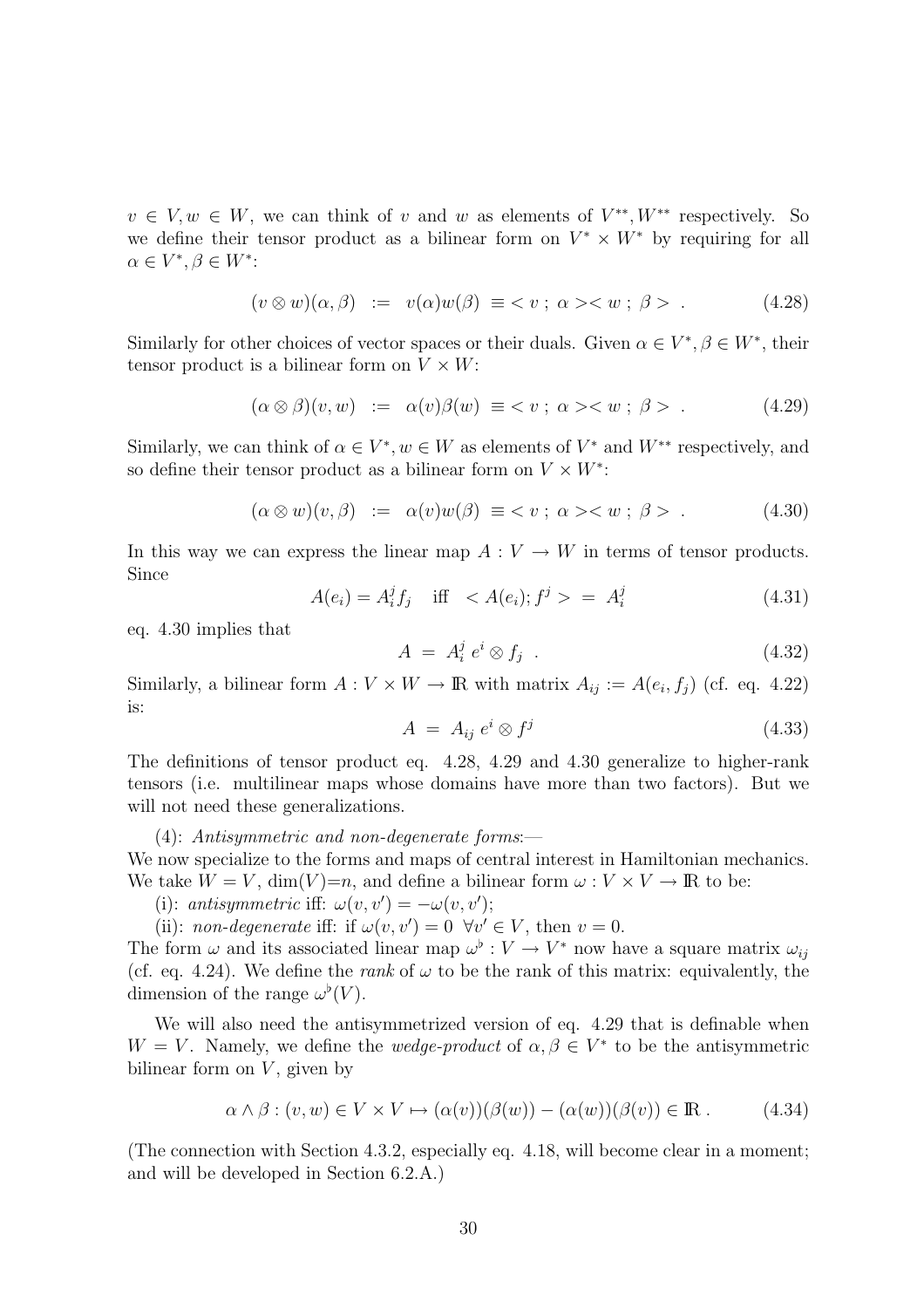$v \in V, w \in W$, we can think of $v$ and $w$ as elements of $V^{**}, W^{**}$ respectively. So we define their tensor product as a bilinear form on $V^* \times W^*$ by requiring for all $\alpha \in V^*, \beta \in W^*$:

$$(v \otimes w)(\alpha, \beta) \ := \ v(\alpha)w(\beta) \equiv < v \ ; \ \alpha >< w \ ; \ \beta > \ . \tag{4.28}$$

Similarly for other choices of vector spaces or their duals. Given $\alpha \in V^*, \beta \in W^*$, their tensor product is a bilinear form on $V \times W$:

$$(\alpha \otimes \beta)(v, w) \ := \ \alpha(v)\beta(w) \equiv < v \ ; \ \alpha >< w \ ; \ \beta > \ . \tag{4.29}$$

Similarly, we can think of $\alpha \in V^*, w \in W$ as elements of $V^*$ and $W^{**}$ respectively, and so define their tensor product as a bilinear form on $V \times W^*$:

$$(\alpha \otimes w)(v, \beta) \ := \ \alpha(v)w(\beta) \equiv < v \ ; \ \alpha >< w \ ; \ \beta > \ . \tag{4.30}$$

In this way we can express the linear map $A : V \to W$ in terms of tensor products. Since

$$A(e_i) = A_i^j f_j \quad \text{iff} \quad < A(e_i); f^j > \ = \ A_i^j \tag{4.31}$$

eq. 4.30 implies that

$$A \ = \ A_i^j \ e^i \otimes f_j \ . \tag{4.32}$$

Similarly, a bilinear form $A : V \times W \to \mathbb{R}$ with matrix $A_{ij} := A(e_i, f_j)$ (cf. eq. 4.22) is:

$$A \ = \ A_{ij} \ e^i \otimes f^j \tag{4.33}$$

The definitions of tensor product eq. 4.28, 4.29 and 4.30 generalize to higher-rank tensors (i.e. multilinear maps whose domains have more than two factors). But we will not need these generalizations.

(4): *Antisymmetric and non-degenerate forms*:—
We now specialize to the forms and maps of central interest in Hamiltonian mechanics. We take $W = V$, $\dim(V)=n$, and define a bilinear form $\omega : V \times V \to \mathbb{R}$ to be:

(i): *antisymmetric* iff: $\omega(v, v') = -\omega(v, v')$;

(ii): *non-degenerate* iff: if $\omega(v, v') = 0 \ \ \forall v' \in V$, then $v = 0$.

The form $\omega$ and its associated linear map $\omega^\flat : V \to V^*$ now have a square matrix $\omega_{ij}$ (cf. eq. 4.24). We define the *rank* of $\omega$ to be the rank of this matrix: equivalently, the dimension of the range $\omega^\flat(V)$.

We will also need the antisymmetrized version of eq. 4.29 that is definable when $W = V$. Namely, we define the *wedge-product* of $\alpha, \beta \in V^*$ to be the antisymmetric bilinear form on $V$, given by

$$\alpha \wedge \beta : (v, w) \in V \times V \mapsto (\alpha(v))(\beta(w)) - (\alpha(w))(\beta(v)) \in \mathbb{R} \, . \tag{4.34}$$

(The connection with Section 4.3.2, especially eq. 4.18, will become clear in a moment; and will be developed in Section 6.2.A.)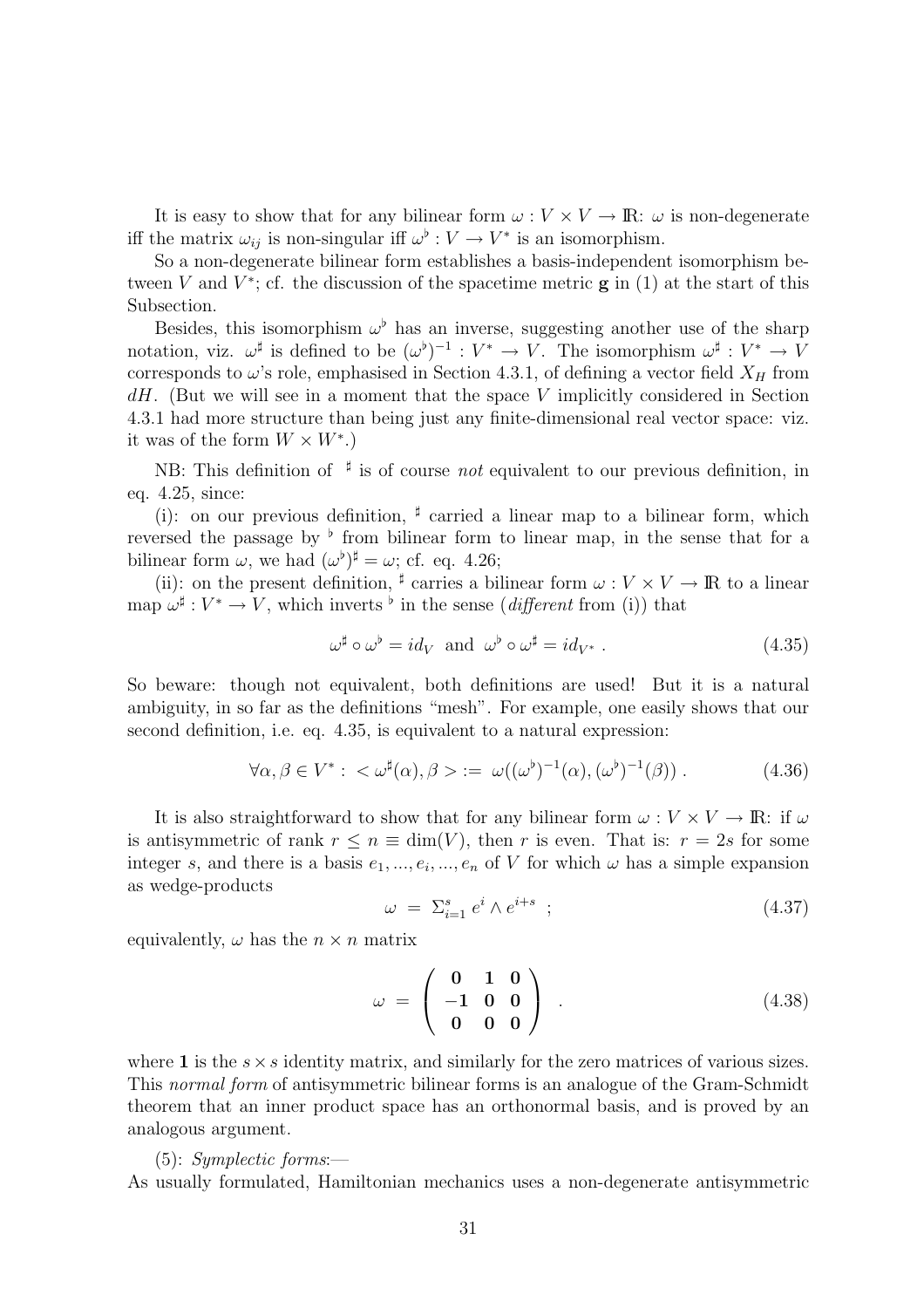It is easy to show that for any bilinear form $\omega : V \times V \to \mathbb{R}$: $\omega$ is non-degenerate iff the matrix $\omega_{ij}$ is non-singular iff $\omega^\flat : V \to V^*$ is an isomorphism.

So a non-degenerate bilinear form establishes a basis-independent isomorphism between $V$ and $V^*$; cf. the discussion of the spacetime metric $\mathbf{g}$ in (1) at the start of this Subsection.

Besides, this isomorphism $\omega^\flat$ has an inverse, suggesting another use of the sharp notation, viz. $\omega^\sharp$ is defined to be $(\omega^\flat)^{-1} : V^* \to V$. The isomorphism $\omega^\sharp : V^* \to V$ corresponds to $\omega$'s role, emphasised in Section 4.3.1, of defining a vector field $X_H$ from $dH$. (But we will see in a moment that the space $V$ implicitly considered in Section 4.3.1 had more structure than being just any finite-dimensional real vector space: viz. it was of the form $W \times W^*$.)

NB: This definition of $\,^\sharp$ is of course *not* equivalent to our previous definition, in eq. 4.25, since:

(i): on our previous definition, $^\sharp$ carried a linear map to a bilinear form, which reversed the passage by $^\flat$ from bilinear form to linear map, in the sense that for a bilinear form $\omega$, we had $(\omega^\flat)^\sharp = \omega$; cf. eq. 4.26;

(ii): on the present definition, $^\sharp$ carries a bilinear form $\omega : V \times V \to \mathbb{R}$ to a linear map $\omega^\sharp : V^* \to V$, which inverts $^\flat$ in the sense (*different* from (i)) that

$$\omega^\sharp \circ \omega^\flat = id_V \;\text{ and }\; \omega^\flat \circ \omega^\sharp = id_{V^*} \; . \tag{4.35}$$

So beware: though not equivalent, both definitions are used! But it is a natural ambiguity, in so far as the definitions "mesh". For example, one easily shows that our second definition, i.e. eq. 4.35, is equivalent to a natural expression:

$$\forall \alpha, \beta \in V^* : \; < \omega^\sharp(\alpha), \beta > := \; \omega((\omega^\flat)^{-1}(\alpha), (\omega^\flat)^{-1}(\beta)) \; . \tag{4.36}$$

It is also straightforward to show that for any bilinear form $\omega : V \times V \to \mathbb{R}$: if $\omega$ is antisymmetric of rank $r \leq n \equiv \dim(V)$, then $r$ is even. That is: $r = 2s$ for some integer $s$, and there is a basis $e_1, ..., e_i, ..., e_n$ of $V$ for which $\omega$ has a simple expansion as wedge-products

$$\omega \; = \; \Sigma_{i=1}^{s} \, e^i \wedge e^{i+s} \;\; ; \tag{4.37}$$

equivalently, $\omega$ has the $n \times n$ matrix

$$\omega \; = \; \begin{pmatrix} \mathbf{0} & \mathbf{1} & \mathbf{0} \\ -\mathbf{1} & \mathbf{0} & \mathbf{0} \\ \mathbf{0} & \mathbf{0} & \mathbf{0} \end{pmatrix} \;\; . \tag{4.38}$$

where $\mathbf{1}$ is the $s \times s$ identity matrix, and similarly for the zero matrices of various sizes. This *normal form* of antisymmetric bilinear forms is an analogue of the Gram-Schmidt theorem that an inner product space has an orthonormal basis, and is proved by an analogous argument.

(5): *Symplectic forms*:—
As usually formulated, Hamiltonian mechanics uses a non-degenerate antisymmetric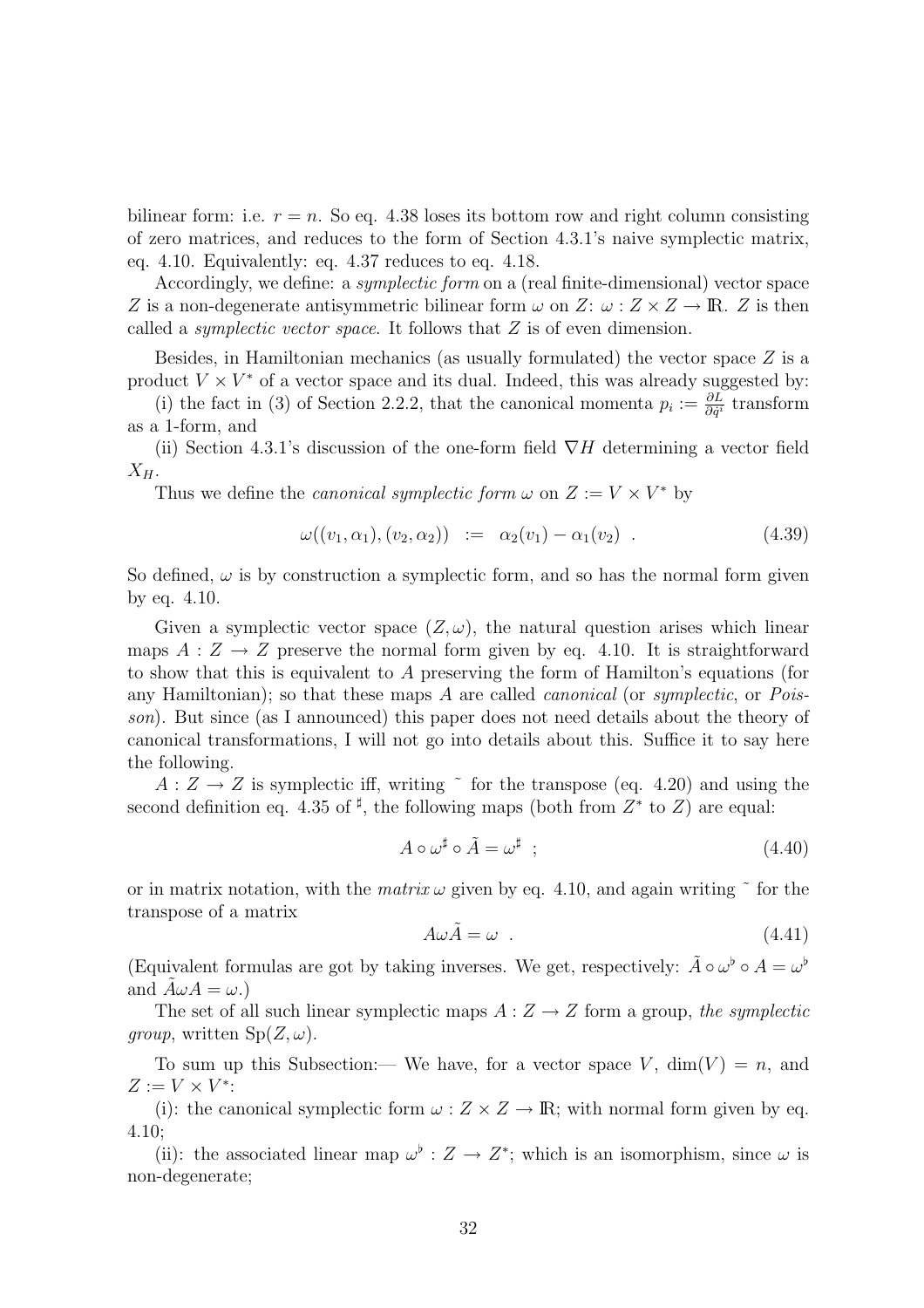bilinear form: i.e. $r = n$. So eq. 4.38 loses its bottom row and right column consisting of zero matrices, and reduces to the form of Section 4.3.1's naive symplectic matrix, eq. 4.10. Equivalently: eq. 4.37 reduces to eq. 4.18.

Accordingly, we define: a *symplectic form* on a (real finite-dimensional) vector space $Z$ is a non-degenerate antisymmetric bilinear form $\omega$ on $Z$: $\omega : Z \times Z \to \mathbb{R}$. $Z$ is then called a *symplectic vector space*. It follows that $Z$ is of even dimension.

Besides, in Hamiltonian mechanics (as usually formulated) the vector space $Z$ is a product $V \times V^*$ of a vector space and its dual. Indeed, this was already suggested by:

(i) the fact in (3) of Section 2.2.2, that the canonical momenta $p_i := \frac{\partial L}{\partial \dot{q}^i}$ transform as a 1-form, and

(ii) Section 4.3.1's discussion of the one-form field $\nabla H$ determining a vector field $X_H$.

Thus we define the *canonical symplectic form* $\omega$ on $Z := V \times V^*$ by

$$\omega((v_1, \alpha_1), (v_2, \alpha_2)) \ := \ \alpha_2(v_1) - \alpha_1(v_2) \ . \tag{4.39}$$

So defined, $\omega$ is by construction a symplectic form, and so has the normal form given by eq. 4.10.

Given a symplectic vector space $(Z, \omega)$, the natural question arises which linear maps $A : Z \to Z$ preserve the normal form given by eq. 4.10. It is straightforward to show that this is equivalent to $A$ preserving the form of Hamilton's equations (for any Hamiltonian); so that these maps $A$ are called *canonical* (or *symplectic*, or *Poisson*). But since (as I announced) this paper does not need details about the theory of canonical transformations, I will not go into details about this. Suffice it to say here the following.

$A : Z \to Z$ is symplectic iff, writing $\tilde{}$ for the transpose (eq. 4.20) and using the second definition eq. 4.35 of $\sharp$, the following maps (both from $Z^*$ to $Z$) are equal:

$$A \circ \omega^\sharp \circ \tilde{A} = \omega^\sharp \ ; \tag{4.40}$$

or in matrix notation, with the *matrix* $\omega$ given by eq. 4.10, and again writing $\tilde{}$ for the transpose of a matrix

$$A \omega \tilde{A} = \omega \ . \tag{4.41}$$

(Equivalent formulas are got by taking inverses. We get, respectively: $\tilde{A} \circ \omega^\flat \circ A = \omega^\flat$ and $\tilde{A} \omega A = \omega$.)

The set of all such linear symplectic maps $A : Z \to Z$ form a group, *the symplectic group*, written $\mathrm{Sp}(Z, \omega)$.

To sum up this Subsection:— We have, for a vector space $V$, $\dim(V) = n$, and $Z := V \times V^*$:

(i): the canonical symplectic form $\omega : Z \times Z \to \mathbb{R}$; with normal form given by eq. 4.10;

(ii): the associated linear map $\omega^\flat : Z \to Z^*$; which is an isomorphism, since $\omega$ is non-degenerate;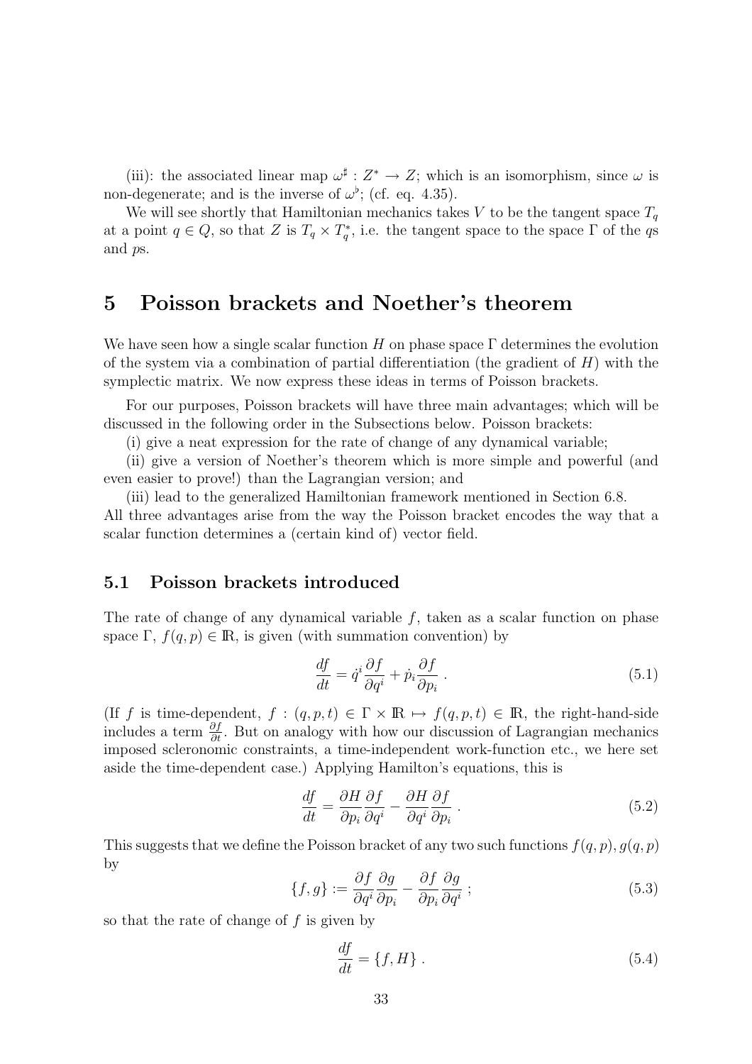(iii): the associated linear map $\omega^\sharp : Z^* \to Z$; which is an isomorphism, since $\omega$ is non-degenerate; and is the inverse of $\omega^\flat$; (cf. eq. 4.35).

We will see shortly that Hamiltonian mechanics takes $V$ to be the tangent space $T_q$ at a point $q \in Q$, so that $Z$ is $T_q \times T_q^*$, i.e. the tangent space to the space $\Gamma$ of the $q$s and $p$s.

# 5 Poisson brackets and Noether's theorem

We have seen how a single scalar function $H$ on phase space $\Gamma$ determines the evolution of the system via a combination of partial differentiation (the gradient of $H$) with the symplectic matrix. We now express these ideas in terms of Poisson brackets.

For our purposes, Poisson brackets will have three main advantages; which will be discussed in the following order in the Subsections below. Poisson brackets:

(i) give a neat expression for the rate of change of any dynamical variable;

(ii) give a version of Noether's theorem which is more simple and powerful (and even easier to prove!) than the Lagrangian version; and

(iii) lead to the generalized Hamiltonian framework mentioned in Section 6.8.

All three advantages arise from the way the Poisson bracket encodes the way that a scalar function determines a (certain kind of) vector field.

## 5.1 Poisson brackets introduced

The rate of change of any dynamical variable $f$, taken as a scalar function on phase space $\Gamma$, $f(q,p) \in \mathbb{R}$, is given (with summation convention) by

$$\frac{df}{dt} = \dot{q}^i \frac{\partial f}{\partial q^i} + \dot{p}_i \frac{\partial f}{\partial p_i} \; . \tag{5.1}$$

(If $f$ is time-dependent, $f : (q,p,t) \in \Gamma \times \mathbb{R} \mapsto f(q,p,t) \in \mathbb{R}$, the right-hand-side includes a term $\frac{\partial f}{\partial t}$. But on analogy with how our discussion of Lagrangian mechanics imposed scleronomic constraints, a time-independent work-function etc., we here set aside the time-dependent case.) Applying Hamilton's equations, this is

$$\frac{df}{dt} = \frac{\partial H}{\partial p_i}\frac{\partial f}{\partial q^i} - \frac{\partial H}{\partial q^i}\frac{\partial f}{\partial p_i} \; . \tag{5.2}$$

This suggests that we define the Poisson bracket of any two such functions $f(q,p), g(q,p)$ by

$$\{f, g\} := \frac{\partial f}{\partial q^i}\frac{\partial g}{\partial p_i} - \frac{\partial f}{\partial p_i}\frac{\partial g}{\partial q^i} \; ; \tag{5.3}$$

so that the rate of change of $f$ is given by

$$\frac{df}{dt} = \{f, H\} \; . \tag{5.4}$$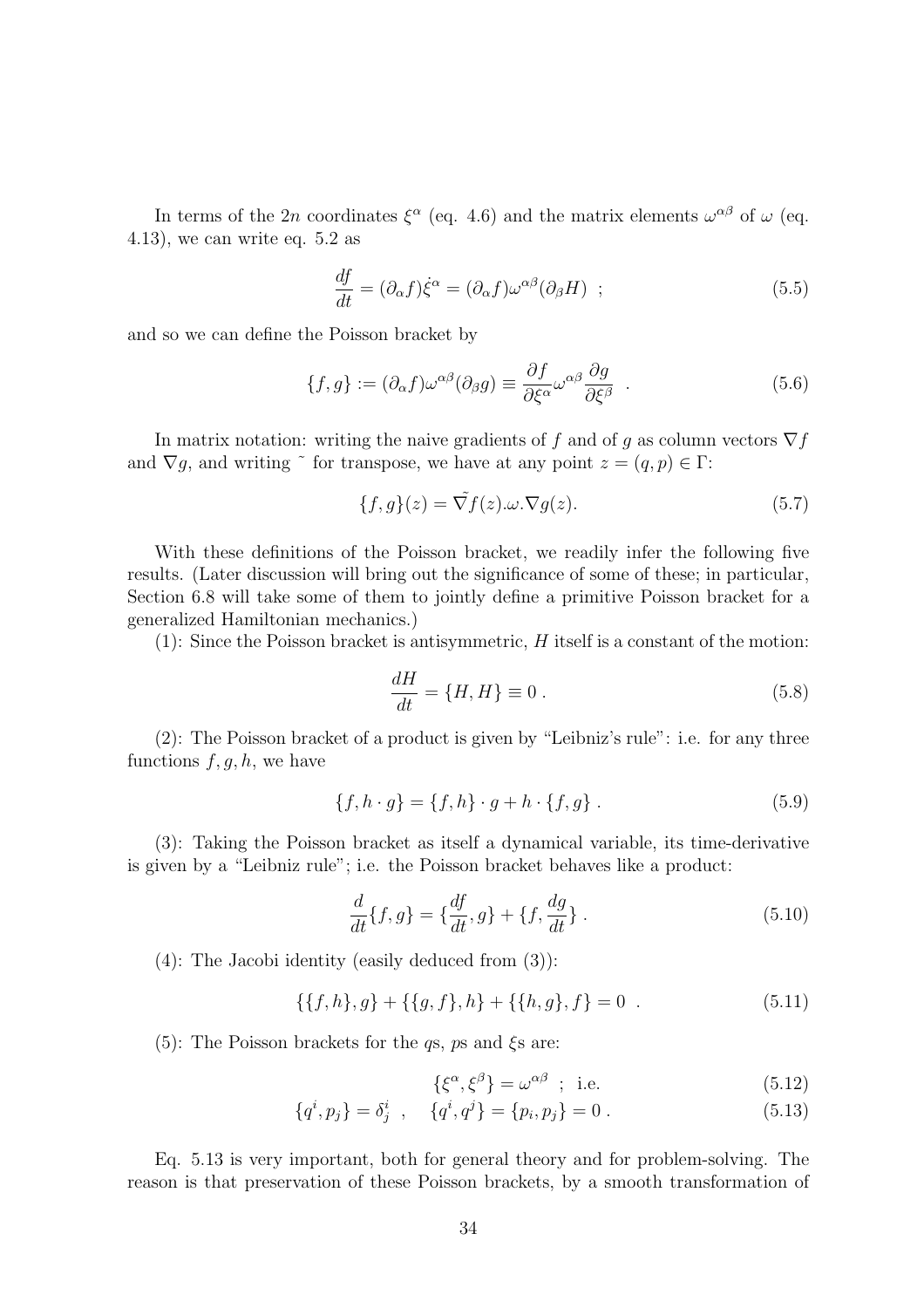In terms of the $2n$ coordinates $\xi^\alpha$ (eq. 4.6) and the matrix elements $\omega^{\alpha\beta}$ of $\omega$ (eq. 4.13), we can write eq. 5.2 as

$$\frac{df}{dt} = (\partial_\alpha f)\dot{\xi}^\alpha = (\partial_\alpha f)\omega^{\alpha\beta}(\partial_\beta H) \ ; \tag{5.5}$$

and so we can define the Poisson bracket by

$$\{f, g\} := (\partial_\alpha f)\omega^{\alpha\beta}(\partial_\beta g) \equiv \frac{\partial f}{\partial \xi^\alpha}\omega^{\alpha\beta}\frac{\partial g}{\partial \xi^\beta} \ . \tag{5.6}$$

In matrix notation: writing the naive gradients of $f$ and of $g$ as column vectors $\nabla f$ and $\nabla g$, and writing $\tilde{}$ for transpose, we have at any point $z = (q, p) \in \Gamma$:

$$\{f, g\}(z) = \tilde{\nabla} f(z).\omega.\nabla g(z). \tag{5.7}$$

With these definitions of the Poisson bracket, we readily infer the following five results. (Later discussion will bring out the significance of some of these; in particular, Section 6.8 will take some of them to jointly define a primitive Poisson bracket for a generalized Hamiltonian mechanics.)

(1): Since the Poisson bracket is antisymmetric, $H$ itself is a constant of the motion:

$$\frac{dH}{dt} = \{H, H\} \equiv 0 \, . \tag{5.8}$$

(2): The Poisson bracket of a product is given by "Leibniz's rule": i.e. for any three functions $f, g, h$, we have

$$\{f, h \cdot g\} = \{f, h\} \cdot g + h \cdot \{f, g\} \, . \tag{5.9}$$

(3): Taking the Poisson bracket as itself a dynamical variable, its time-derivative is given by a "Leibniz rule"; i.e. the Poisson bracket behaves like a product:

$$\frac{d}{dt}\{f, g\} = \{\frac{df}{dt}, g\} + \{f, \frac{dg}{dt}\} \, . \tag{5.10}$$

(4): The Jacobi identity (easily deduced from (3)):

$$\{\{f, h\}, g\} + \{\{g, f\}, h\} + \{\{h, g\}, f\} = 0 \ . \tag{5.11}$$

(5): The Poisson brackets for the $q$s, $p$s and $\xi$s are:

$$\{\xi^\alpha, \xi^\beta\} = \omega^{\alpha\beta} \ ; \ \text{i.e.} \tag{5.12}$$

$$\{q^i, p_j\} = \delta^i_j \ , \quad \{q^i, q^j\} = \{p_i, p_j\} = 0 \, . \tag{5.13}$$

Eq. 5.13 is very important, both for general theory and for problem-solving. The reason is that preservation of these Poisson brackets, by a smooth transformation of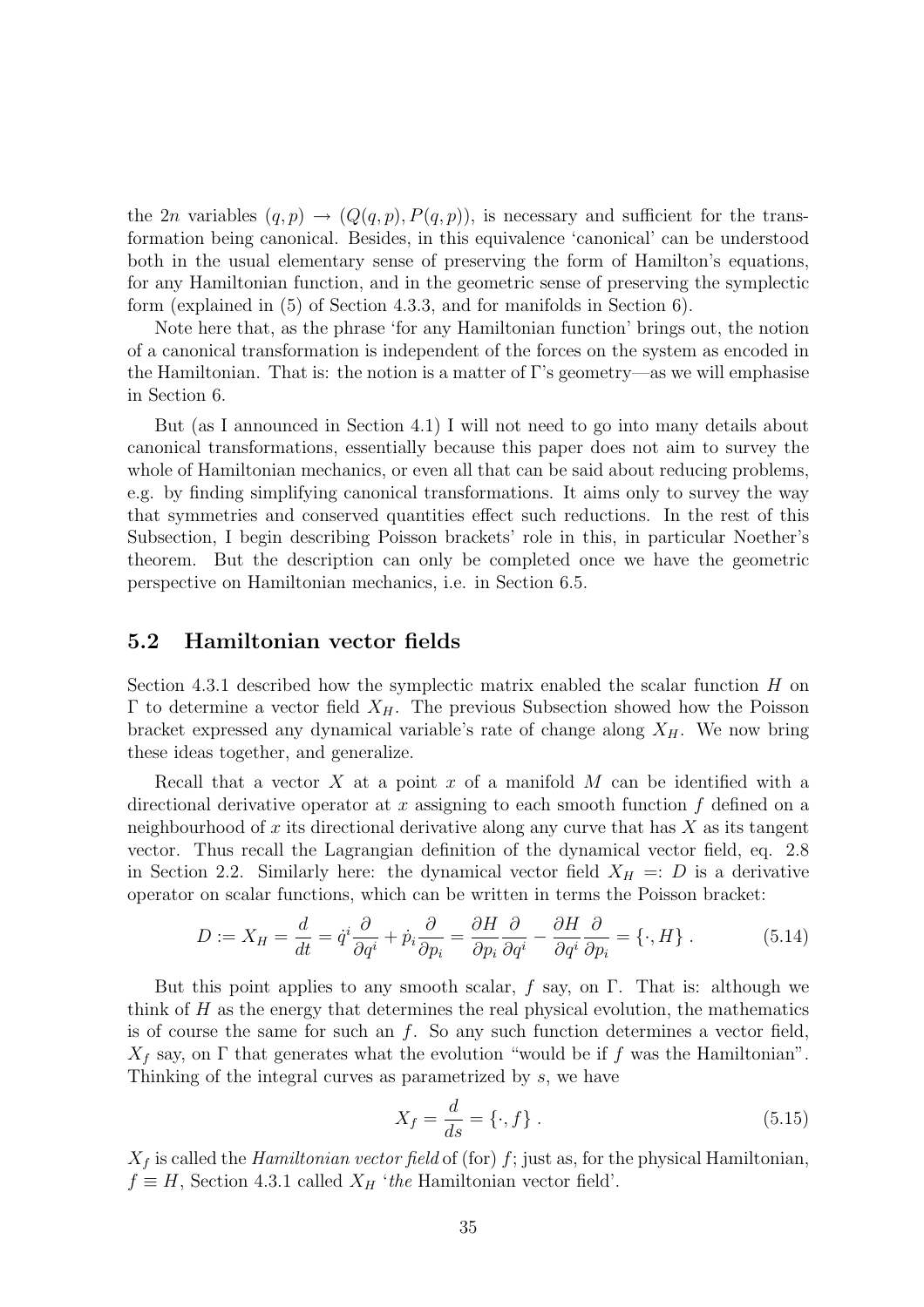the $2n$ variables $(q, p) \to (Q(q, p), P(q, p))$, is necessary and sufficient for the transformation being canonical. Besides, in this equivalence 'canonical' can be understood both in the usual elementary sense of preserving the form of Hamilton's equations, for any Hamiltonian function, and in the geometric sense of preserving the symplectic form (explained in (5) of Section 4.3.3, and for manifolds in Section 6).

Note here that, as the phrase 'for any Hamiltonian function' brings out, the notion of a canonical transformation is independent of the forces on the system as encoded in the Hamiltonian. That is: the notion is a matter of $\Gamma$'s geometry—as we will emphasise in Section 6.

But (as I announced in Section 4.1) I will not need to go into many details about canonical transformations, essentially because this paper does not aim to survey the whole of Hamiltonian mechanics, or even all that can be said about reducing problems, e.g. by finding simplifying canonical transformations. It aims only to survey the way that symmetries and conserved quantities effect such reductions. In the rest of this Subsection, I begin describing Poisson brackets' role in this, in particular Noether's theorem. But the description can only be completed once we have the geometric perspective on Hamiltonian mechanics, i.e. in Section 6.5.

## 5.2 Hamiltonian vector fields

Section 4.3.1 described how the symplectic matrix enabled the scalar function $H$ on $\Gamma$ to determine a vector field $X_H$. The previous Subsection showed how the Poisson bracket expressed any dynamical variable's rate of change along $X_H$. We now bring these ideas together, and generalize.

Recall that a vector $X$ at a point $x$ of a manifold $M$ can be identified with a directional derivative operator at $x$ assigning to each smooth function $f$ defined on a neighbourhood of $x$ its directional derivative along any curve that has $X$ as its tangent vector. Thus recall the Lagrangian definition of the dynamical vector field, eq. 2.8 in Section 2.2. Similarly here: the dynamical vector field $X_H =: D$ is a derivative operator on scalar functions, which can be written in terms the Poisson bracket:

$$D := X_H = \frac{d}{dt} = \dot{q}^i \frac{\partial}{\partial q^i} + \dot{p}_i \frac{\partial}{\partial p_i} = \frac{\partial H}{\partial p_i} \frac{\partial}{\partial q^i} - \frac{\partial H}{\partial q^i} \frac{\partial}{\partial p_i} = \{\cdot, H\} \,. \tag{5.14}$$

But this point applies to any smooth scalar, $f$ say, on $\Gamma$. That is: although we think of $H$ as the energy that determines the real physical evolution, the mathematics is of course the same for such an $f$. So any such function determines a vector field, $X_f$ say, on $\Gamma$ that generates what the evolution "would be if $f$ was the Hamiltonian". Thinking of the integral curves as parametrized by $s$, we have

$$X_f = \frac{d}{ds} = \{\cdot, f\} \,. \tag{5.15}$$

$X_f$ is called the *Hamiltonian vector field* of (for) $f$; just as, for the physical Hamiltonian, $f \equiv H$, Section 4.3.1 called $X_H$ '*the* Hamiltonian vector field'.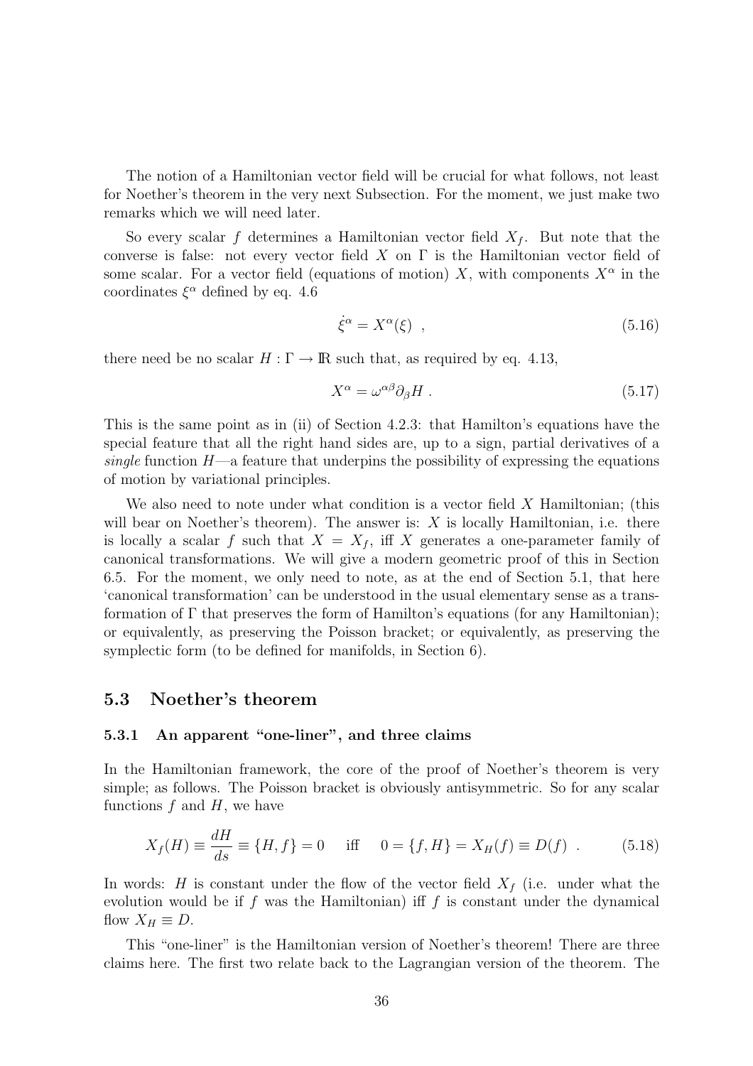The notion of a Hamiltonian vector field will be crucial for what follows, not least for Noether's theorem in the very next Subsection. For the moment, we just make two remarks which we will need later.

So every scalar $f$ determines a Hamiltonian vector field $X_f$. But note that the converse is false: not every vector field $X$ on $\Gamma$ is the Hamiltonian vector field of some scalar. For a vector field (equations of motion) $X$, with components $X^\alpha$ in the coordinates $\xi^\alpha$ defined by eq. 4.6

$$\dot{\xi}^\alpha = X^\alpha(\xi) \ , \tag{5.16}$$

there need be no scalar $H : \Gamma \to \mathbb{R}$ such that, as required by eq. 4.13,

$$X^\alpha = \omega^{\alpha\beta}\partial_\beta H \ . \tag{5.17}$$

This is the same point as in (ii) of Section 4.2.3: that Hamilton's equations have the special feature that all the right hand sides are, up to a sign, partial derivatives of a *single* function $H$—a feature that underpins the possibility of expressing the equations of motion by variational principles.

We also need to note under what condition is a vector field $X$ Hamiltonian; (this will bear on Noether's theorem). The answer is: $X$ is locally Hamiltonian, i.e. there is locally a scalar $f$ such that $X = X_f$, iff $X$ generates a one-parameter family of canonical transformations. We will give a modern geometric proof of this in Section 6.5. For the moment, we only need to note, as at the end of Section 5.1, that here 'canonical transformation' can be understood in the usual elementary sense as a transformation of $\Gamma$ that preserves the form of Hamilton's equations (for any Hamiltonian); or equivalently, as preserving the Poisson bracket; or equivalently, as preserving the symplectic form (to be defined for manifolds, in Section 6).

## 5.3 Noether's theorem

### 5.3.1 An apparent "one-liner", and three claims

In the Hamiltonian framework, the core of the proof of Noether's theorem is very simple; as follows. The Poisson bracket is obviously antisymmetric. So for any scalar functions $f$ and $H$, we have

$$X_f(H) \equiv \frac{dH}{ds} \equiv \{H, f\} = 0 \quad \text{ iff } \quad 0 = \{f, H\} = X_H(f) \equiv D(f) \ . \tag{5.18}$$

In words: $H$ is constant under the flow of the vector field $X_f$ (i.e. under what the evolution would be if $f$ was the Hamiltonian) iff $f$ is constant under the dynamical flow $X_H \equiv D$.

This "one-liner" is the Hamiltonian version of Noether's theorem! There are three claims here. The first two relate back to the Lagrangian version of the theorem. The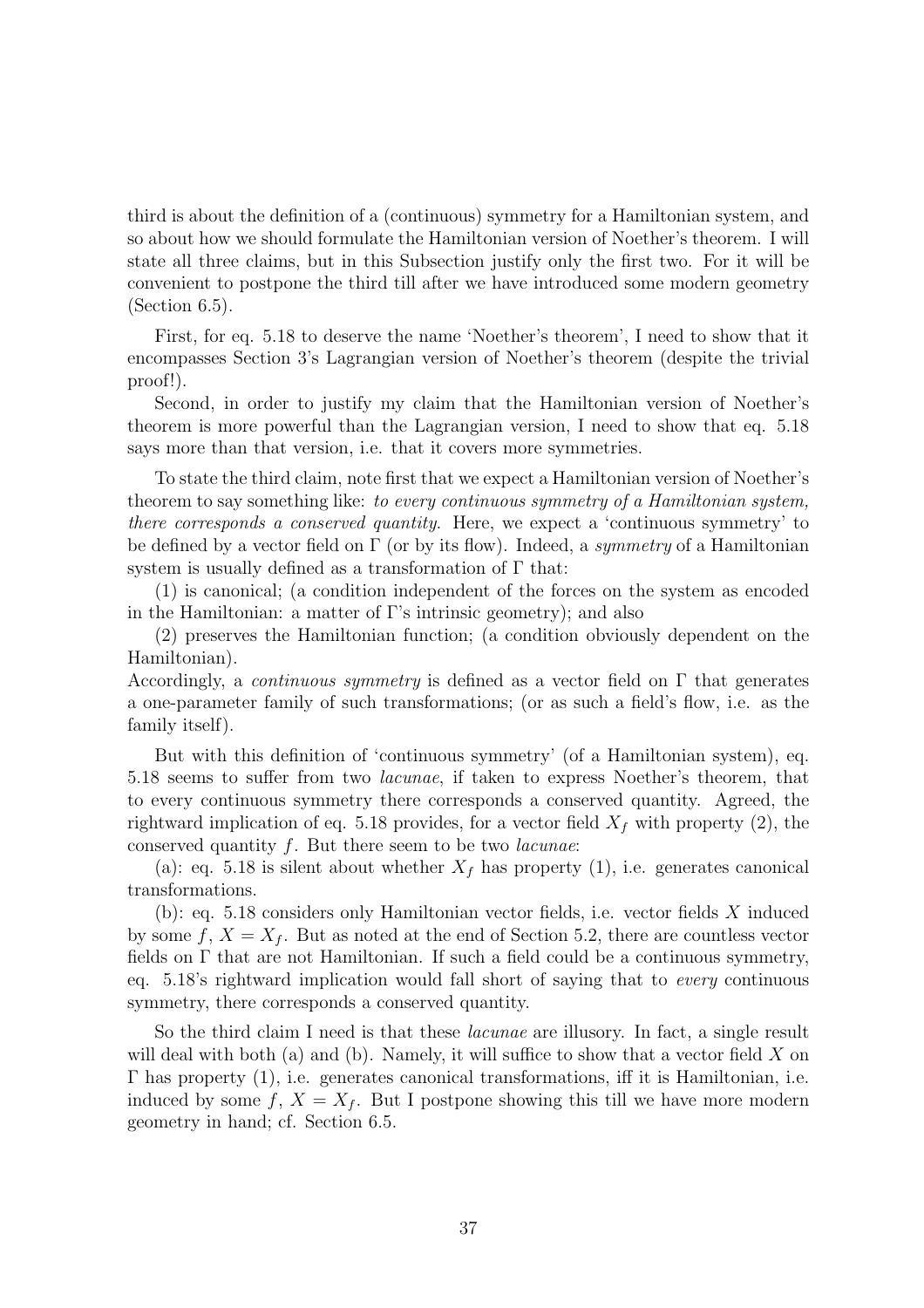third is about the definition of a (continuous) symmetry for a Hamiltonian system, and so about how we should formulate the Hamiltonian version of Noether's theorem. I will state all three claims, but in this Subsection justify only the first two. For it will be convenient to postpone the third till after we have introduced some modern geometry (Section 6.5).

First, for eq. 5.18 to deserve the name 'Noether's theorem', I need to show that it encompasses Section 3's Lagrangian version of Noether's theorem (despite the trivial proof!).

Second, in order to justify my claim that the Hamiltonian version of Noether's theorem is more powerful than the Lagrangian version, I need to show that eq. 5.18 says more than that version, i.e. that it covers more symmetries.

To state the third claim, note first that we expect a Hamiltonian version of Noether's theorem to say something like: *to every continuous symmetry of a Hamiltonian system, there corresponds a conserved quantity*. Here, we expect a 'continuous symmetry' to be defined by a vector field on $\Gamma$ (or by its flow). Indeed, a *symmetry* of a Hamiltonian system is usually defined as a transformation of $\Gamma$ that:

(1) is canonical; (a condition independent of the forces on the system as encoded in the Hamiltonian: a matter of $\Gamma$'s intrinsic geometry); and also

(2) preserves the Hamiltonian function; (a condition obviously dependent on the Hamiltonian).

Accordingly, a *continuous symmetry* is defined as a vector field on $\Gamma$ that generates a one-parameter family of such transformations; (or as such a field's flow, i.e. as the family itself).

But with this definition of 'continuous symmetry' (of a Hamiltonian system), eq. 5.18 seems to suffer from two *lacunae*, if taken to express Noether's theorem, that to every continuous symmetry there corresponds a conserved quantity. Agreed, the rightward implication of eq. 5.18 provides, for a vector field $X_f$ with property (2), the conserved quantity $f$. But there seem to be two *lacunae*:

(a): eq. 5.18 is silent about whether $X_f$ has property (1), i.e. generates canonical transformations.

(b): eq. 5.18 considers only Hamiltonian vector fields, i.e. vector fields $X$ induced by some $f$, $X = X_f$. But as noted at the end of Section 5.2, there are countless vector fields on $\Gamma$ that are not Hamiltonian. If such a field could be a continuous symmetry, eq. 5.18's rightward implication would fall short of saying that to *every* continuous symmetry, there corresponds a conserved quantity.

So the third claim I need is that these *lacunae* are illusory. In fact, a single result will deal with both (a) and (b). Namely, it will suffice to show that a vector field $X$ on $\Gamma$ has property (1), i.e. generates canonical transformations, iff it is Hamiltonian, i.e. induced by some $f$, $X = X_f$. But I postpone showing this till we have more modern geometry in hand; cf. Section 6.5.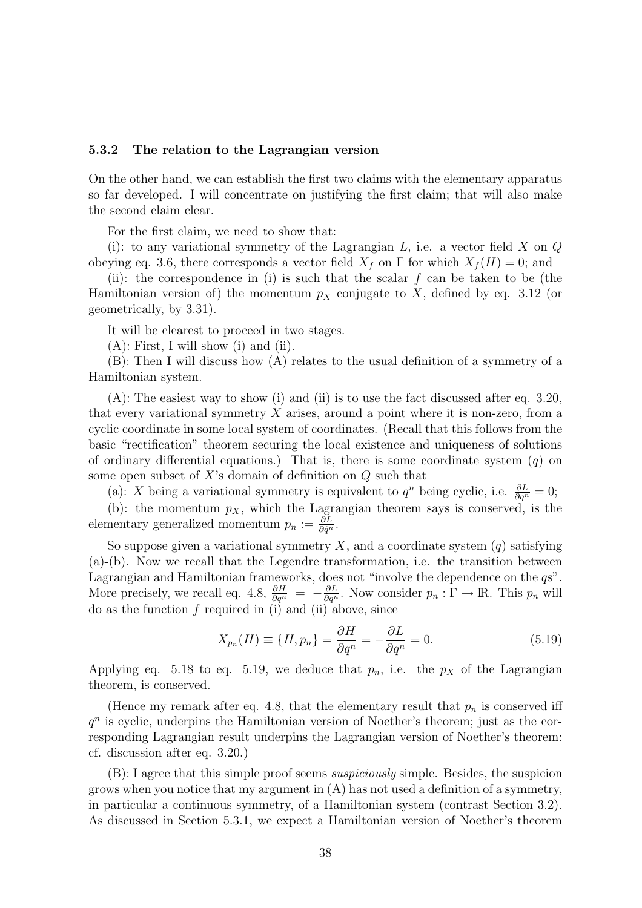### 5.3.2 The relation to the Lagrangian version

On the other hand, we can establish the first two claims with the elementary apparatus so far developed. I will concentrate on justifying the first claim; that will also make the second claim clear.

For the first claim, we need to show that:

(i): to any variational symmetry of the Lagrangian $L$, i.e. a vector field $X$ on $Q$ obeying eq. 3.6, there corresponds a vector field $X_f$ on $\Gamma$ for which $X_f(H) = 0$; and

(ii): the correspondence in (i) is such that the scalar $f$ can be taken to be (the Hamiltonian version of) the momentum $p_X$ conjugate to $X$, defined by eq. 3.12 (or geometrically, by 3.31).

It will be clearest to proceed in two stages.

(A): First, I will show (i) and (ii).

(B): Then I will discuss how (A) relates to the usual definition of a symmetry of a Hamiltonian system.

(A): The easiest way to show (i) and (ii) is to use the fact discussed after eq. 3.20, that every variational symmetry $X$ arises, around a point where it is non-zero, from a cyclic coordinate in some local system of coordinates. (Recall that this follows from the basic "rectification" theorem securing the local existence and uniqueness of solutions of ordinary differential equations.) That is, there is some coordinate system $(q)$ on some open subset of $X$'s domain of definition on $Q$ such that

(a): $X$ being a variational symmetry is equivalent to $q^n$ being cyclic, i.e. $\frac{\partial L}{\partial q^n} = 0$;

(b): the momentum $p_X$, which the Lagrangian theorem says is conserved, is the elementary generalized momentum $p_n := \frac{\partial L}{\partial \dot{q}^n}$.

So suppose given a variational symmetry $X$, and a coordinate system $(q)$ satisfying (a)-(b). Now we recall that the Legendre transformation, i.e. the transition between Lagrangian and Hamiltonian frameworks, does not "involve the dependence on the $q$s". More precisely, we recall eq. 4.8, $\frac{\partial H}{\partial q^n} = -\frac{\partial L}{\partial q^n}$. Now consider $p_n : \Gamma \rightarrow \mathbb{R}$. This $p_n$ will do as the function $f$ required in (i) and (ii) above, since

$$X_{p_n}(H) \equiv \{H, p_n\} = \frac{\partial H}{\partial q^n} = -\frac{\partial L}{\partial q^n} = 0. \tag{5.19}$$

Applying eq. 5.18 to eq. 5.19, we deduce that $p_n$, i.e. the $p_X$ of the Lagrangian theorem, is conserved.

(Hence my remark after eq. 4.8, that the elementary result that $p_n$ is conserved iff $q^n$ is cyclic, underpins the Hamiltonian version of Noether's theorem; just as the corresponding Lagrangian result underpins the Lagrangian version of Noether's theorem: cf. discussion after eq. 3.20.)

(B): I agree that this simple proof seems *suspiciously* simple. Besides, the suspicion grows when you notice that my argument in (A) has not used a definition of a symmetry, in particular a continuous symmetry, of a Hamiltonian system (contrast Section 3.2). As discussed in Section 5.3.1, we expect a Hamiltonian version of Noether's theorem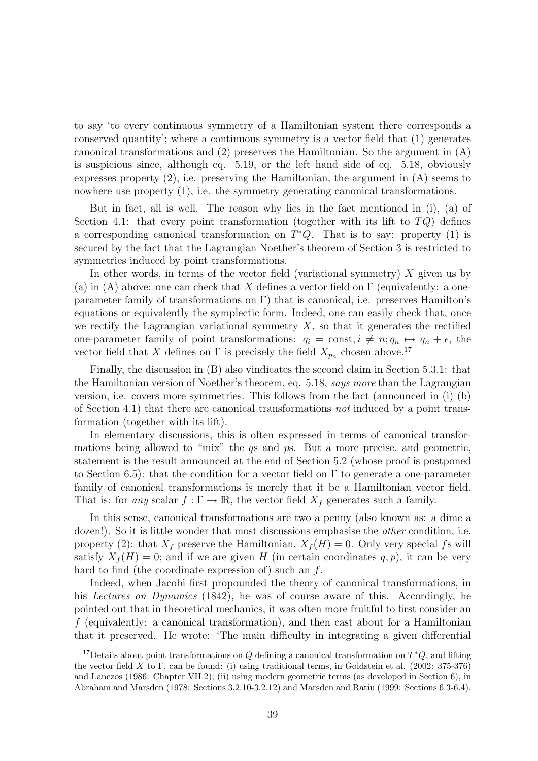to say 'to every continuous symmetry of a Hamiltonian system there corresponds a conserved quantity'; where a continuous symmetry is a vector field that (1) generates canonical transformations and (2) preserves the Hamiltonian. So the argument in (A) is suspicious since, although eq. 5.19, or the left hand side of eq. 5.18, obviously expresses property (2), i.e. preserving the Hamiltonian, the argument in (A) seems to nowhere use property (1), i.e. the symmetry generating canonical transformations.

But in fact, all is well. The reason why lies in the fact mentioned in (i), (a) of Section 4.1: that every point transformation (together with its lift to $TQ$) defines a corresponding canonical transformation on $T^*Q$. That is to say: property (1) is secured by the fact that the Lagrangian Noether's theorem of Section 3 is restricted to symmetries induced by point transformations.

In other words, in terms of the vector field (variational symmetry) $X$ given us by (a) in (A) above: one can check that $X$ defines a vector field on $\Gamma$ (equivalently: a one-parameter family of transformations on $\Gamma$) that is canonical, i.e. preserves Hamilton's equations or equivalently the symplectic form. Indeed, one can easily check that, once we rectify the Lagrangian variational symmetry $X$, so that it generates the rectified one-parameter family of point transformations: $q_i = \text{const}, i \neq n; q_n \mapsto q_n + \epsilon$, the vector field that $X$ defines on $\Gamma$ is precisely the field $X_{p_n}$ chosen above.[17]

Finally, the discussion in (B) also vindicates the second claim in Section 5.3.1: that the Hamiltonian version of Noether's theorem, eq. 5.18, *says more* than the Lagrangian version, i.e. covers more symmetries. This follows from the fact (announced in (i) (b) of Section 4.1) that there are canonical transformations *not* induced by a point transformation (together with its lift).

In elementary discussions, this is often expressed in terms of canonical transformations being allowed to "mix" the $q$s and $p$s. But a more precise, and geometric, statement is the result announced at the end of Section 5.2 (whose proof is postponed to Section 6.5): that the condition for a vector field on $\Gamma$ to generate a one-parameter family of canonical transformations is merely that it be a Hamiltonian vector field. That is: for *any* scalar $f : \Gamma \to \mathbb{R}$, the vector field $X_f$ generates such a family.

In this sense, canonical transformations are two a penny (also known as: a dime a dozen!). So it is little wonder that most discussions emphasise the *other* condition, i.e. property (2): that $X_f$ preserve the Hamiltonian, $X_f(H) = 0$. Only very special $f$s will satisfy $X_f(H) = 0$; and if we are given $H$ (in certain coordinates $q, p$), it can be very hard to find (the coordinate expression of) such an $f$.

Indeed, when Jacobi first propounded the theory of canonical transformations, in his *Lectures on Dynamics* (1842), he was of course aware of this. Accordingly, he pointed out that in theoretical mechanics, it was often more fruitful to first consider an $f$ (equivalently: a canonical transformation), and then cast about for a Hamiltonian that it preserved. He wrote: 'The main difficulty in integrating a given differential

[17] Details about point transformations on $Q$ defining a canonical transformation on $T^*Q$, and lifting the vector field $X$ to $\Gamma$, can be found: (i) using traditional terms, in Goldstein et al. (2002: 375-376) and Lanczos (1986: Chapter VII.2); (ii) using modern geometric terms (as developed in Section 6), in Abraham and Marsden (1978: Sections 3.2.10-3.2.12) and Marsden and Ratiu (1999: Sections 6.3-6.4).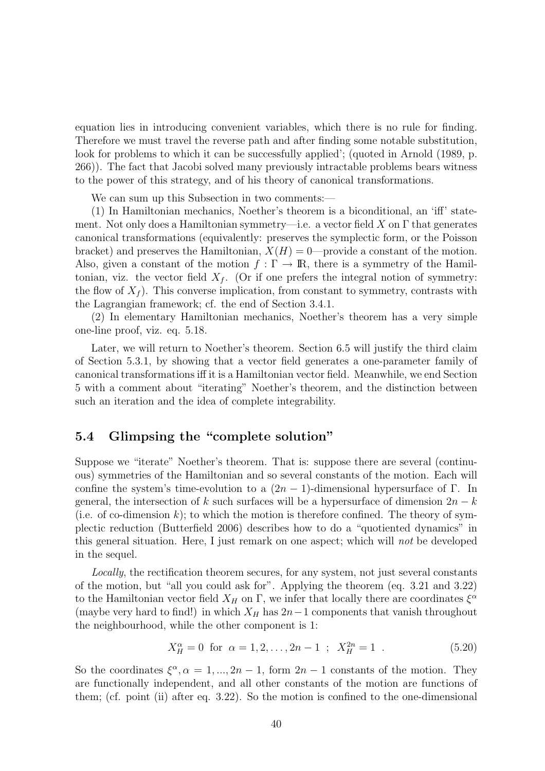equation lies in introducing convenient variables, which there is no rule for finding. Therefore we must travel the reverse path and after finding some notable substitution, look for problems to which it can be successfully applied'; (quoted in Arnold (1989, p. 266)). The fact that Jacobi solved many previously intractable problems bears witness to the power of this strategy, and of his theory of canonical transformations.

We can sum up this Subsection in two comments:—

(1) In Hamiltonian mechanics, Noether's theorem is a biconditional, an 'iff' statement. Not only does a Hamiltonian symmetry—i.e. a vector field $X$ on $\Gamma$ that generates canonical transformations (equivalently: preserves the symplectic form, or the Poisson bracket) and preserves the Hamiltonian, $X(H) = 0$—provide a constant of the motion. Also, given a constant of the motion $f : \Gamma \rightarrow \mathbb{R}$, there is a symmetry of the Hamiltonian, viz. the vector field $X_f$. (Or if one prefers the integral notion of symmetry: the flow of $X_f$). This converse implication, from constant to symmetry, contrasts with the Lagrangian framework; cf. the end of Section 3.4.1.

(2) In elementary Hamiltonian mechanics, Noether's theorem has a very simple one-line proof, viz. eq. 5.18.

Later, we will return to Noether's theorem. Section 6.5 will justify the third claim of Section 5.3.1, by showing that a vector field generates a one-parameter family of canonical transformations iff it is a Hamiltonian vector field. Meanwhile, we end Section 5 with a comment about "iterating" Noether's theorem, and the distinction between such an iteration and the idea of complete integrability.

## 5.4 Glimpsing the "complete solution"

Suppose we "iterate" Noether's theorem. That is: suppose there are several (continuous) symmetries of the Hamiltonian and so several constants of the motion. Each will confine the system's time-evolution to a $(2n - 1)$-dimensional hypersurface of $\Gamma$. In general, the intersection of $k$ such surfaces will be a hypersurface of dimension $2n - k$ (i.e. of co-dimension $k$); to which the motion is therefore confined. The theory of symplectic reduction (Butterfield 2006) describes how to do a "quotiented dynamics" in this general situation. Here, I just remark on one aspect; which will *not* be developed in the sequel.

*Locally*, the rectification theorem secures, for any system, not just several constants of the motion, but "all you could ask for". Applying the theorem (eq. 3.21 and 3.22) to the Hamiltonian vector field $X_H$ on $\Gamma$, we infer that locally there are coordinates $\xi^\alpha$ (maybe very hard to find!) in which $X_H$ has $2n-1$ components that vanish throughout the neighbourhood, while the other component is 1:

$$X_H^\alpha = 0 \text{ for } \alpha = 1, 2, \ldots, 2n-1 \;\; ; \;\; X_H^{2n} = 1 \;\; . \tag{5.20}$$

So the coordinates $\xi^\alpha, \alpha = 1, ..., 2n - 1$, form $2n - 1$ constants of the motion. They are functionally independent, and all other constants of the motion are functions of them; (cf. point (ii) after eq. 3.22). So the motion is confined to the one-dimensional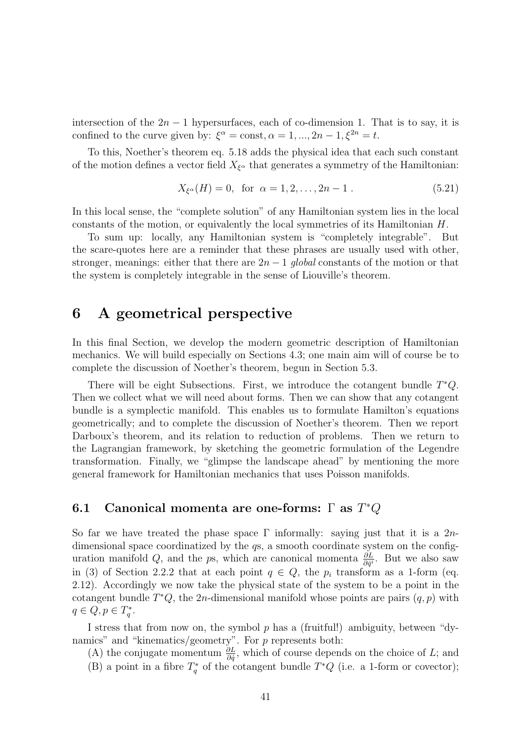intersection of the $2n - 1$ hypersurfaces, each of co-dimension 1. That is to say, it is confined to the curve given by: $\xi^\alpha = \text{const}, \alpha = 1, ..., 2n-1, \xi^{2n} = t$.

To this, Noether's theorem eq. 5.18 adds the physical idea that each such constant of the motion defines a vector field $X_{\xi^\alpha}$ that generates a symmetry of the Hamiltonian:

$$X_{\xi^\alpha}(H) = 0, \;\; \text{for} \;\; \alpha = 1, 2, \ldots, 2n-1 \; . \tag{5.21}$$

In this local sense, the "complete solution" of any Hamiltonian system lies in the local constants of the motion, or equivalently the local symmetries of its Hamiltonian $H$.

To sum up: locally, any Hamiltonian system is "completely integrable". But the scare-quotes here are a reminder that these phrases are usually used with other, stronger, meanings: either that there are $2n-1$ *global* constants of the motion or that the system is completely integrable in the sense of Liouville's theorem.

# 6 A geometrical perspective

In this final Section, we develop the modern geometric description of Hamiltonian mechanics. We will build especially on Sections 4.3; one main aim will of course be to complete the discussion of Noether's theorem, begun in Section 5.3.

There will be eight Subsections. First, we introduce the cotangent bundle $T^*Q$. Then we collect what we will need about forms. Then we can show that any cotangent bundle is a symplectic manifold. This enables us to formulate Hamilton's equations geometrically; and to complete the discussion of Noether's theorem. Then we report Darboux's theorem, and its relation to reduction of problems. Then we return to the Lagrangian framework, by sketching the geometric formulation of the Legendre transformation. Finally, we "glimpse the landscape ahead" by mentioning the more general framework for Hamiltonian mechanics that uses Poisson manifolds.

## 6.1 Canonical momenta are one-forms: $\Gamma$ as $T^*Q$

So far we have treated the phase space $\Gamma$ informally: saying just that it is a $2n$-dimensional space coordinatized by the $q$s, a smooth coordinate system on the configuration manifold $Q$, and the $p$s, which are canonical momenta $\frac{\partial L}{\partial \dot{q}^i}$. But we also saw in (3) of Section 2.2.2 that at each point $q \in Q$, the $p_i$ transform as a 1-form (eq. 2.12). Accordingly we now take the physical state of the system to be a point in the cotangent bundle $T^*Q$, the $2n$-dimensional manifold whose points are pairs $(q, p)$ with $q \in Q, p \in T^*_q$.

I stress that from now on, the symbol $p$ has a (fruitful!) ambiguity, between "dynamics" and "kinematics/geometry". For $p$ represents both:
(A) the conjugate momentum $\frac{\partial L}{\partial \dot{q}}$, which of course depends on the choice of $L$; and
(B) a point in a fibre $T^*_q$ of the cotangent bundle $T^*Q$ (i.e. a 1-form or covector);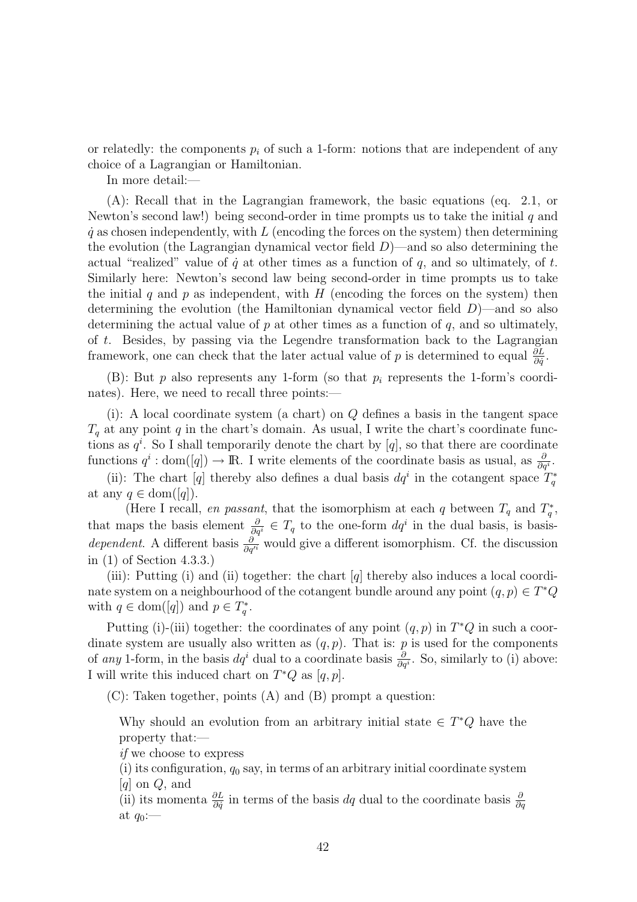or relatedly: the components $p_i$ of such a 1-form: notions that are independent of any choice of a Lagrangian or Hamiltonian.

In more detail:—

(A): Recall that in the Lagrangian framework, the basic equations (eq. 2.1, or Newton's second law!) being second-order in time prompts us to take the initial $q$ and $\dot{q}$ as chosen independently, with $L$ (encoding the forces on the system) then determining the evolution (the Lagrangian dynamical vector field $D$)—and so also determining the actual "realized" value of $\dot{q}$ at other times as a function of $q$, and so ultimately, of $t$. Similarly here: Newton's second law being second-order in time prompts us to take the initial $q$ and $p$ as independent, with $H$ (encoding the forces on the system) then determining the evolution (the Hamiltonian dynamical vector field $D$)—and so also determining the actual value of $p$ at other times as a function of $q$, and so ultimately, of $t$. Besides, by passing via the Legendre transformation back to the Lagrangian framework, one can check that the later actual value of $p$ is determined to equal $\frac{\partial L}{\partial \dot{q}}$.

(B): But $p$ also represents any 1-form (so that $p_i$ represents the 1-form's coordinates). Here, we need to recall three points:—

(i): A local coordinate system (a chart) on $Q$ defines a basis in the tangent space $T_q$ at any point $q$ in the chart's domain. As usual, I write the chart's coordinate functions as $q^i$. So I shall temporarily denote the chart by $[q]$, so that there are coordinate functions $q^i : \mathrm{dom}([q]) \rightarrow \mathbb{R}$. I write elements of the coordinate basis as usual, as $\frac{\partial}{\partial q^i}$.

(ii): The chart $[q]$ thereby also defines a dual basis $dq^i$ in the cotangent space $T^*_q$ at any $q \in \mathrm{dom}([q])$.

(Here I recall, *en passant*, that the isomorphism at each $q$ between $T_q$ and $T^*_q$, that maps the basis element $\frac{\partial}{\partial q^i} \in T_q$ to the one-form $dq^i$ in the dual basis, is basis-*dependent*. A different basis $\frac{\partial}{\partial q'^i}$ would give a different isomorphism. Cf. the discussion in (1) of Section 4.3.3.)

(iii): Putting (i) and (ii) together: the chart $[q]$ thereby also induces a local coordinate system on a neighbourhood of the cotangent bundle around any point $(q, p) \in T^*Q$ with $q \in \mathrm{dom}([q])$ and $p \in T^*_q$.

Putting (i)-(iii) together: the coordinates of any point $(q, p)$ in $T^*Q$ in such a coordinate system are usually also written as $(q, p)$. That is: $p$ is used for the components of *any* 1-form, in the basis $dq^i$ dual to a coordinate basis $\frac{\partial}{\partial q^i}$. So, similarly to (i) above: I will write this induced chart on $T^*Q$ as $[q, p]$.

(C): Taken together, points (A) and (B) prompt a question:

> Why should an evolution from an arbitrary initial state $\in T^*Q$ have the property that:—
> *if* we choose to express
> (i) its configuration, $q_0$ say, in terms of an arbitrary initial coordinate system $[q]$ on $Q$, and
> (ii) its momenta $\frac{\partial L}{\partial \dot{q}}$ in terms of the basis $dq$ dual to the coordinate basis $\frac{\partial}{\partial q}$ at $q_0$:—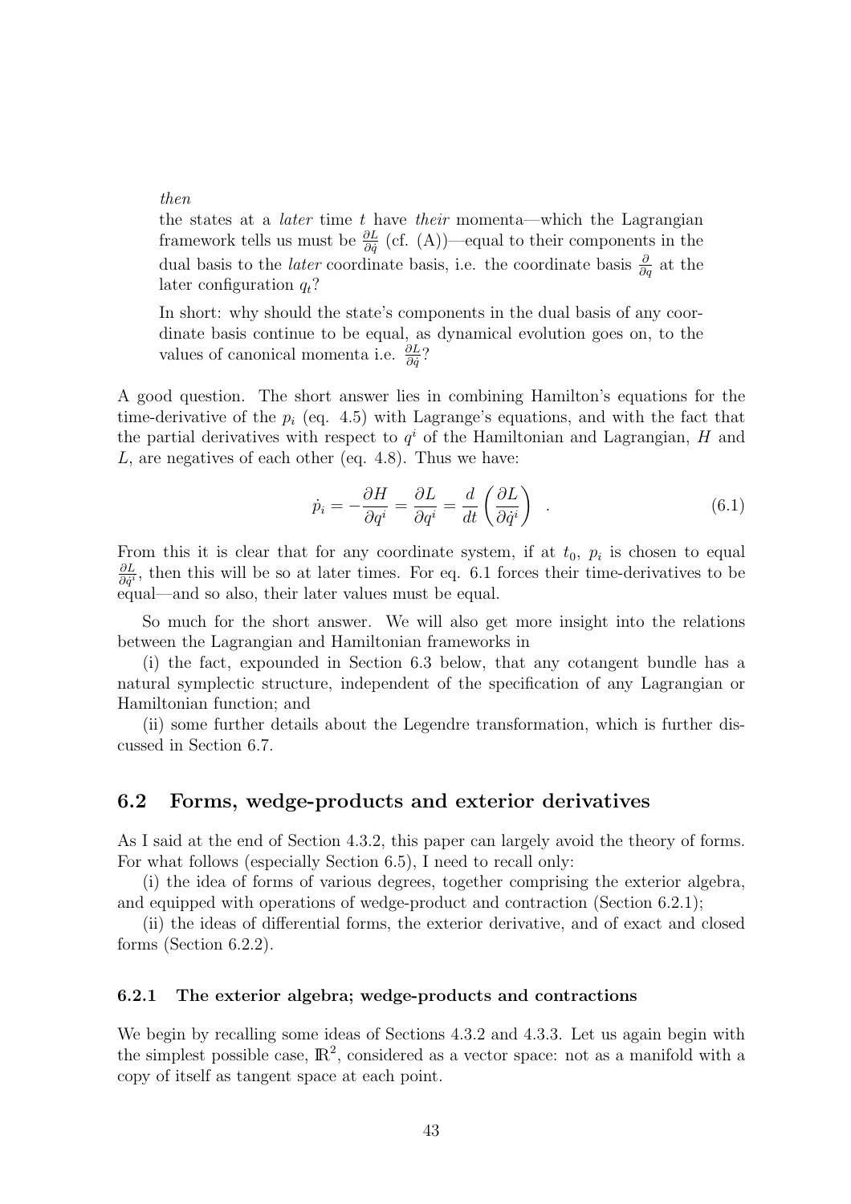*then*

the states at a *later* time $t$ have *their* momenta—which the Lagrangian framework tells us must be $\frac{\partial L}{\partial \dot{q}}$ (cf. (A))—equal to their components in the dual basis to the *later* coordinate basis, i.e. the coordinate basis $\frac{\partial}{\partial q}$ at the later configuration $q_t$?

In short: why should the state's components in the dual basis of any coordinate basis continue to be equal, as dynamical evolution goes on, to the values of canonical momenta i.e. $\frac{\partial L}{\partial \dot{q}}$?

A good question. The short answer lies in combining Hamilton's equations for the time-derivative of the $p_i$ (eq. 4.5) with Lagrange's equations, and with the fact that the partial derivatives with respect to $q^i$ of the Hamiltonian and Lagrangian, $H$ and $L$, are negatives of each other (eq. 4.8). Thus we have:

$$\dot{p}_i = -\frac{\partial H}{\partial q^i} = \frac{\partial L}{\partial q^i} = \frac{d}{dt}\left(\frac{\partial L}{\partial \dot{q}^i}\right) \quad . \tag{6.1}$$

From this it is clear that for any coordinate system, if at $t_0$, $p_i$ is chosen to equal $\frac{\partial L}{\partial \dot{q}^i}$, then this will be so at later times. For eq. 6.1 forces their time-derivatives to be equal—and so also, their later values must be equal.

So much for the short answer. We will also get more insight into the relations between the Lagrangian and Hamiltonian frameworks in

(i) the fact, expounded in Section 6.3 below, that any cotangent bundle has a natural symplectic structure, independent of the specification of any Lagrangian or Hamiltonian function; and

(ii) some further details about the Legendre transformation, which is further discussed in Section 6.7.

## 6.2 Forms, wedge-products and exterior derivatives

As I said at the end of Section 4.3.2, this paper can largely avoid the theory of forms. For what follows (especially Section 6.5), I need to recall only:

(i) the idea of forms of various degrees, together comprising the exterior algebra, and equipped with operations of wedge-product and contraction (Section 6.2.1);

(ii) the ideas of differential forms, the exterior derivative, and of exact and closed forms (Section 6.2.2).

### 6.2.1 The exterior algebra; wedge-products and contractions

We begin by recalling some ideas of Sections 4.3.2 and 4.3.3. Let us again begin with the simplest possible case, $\mathbb{R}^2$, considered as a vector space: not as a manifold with a copy of itself as tangent space at each point.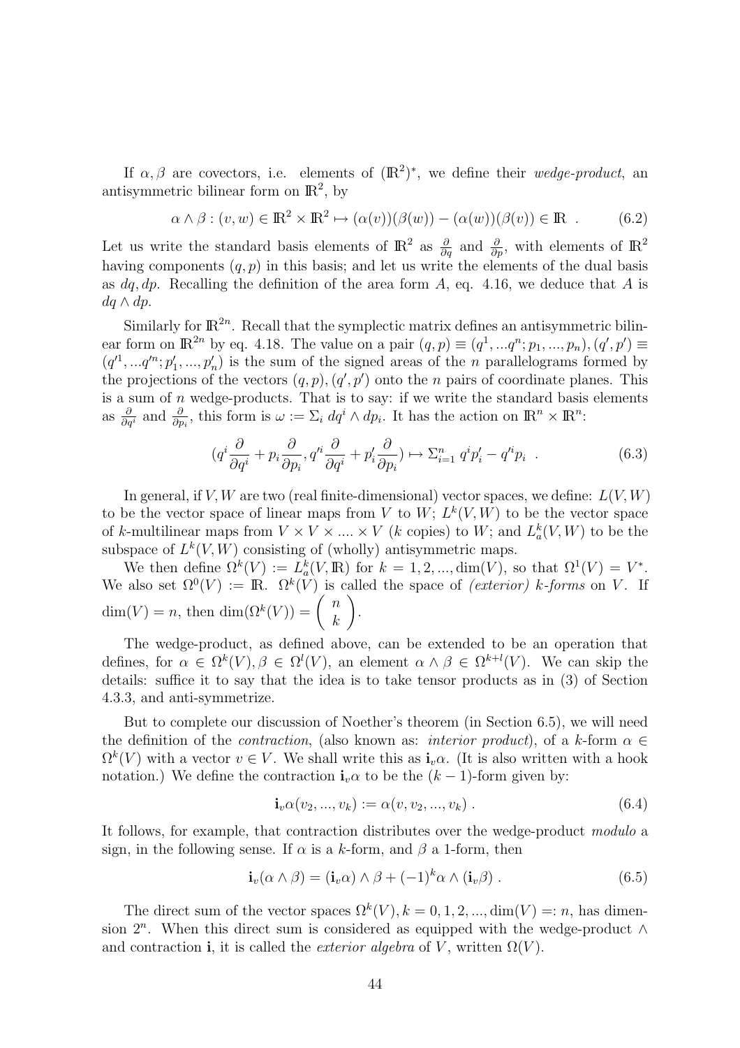If $\alpha, \beta$ are covectors, i.e. elements of $(\mathbb{R}^2)^*$, we define their *wedge-product*, an antisymmetric bilinear form on $\mathbb{R}^2$, by

$$\alpha \wedge \beta : (v, w) \in \mathbb{R}^2 \times \mathbb{R}^2 \mapsto (\alpha(v))(\beta(w)) - (\alpha(w))(\beta(v)) \in \mathbb{R} \ . \tag{6.2}$$

Let us write the standard basis elements of $\mathbb{R}^2$ as $\frac{\partial}{\partial q}$ and $\frac{\partial}{\partial p}$, with elements of $\mathbb{R}^2$ having components $(q, p)$ in this basis; and let us write the elements of the dual basis as $dq, dp$. Recalling the definition of the area form $A$, eq. 4.16, we deduce that $A$ is $dq \wedge dp$.

Similarly for $\mathbb{R}^{2n}$. Recall that the symplectic matrix defines an antisymmetric bilinear form on $\mathbb{R}^{2n}$ by eq. 4.18. The value on a pair $(q, p) \equiv (q^1, ...q^n; p_1, ..., p_n), (q', p') \equiv (q'^1, ...q'^n; p'_1, ..., p'_n)$ is the sum of the signed areas of the $n$ parallelograms formed by the projections of the vectors $(q, p), (q', p')$ onto the $n$ pairs of coordinate planes. This is a sum of $n$ wedge-products. That is to say: if we write the standard basis elements as $\frac{\partial}{\partial q^i}$ and $\frac{\partial}{\partial p_i}$, this form is $\omega := \Sigma_i \, dq^i \wedge dp_i$. It has the action on $\mathbb{R}^n \times \mathbb{R}^n$:

$$(q^i \frac{\partial}{\partial q^i} + p_i \frac{\partial}{\partial p_i}, q'^i \frac{\partial}{\partial q^i} + p'_i \frac{\partial}{\partial p_i}) \mapsto \Sigma_{i=1}^n \, q^i p'_i - q'^i p_i \ . \tag{6.3}$$

In general, if $V, W$ are two (real finite-dimensional) vector spaces, we define: $L(V, W)$ to be the vector space of linear maps from $V$ to $W$; $L^k(V, W)$ to be the vector space of $k$-multilinear maps from $V \times V \times .... \times V$ ($k$ copies) to $W$; and $L^k_a(V, W)$ to be the subspace of $L^k(V, W)$ consisting of (wholly) antisymmetric maps.

We then define $\Omega^k(V) := L^k_a(V, \mathbb{R})$ for $k = 1, 2, ..., \dim(V)$, so that $\Omega^1(V) = V^*$. We also set $\Omega^0(V) := \mathbb{R}$. $\Omega^k(V)$ is called the space of *(exterior) $k$-forms* on $V$. If $\dim(V) = n$, then $\dim(\Omega^k(V)) = \left( \begin{array}{c} n \\ k \end{array} \right)$.

The wedge-product, as defined above, can be extended to be an operation that defines, for $\alpha \in \Omega^k(V), \beta \in \Omega^l(V)$, an element $\alpha \wedge \beta \in \Omega^{k+l}(V)$. We can skip the details: suffice it to say that the idea is to take tensor products as in (3) of Section 4.3.3, and anti-symmetrize.

But to complete our discussion of Noether's theorem (in Section 6.5), we will need the definition of the *contraction*, (also known as: *interior product*), of a $k$-form $\alpha \in \Omega^k(V)$ with a vector $v \in V$. We shall write this as $\mathbf{i}_v \alpha$. (It is also written with a hook notation.) We define the contraction $\mathbf{i}_v \alpha$ to be the $(k-1)$-form given by:

$$\mathbf{i}_v \alpha(v_2, ..., v_k) := \alpha(v, v_2, ..., v_k) \ . \tag{6.4}$$

It follows, for example, that contraction distributes over the wedge-product *modulo* a sign, in the following sense. If $\alpha$ is a $k$-form, and $\beta$ a 1-form, then

$$\mathbf{i}_v(\alpha \wedge \beta) = (\mathbf{i}_v \alpha) \wedge \beta + (-1)^k \alpha \wedge (\mathbf{i}_v \beta) \ . \tag{6.5}$$

The direct sum of the vector spaces $\Omega^k(V), k = 0, 1, 2, ..., \dim(V) =: n$, has dimension $2^n$. When this direct sum is considered as equipped with the wedge-product $\wedge$ and contraction $\mathbf{i}$, it is called the *exterior algebra* of $V$, written $\Omega(V)$.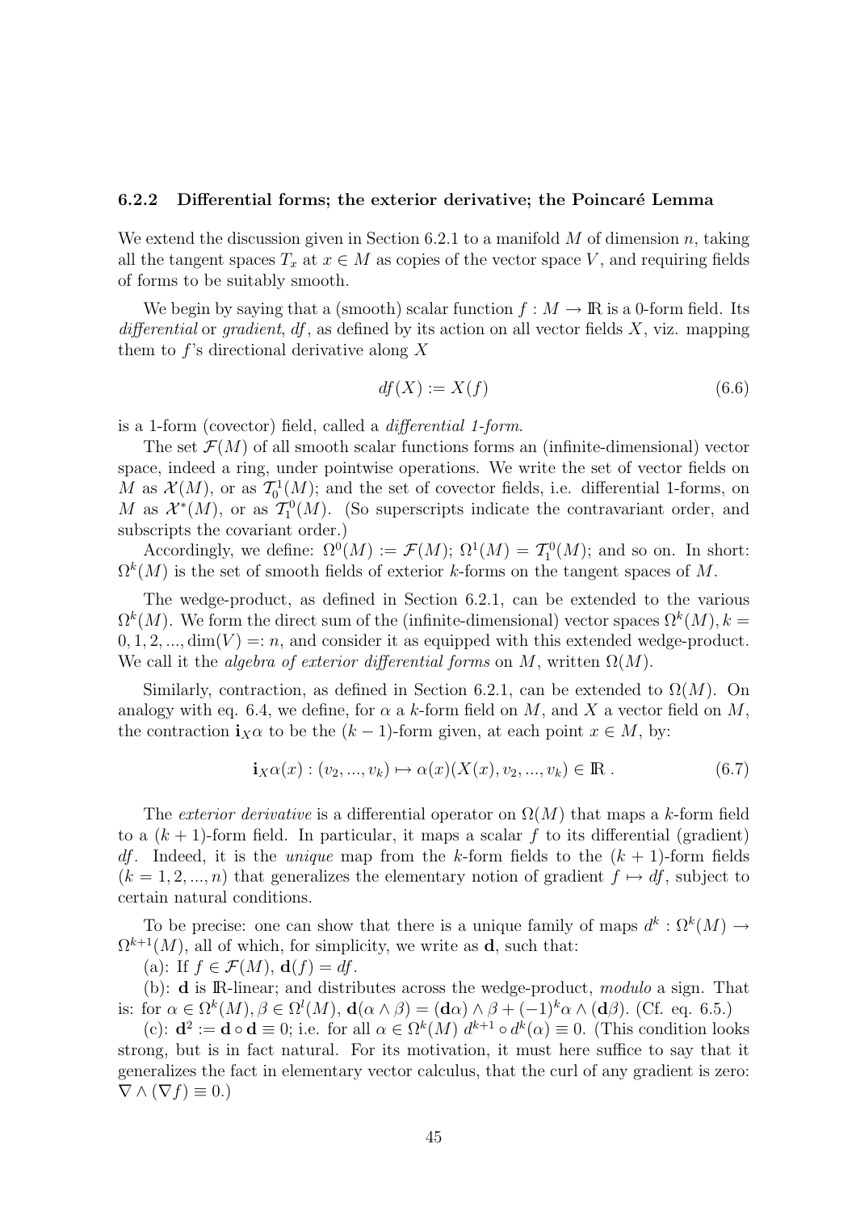### 6.2.2 Differential forms; the exterior derivative; the Poincaré Lemma

We extend the discussion given in Section 6.2.1 to a manifold $M$ of dimension $n$, taking all the tangent spaces $T_x$ at $x \in M$ as copies of the vector space $V$, and requiring fields of forms to be suitably smooth.

We begin by saying that a (smooth) scalar function $f : M \to \mathbb{R}$ is a 0-form field. Its *differential* or *gradient*, $df$, as defined by its action on all vector fields $X$, viz. mapping them to $f$'s directional derivative along $X$

$$df(X) := X(f) \tag{6.6}$$

is a 1-form (covector) field, called a *differential 1-form*.

The set $\mathcal{F}(M)$ of all smooth scalar functions forms an (infinite-dimensional) vector space, indeed a ring, under pointwise operations. We write the set of vector fields on $M$ as $\mathcal{X}(M)$, or as $\mathcal{T}^1_0(M)$; and the set of covector fields, i.e. differential 1-forms, on $M$ as $\mathcal{X}^*(M)$, or as $\mathcal{T}^0_1(M)$. (So superscripts indicate the contravariant order, and subscripts the covariant order.)

Accordingly, we define: $\Omega^0(M) := \mathcal{F}(M)$; $\Omega^1(M) = \mathcal{T}^0_1(M)$; and so on. In short: $\Omega^k(M)$ is the set of smooth fields of exterior $k$-forms on the tangent spaces of $M$.

The wedge-product, as defined in Section 6.2.1, can be extended to the various $\Omega^k(M)$. We form the direct sum of the (infinite-dimensional) vector spaces $\Omega^k(M), k = 0, 1, 2, ..., \dim(V) =: n$, and consider it as equipped with this extended wedge-product. We call it the *algebra of exterior differential forms* on $M$, written $\Omega(M)$.

Similarly, contraction, as defined in Section 6.2.1, can be extended to $\Omega(M)$. On analogy with eq. 6.4, we define, for $\alpha$ a $k$-form field on $M$, and $X$ a vector field on $M$, the contraction $\mathbf{i}_X\alpha$ to be the $(k-1)$-form given, at each point $x \in M$, by:

$$\mathbf{i}_X\alpha(x) : (v_2, ..., v_k) \mapsto \alpha(x)(X(x), v_2, ..., v_k) \in \mathbb{R} \, . \tag{6.7}$$

The *exterior derivative* is a differential operator on $\Omega(M)$ that maps a $k$-form field to a $(k+1)$-form field. In particular, it maps a scalar $f$ to its differential (gradient) $df$. Indeed, it is the *unique* map from the $k$-form fields to the $(k+1)$-form fields $(k = 1, 2, ..., n)$ that generalizes the elementary notion of gradient $f \mapsto df$, subject to certain natural conditions.

To be precise: one can show that there is a unique family of maps $d^k : \Omega^k(M) \to \Omega^{k+1}(M)$, all of which, for simplicity, we write as $\mathbf{d}$, such that:

(a): If $f \in \mathcal{F}(M)$, $\mathbf{d}(f) = df$.

(b): $\mathbf{d}$ is $\mathbb{R}$-linear; and distributes across the wedge-product, *modulo* a sign. That is: for $\alpha \in \Omega^k(M), \beta \in \Omega^l(M)$, $\mathbf{d}(\alpha \wedge \beta) = (\mathbf{d}\alpha) \wedge \beta + (-1)^k \alpha \wedge (\mathbf{d}\beta)$. (Cf. eq. 6.5.)

(c): $\mathbf{d}^2 := \mathbf{d} \circ \mathbf{d} \equiv 0$; i.e. for all $\alpha \in \Omega^k(M)$ $d^{k+1} \circ d^k(\alpha) \equiv 0$. (This condition looks strong, but is in fact natural. For its motivation, it must here suffice to say that it generalizes the fact in elementary vector calculus, that the curl of any gradient is zero: $\nabla \wedge (\nabla f) \equiv 0$.)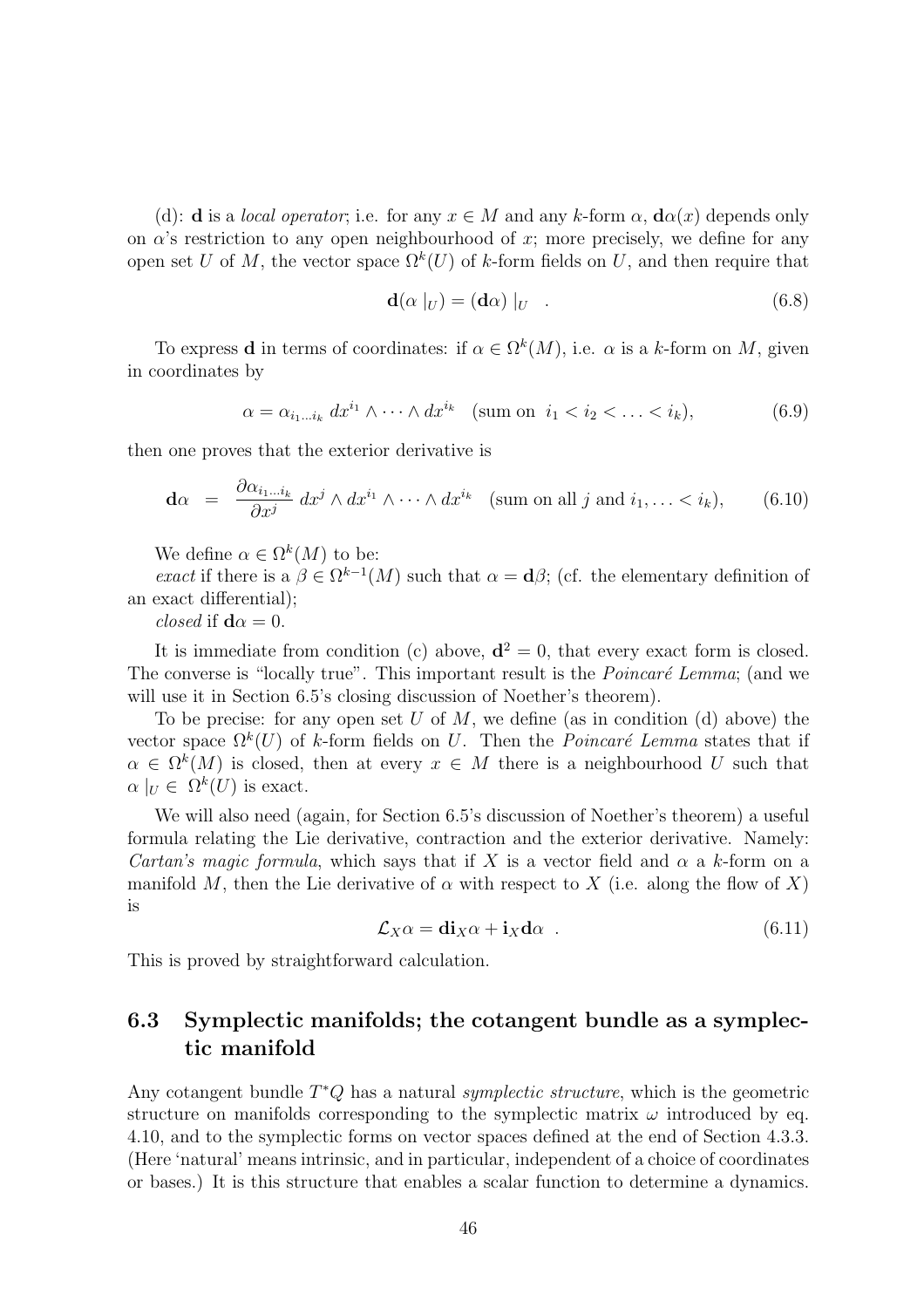(d): $\mathbf{d}$ is a *local operator*; i.e. for any $x \in M$ and any $k$-form $\alpha$, $\mathbf{d}\alpha(x)$ depends only on $\alpha$'s restriction to any open neighbourhood of $x$; more precisely, we define for any open set $U$ of $M$, the vector space $\Omega^k(U)$ of $k$-form fields on $U$, and then require that

$$\mathbf{d}(\alpha\mid_U) = (\mathbf{d}\alpha)\mid_U \quad . \tag{6.8}$$

To express $\mathbf{d}$ in terms of coordinates: if $\alpha \in \Omega^k(M)$, i.e. $\alpha$ is a $k$-form on $M$, given in coordinates by

$$\alpha = \alpha_{i_1 \dots i_k} \, dx^{i_1} \wedge \dots \wedge dx^{i_k} \quad (\text{sum on } \; i_1 < i_2 < \dots < i_k), \tag{6.9}$$

then one proves that the exterior derivative is

$$\mathbf{d}\alpha \;\; = \;\; \frac{\partial \alpha_{i_1 \dots i_k}}{\partial x^j} \, dx^j \wedge dx^{i_1} \wedge \dots \wedge dx^{i_k} \quad (\text{sum on all } j \text{ and } i_1, \dots < i_k), \tag{6.10}$$

We define $\alpha \in \Omega^k(M)$ to be:

*exact* if there is a $\beta \in \Omega^{k-1}(M)$ such that $\alpha = \mathbf{d}\beta$; (cf. the elementary definition of an exact differential);

*closed* if $\mathbf{d}\alpha = 0$.

It is immediate from condition (c) above, $\mathbf{d}^2 = 0$, that every exact form is closed. The converse is "locally true". This important result is the *Poincaré Lemma*; (and we will use it in Section 6.5's closing discussion of Noether's theorem).

To be precise: for any open set $U$ of $M$, we define (as in condition (d) above) the vector space $\Omega^k(U)$ of $k$-form fields on $U$. Then the *Poincaré Lemma* states that if $\alpha \in \Omega^k(M)$ is closed, then at every $x \in M$ there is a neighbourhood $U$ such that $\alpha\mid_U \in \Omega^k(U)$ is exact.

We will also need (again, for Section 6.5's discussion of Noether's theorem) a useful formula relating the Lie derivative, contraction and the exterior derivative. Namely: *Cartan's magic formula*, which says that if $X$ is a vector field and $\alpha$ a $k$-form on a manifold $M$, then the Lie derivative of $\alpha$ with respect to $X$ (i.e. along the flow of $X$) is

$$\mathcal{L}_X \alpha = \mathbf{d}\mathbf{i}_X \alpha + \mathbf{i}_X \mathbf{d}\alpha \quad . \tag{6.11}$$

This is proved by straightforward calculation.

## 6.3 Symplectic manifolds; the cotangent bundle as a symplectic manifold

Any cotangent bundle $T^*Q$ has a natural *symplectic structure*, which is the geometric structure on manifolds corresponding to the symplectic matrix $\omega$ introduced by eq. 4.10, and to the symplectic forms on vector spaces defined at the end of Section 4.3.3. (Here 'natural' means intrinsic, and in particular, independent of a choice of coordinates or bases.) It is this structure that enables a scalar function to determine a dynamics.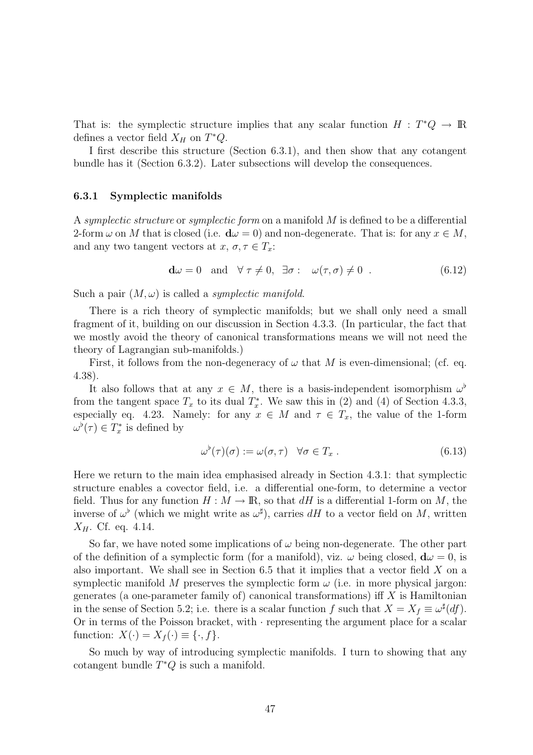That is: the symplectic structure implies that any scalar function $H : T^*Q \to \mathbb{R}$ defines a vector field $X_H$ on $T^*Q$.

I first describe this structure (Section 6.3.1), and then show that any cotangent bundle has it (Section 6.3.2). Later subsections will develop the consequences.

### 6.3.1 Symplectic manifolds

A *symplectic structure* or *symplectic form* on a manifold $M$ is defined to be a differential 2-form $\omega$ on $M$ that is closed (i.e. $\mathbf{d}\omega = 0$) and non-degenerate. That is: for any $x \in M$, and any two tangent vectors at $x$, $\sigma, \tau \in T_x$:

$$\mathbf{d}\omega = 0 \quad \text{and} \quad \forall\, \tau \neq 0, \;\; \exists \sigma : \quad \omega(\tau, \sigma) \neq 0 \;\; . \tag{6.12}$$

Such a pair $(M, \omega)$ is called a *symplectic manifold*.

There is a rich theory of symplectic manifolds; but we shall only need a small fragment of it, building on our discussion in Section 4.3.3. (In particular, the fact that we mostly avoid the theory of canonical transformations means we will not need the theory of Lagrangian sub-manifolds.)

First, it follows from the non-degeneracy of $\omega$ that $M$ is even-dimensional; (cf. eq. 4.38).

It also follows that at any $x \in M$, there is a basis-independent isomorphism $\omega^\flat$ from the tangent space $T_x$ to its dual $T_x^*$. We saw this in (2) and (4) of Section 4.3.3, especially eq. 4.23. Namely: for any $x \in M$ and $\tau \in T_x$, the value of the 1-form $\omega^\flat(\tau) \in T_x^*$ is defined by

$$\omega^\flat(\tau)(\sigma) := \omega(\sigma, \tau) \quad \forall \sigma \in T_x \; . \tag{6.13}$$

Here we return to the main idea emphasised already in Section 4.3.1: that symplectic structure enables a covector field, i.e. a differential one-form, to determine a vector field. Thus for any function $H : M \to \mathbb{R}$, so that $dH$ is a differential 1-form on $M$, the inverse of $\omega^\flat$ (which we might write as $\omega^\sharp$), carries $dH$ to a vector field on $M$, written $X_H$. Cf. eq. 4.14.

So far, we have noted some implications of $\omega$ being non-degenerate. The other part of the definition of a symplectic form (for a manifold), viz. $\omega$ being closed, $\mathbf{d}\omega = 0$, is also important. We shall see in Section 6.5 that it implies that a vector field $X$ on a symplectic manifold $M$ preserves the symplectic form $\omega$ (i.e. in more physical jargon: generates (a one-parameter family of) canonical transformations) iff $X$ is Hamiltonian in the sense of Section 5.2; i.e. there is a scalar function $f$ such that $X = X_f \equiv \omega^\sharp(df)$. Or in terms of the Poisson bracket, with $\cdot$ representing the argument place for a scalar function: $X(\cdot) = X_f(\cdot) \equiv \{\cdot, f\}$.

So much by way of introducing symplectic manifolds. I turn to showing that any cotangent bundle $T^*Q$ is such a manifold.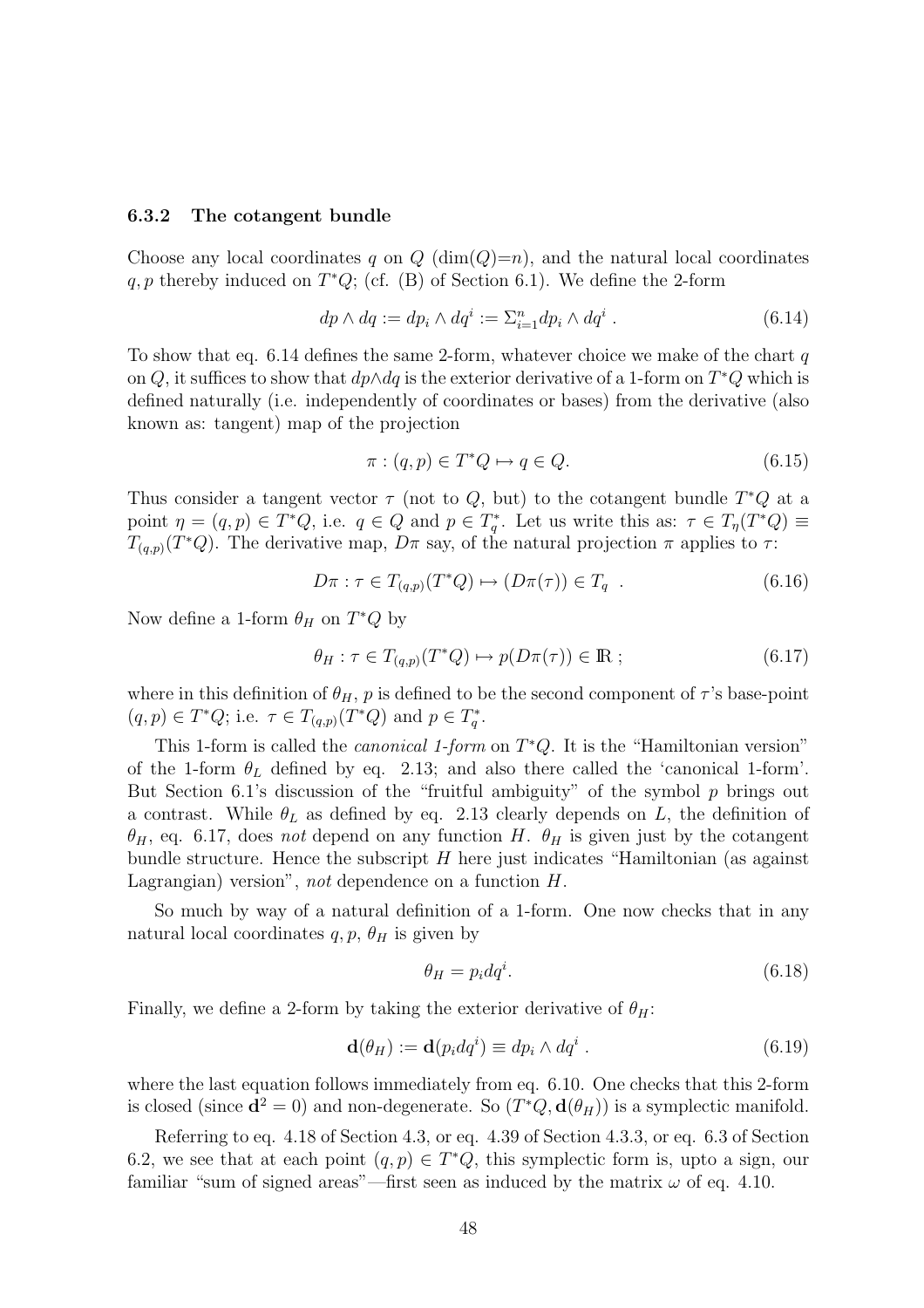### 6.3.2 The cotangent bundle

Choose any local coordinates $q$ on $Q$ ($\dim(Q){=}n$), and the natural local coordinates $q, p$ thereby induced on $T^*Q$; (cf. (B) of Section 6.1). We define the 2-form

$$dp \wedge dq := dp_i \wedge dq^i := \Sigma_{i=1}^n dp_i \wedge dq^i \ . \tag{6.14}$$

To show that eq. 6.14 defines the same 2-form, whatever choice we make of the chart $q$ on $Q$, it suffices to show that $dp \wedge dq$ is the exterior derivative of a 1-form on $T^*Q$ which is defined naturally (i.e. independently of coordinates or bases) from the derivative (also known as: tangent) map of the projection

$$\pi : (q, p) \in T^*Q \mapsto q \in Q. \tag{6.15}$$

Thus consider a tangent vector $\tau$ (not to $Q$, but) to the cotangent bundle $T^*Q$ at a point $\eta = (q, p) \in T^*Q$, i.e. $q \in Q$ and $p \in T^*_q$. Let us write this as: $\tau \in T_\eta(T^*Q) \equiv T_{(q,p)}(T^*Q)$. The derivative map, $D\pi$ say, of the natural projection $\pi$ applies to $\tau$:

$$D\pi : \tau \in T_{(q,p)}(T^*Q) \mapsto (D\pi(\tau)) \in T_q \ . \tag{6.16}$$

Now define a 1-form $\theta_H$ on $T^*Q$ by

$$\theta_H : \tau \in T_{(q,p)}(T^*Q) \mapsto p(D\pi(\tau)) \in \mathbb{R} \ ; \tag{6.17}$$

where in this definition of $\theta_H$, $p$ is defined to be the second component of $\tau$'s base-point $(q, p) \in T^*Q$; i.e. $\tau \in T_{(q,p)}(T^*Q)$ and $p \in T^*_q$.

This 1-form is called the *canonical 1-form* on $T^*Q$. It is the "Hamiltonian version" of the 1-form $\theta_L$ defined by eq. 2.13; and also there called the 'canonical 1-form'. But Section 6.1's discussion of the "fruitful ambiguity" of the symbol $p$ brings out a contrast. While $\theta_L$ as defined by eq. 2.13 clearly depends on $L$, the definition of $\theta_H$, eq. 6.17, does *not* depend on any function $H$. $\theta_H$ is given just by the cotangent bundle structure. Hence the subscript $H$ here just indicates "Hamiltonian (as against Lagrangian) version", *not* dependence on a function $H$.

So much by way of a natural definition of a 1-form. One now checks that in any natural local coordinates $q, p$, $\theta_H$ is given by

$$\theta_H = p_i dq^i. \tag{6.18}$$

Finally, we define a 2-form by taking the exterior derivative of $\theta_H$:

$$\mathbf{d}(\theta_H) := \mathbf{d}(p_i dq^i) \equiv dp_i \wedge dq^i \ . \tag{6.19}$$

where the last equation follows immediately from eq. 6.10. One checks that this 2-form is closed (since $\mathbf{d}^2 = 0$) and non-degenerate. So $(T^*Q, \mathbf{d}(\theta_H))$ is a symplectic manifold.

Referring to eq. 4.18 of Section 4.3, or eq. 4.39 of Section 4.3.3, or eq. 6.3 of Section 6.2, we see that at each point $(q, p) \in T^*Q$, this symplectic form is, upto a sign, our familiar "sum of signed areas"—first seen as induced by the matrix $\omega$ of eq. 4.10.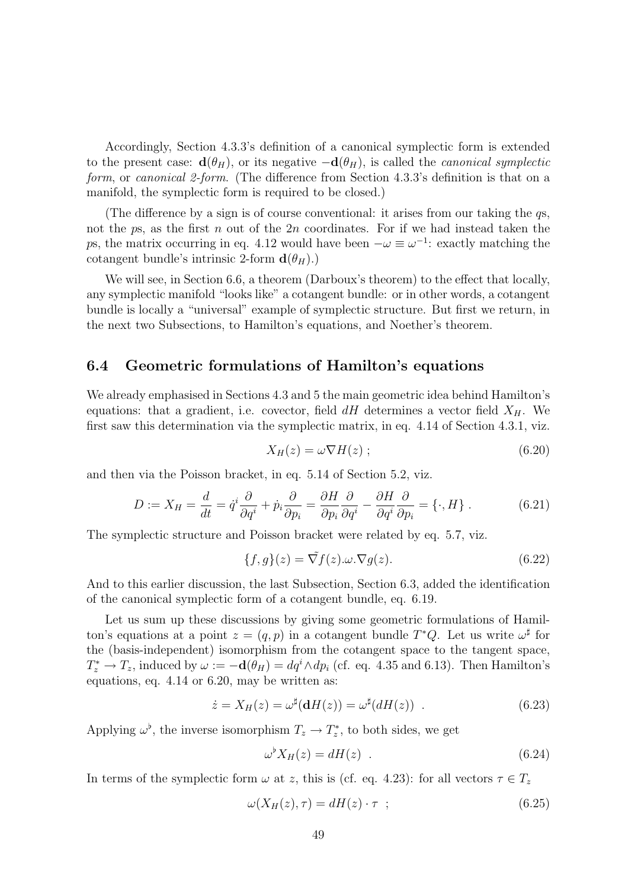Accordingly, Section 4.3.3's definition of a canonical symplectic form is extended to the present case: $\mathbf{d}(\theta_H)$, or its negative $-\mathbf{d}(\theta_H)$, is called the *canonical symplectic form*, or *canonical 2-form*. (The difference from Section 4.3.3's definition is that on a manifold, the symplectic form is required to be closed.)

(The difference by a sign is of course conventional: it arises from our taking the $q$s, not the $p$s, as the first $n$ out of the $2n$ coordinates. For if we had instead taken the $p$s, the matrix occurring in eq. 4.12 would have been $-\omega \equiv \omega^{-1}$: exactly matching the cotangent bundle's intrinsic 2-form $\mathbf{d}(\theta_H)$.)

We will see, in Section 6.6, a theorem (Darboux's theorem) to the effect that locally, any symplectic manifold "looks like" a cotangent bundle: or in other words, a cotangent bundle is locally a "universal" example of symplectic structure. But first we return, in the next two Subsections, to Hamilton's equations, and Noether's theorem.

## 6.4 Geometric formulations of Hamilton's equations

We already emphasised in Sections 4.3 and 5 the main geometric idea behind Hamilton's equations: that a gradient, i.e. covector, field $dH$ determines a vector field $X_H$. We first saw this determination via the symplectic matrix, in eq. 4.14 of Section 4.3.1, viz.

$$X_H(z) = \omega \nabla H(z) \; ; \tag{6.20}$$

and then via the Poisson bracket, in eq. 5.14 of Section 5.2, viz.

$$D := X_H = \frac{d}{dt} = \dot{q}^i \frac{\partial}{\partial q^i} + \dot{p}_i \frac{\partial}{\partial p_i} = \frac{\partial H}{\partial p_i}\frac{\partial}{\partial q^i} - \frac{\partial H}{\partial q^i}\frac{\partial}{\partial p_i} = \{\cdot, H\} \; . \tag{6.21}$$

The symplectic structure and Poisson bracket were related by eq. 5.7, viz.

$$\{f, g\}(z) = \tilde{\nabla} f(z).\omega.\nabla g(z). \tag{6.22}$$

And to this earlier discussion, the last Subsection, Section 6.3, added the identification of the canonical symplectic form of a cotangent bundle, eq. 6.19.

Let us sum up these discussions by giving some geometric formulations of Hamilton's equations at a point $z = (q, p)$ in a cotangent bundle $T^*Q$. Let us write $\omega^\sharp$ for the (basis-independent) isomorphism from the cotangent space to the tangent space, $T^*_z \to T_z$, induced by $\omega := -\mathbf{d}(\theta_H) = dq^i \wedge dp_i$ (cf. eq. 4.35 and 6.13). Then Hamilton's equations, eq. 4.14 or 6.20, may be written as:

$$\dot{z} = X_H(z) = \omega^\sharp(\mathbf{d}H(z)) = \omega^\sharp(dH(z)) \;\; . \tag{6.23}$$

Applying $\omega^\flat$, the inverse isomorphism $T_z \to T^*_z$, to both sides, we get

$$\omega^\flat X_H(z) = dH(z) \;\; . \tag{6.24}$$

In terms of the symplectic form $\omega$ at $z$, this is (cf. eq. 4.23): for all vectors $\tau \in T_z$

$$\omega(X_H(z), \tau) = dH(z) \cdot \tau \;\; ; \tag{6.25}$$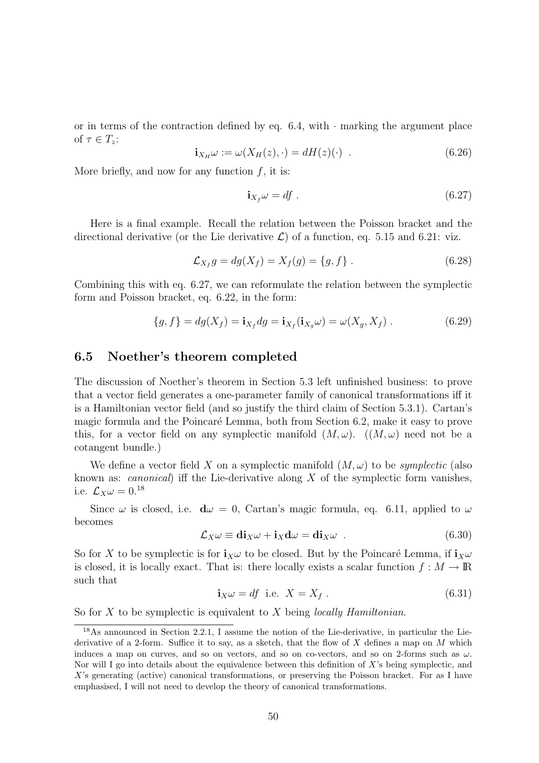or in terms of the contraction defined by eq. 6.4, with $\cdot$ marking the argument place of $\tau \in T_z$:

$$\mathbf{i}_{X_H}\omega := \omega(X_H(z), \cdot) = dH(z)(\cdot) \ . \tag{6.26}$$

More briefly, and now for any function $f$, it is:

$$\mathbf{i}_{X_f}\omega = df \ . \tag{6.27}$$

Here is a final example. Recall the relation between the Poisson bracket and the directional derivative (or the Lie derivative $\mathcal{L}$) of a function, eq. 5.15 and 6.21: viz.

$$\mathcal{L}_{X_f} g = dg(X_f) = X_f(g) = \{g, f\} \ . \tag{6.28}$$

Combining this with eq. 6.27, we can reformulate the relation between the symplectic form and Poisson bracket, eq. 6.22, in the form:

$$\{g, f\} = dg(X_f) = \mathbf{i}_{X_f} dg = \mathbf{i}_{X_f}(\mathbf{i}_{X_g}\omega) = \omega(X_g, X_f) \ . \tag{6.29}$$

## 6.5 Noether's theorem completed

The discussion of Noether's theorem in Section 5.3 left unfinished business: to prove that a vector field generates a one-parameter family of canonical transformations iff it is a Hamiltonian vector field (and so justify the third claim of Section 5.3.1). Cartan's magic formula and the Poincaré Lemma, both from Section 6.2, make it easy to prove this, for a vector field on any symplectic manifold $(M, \omega)$. ($(M, \omega)$ need not be a cotangent bundle.)

We define a vector field $X$ on a symplectic manifold $(M, \omega)$ to be *symplectic* (also known as: *canonical*) iff the Lie-derivative along $X$ of the symplectic form vanishes, i.e. $\mathcal{L}_X \omega = 0$.[18]

Since $\omega$ is closed, i.e. $\mathbf{d}\omega = 0$, Cartan's magic formula, eq. 6.11, applied to $\omega$ becomes

$$\mathcal{L}_X \omega \equiv \mathbf{d}\mathbf{i}_X \omega + \mathbf{i}_X \mathbf{d}\omega = \mathbf{d}\mathbf{i}_X \omega \ . \tag{6.30}$$

So for $X$ to be symplectic is for $\mathbf{i}_X \omega$ to be closed. But by the Poincaré Lemma, if $\mathbf{i}_X \omega$ is closed, it is locally exact. That is: there locally exists a scalar function $f : M \to \mathbb{R}$ such that

$$\mathbf{i}_X \omega = df \ \text{ i.e. } \ X = X_f \ . \tag{6.31}$$

So for $X$ to be symplectic is equivalent to $X$ being *locally Hamiltonian*.

[18] As announced in Section 2.2.1, I assume the notion of the Lie-derivative, in particular the Lie-derivative of a 2-form. Suffice it to say, as a sketch, that the flow of $X$ defines a map on $M$ which induces a map on curves, and so on vectors, and so on co-vectors, and so on 2-forms such as $\omega$. Nor will I go into details about the equivalence between this definition of $X$'s being symplectic, and $X$'s generating (active) canonical transformations, or preserving the Poisson bracket. For as I have emphasised, I will not need to develop the theory of canonical transformations.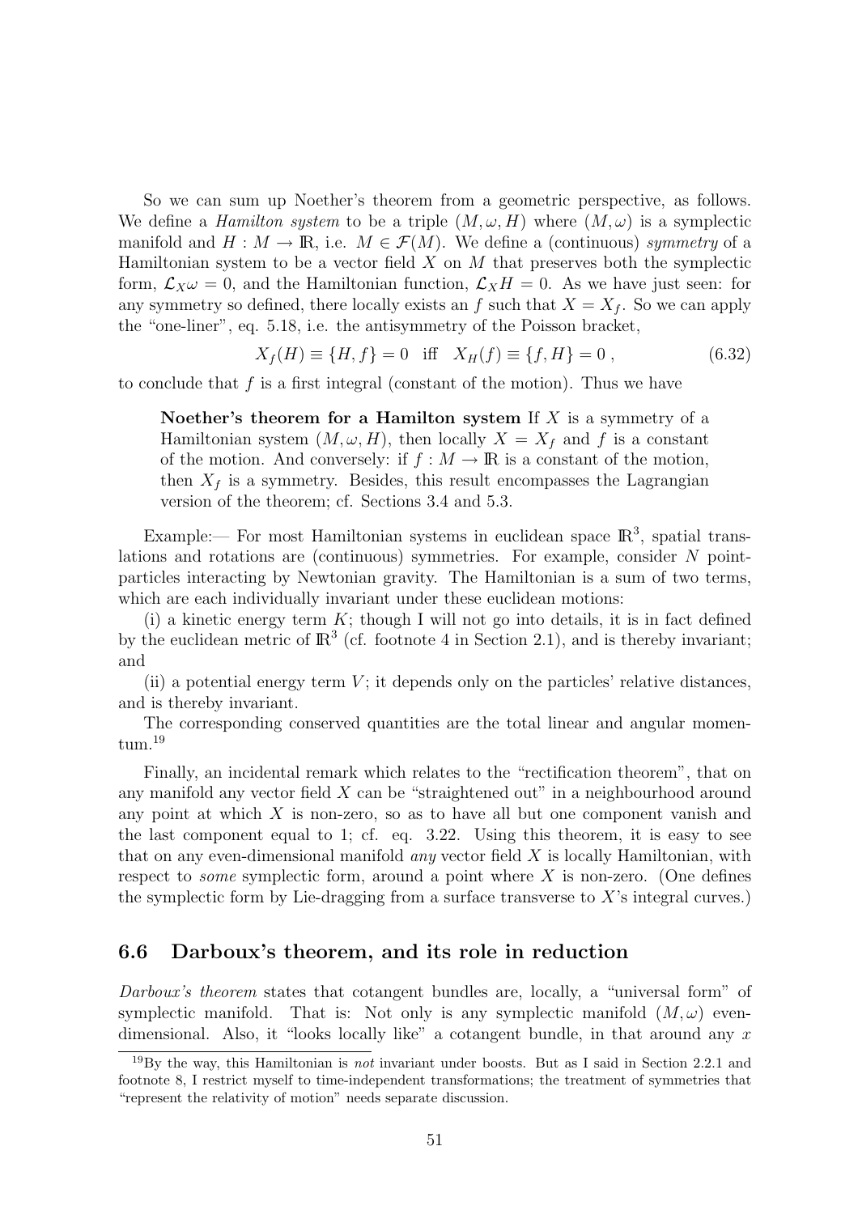So we can sum up Noether's theorem from a geometric perspective, as follows. We define a *Hamilton system* to be a triple $(M, \omega, H)$ where $(M, \omega)$ is a symplectic manifold and $H : M \to \mathbb{R}$, i.e. $M \in \mathcal{F}(M)$. We define a (continuous) *symmetry* of a Hamiltonian system to be a vector field $X$ on $M$ that preserves both the symplectic form, $\mathcal{L}_X \omega = 0$, and the Hamiltonian function, $\mathcal{L}_X H = 0$. As we have just seen: for any symmetry so defined, there locally exists an $f$ such that $X = X_f$. So we can apply the "one-liner", eq. 5.18, i.e. the antisymmetry of the Poisson bracket,

$$X_f(H) \equiv \{H, f\} = 0 \quad \text{iff} \quad X_H(f) \equiv \{f, H\} = 0 \, , \tag{6.32}$$

to conclude that $f$ is a first integral (constant of the motion). Thus we have

> **Noether's theorem for a Hamilton system** If $X$ is a symmetry of a Hamiltonian system $(M, \omega, H)$, then locally $X = X_f$ and $f$ is a constant of the motion. And conversely: if $f : M \to \mathbb{R}$ is a constant of the motion, then $X_f$ is a symmetry. Besides, this result encompasses the Lagrangian version of the theorem; cf. Sections 3.4 and 5.3.

Example:— For most Hamiltonian systems in euclidean space $\mathbb{R}^3$, spatial translations and rotations are (continuous) symmetries. For example, consider $N$ point-particles interacting by Newtonian gravity. The Hamiltonian is a sum of two terms, which are each individually invariant under these euclidean motions:

(i) a kinetic energy term $K$; though I will not go into details, it is in fact defined by the euclidean metric of $\mathbb{R}^3$ (cf. footnote 4 in Section 2.1), and is thereby invariant; and

(ii) a potential energy term $V$; it depends only on the particles' relative distances, and is thereby invariant.

The corresponding conserved quantities are the total linear and angular momentum.[19]

Finally, an incidental remark which relates to the "rectification theorem", that on any manifold any vector field $X$ can be "straightened out" in a neighbourhood around any point at which $X$ is non-zero, so as to have all but one component vanish and the last component equal to 1; cf. eq. 3.22. Using this theorem, it is easy to see that on any even-dimensional manifold *any* vector field $X$ is locally Hamiltonian, with respect to *some* symplectic form, around a point where $X$ is non-zero. (One defines the symplectic form by Lie-dragging from a surface transverse to $X$'s integral curves.)

## 6.6 Darboux's theorem, and its role in reduction

*Darboux's theorem* states that cotangent bundles are, locally, a "universal form" of symplectic manifold. That is: Not only is any symplectic manifold $(M, \omega)$ even-dimensional. Also, it "looks locally like" a cotangent bundle, in that around any $x$

[19] By the way, this Hamiltonian is *not* invariant under boosts. But as I said in Section 2.2.1 and footnote 8, I restrict myself to time-independent transformations; the treatment of symmetries that "represent the relativity of motion" needs separate discussion.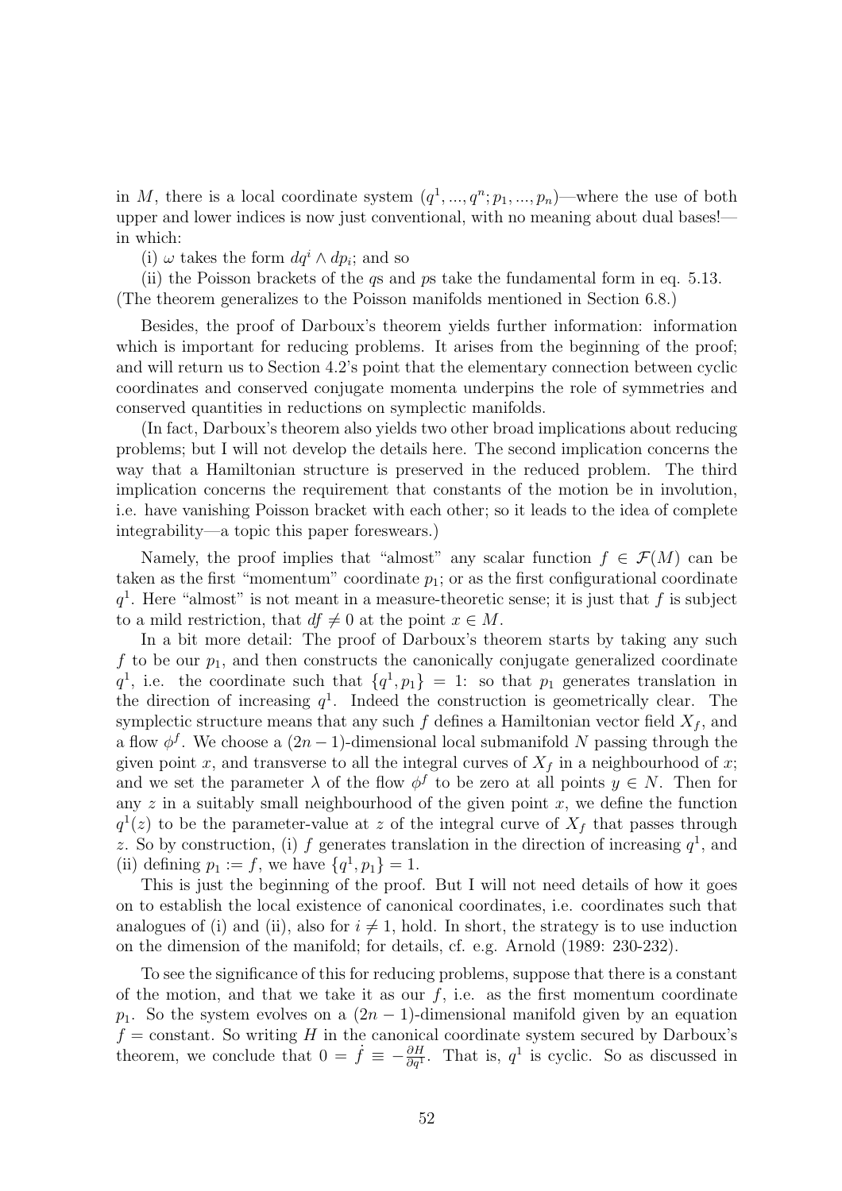in $M$, there is a local coordinate system $(q^1, ..., q^n; p_1, ..., p_n)$—where the use of both upper and lower indices is now just conventional, with no meaning about dual bases!—in which:

(i) $\omega$ takes the form $dq^i \wedge dp_i$; and so

(ii) the Poisson brackets of the $q$s and $p$s take the fundamental form in eq. 5.13. (The theorem generalizes to the Poisson manifolds mentioned in Section 6.8.)

Besides, the proof of Darboux's theorem yields further information: information which is important for reducing problems. It arises from the beginning of the proof; and will return us to Section 4.2's point that the elementary connection between cyclic coordinates and conserved conjugate momenta underpins the role of symmetries and conserved quantities in reductions on symplectic manifolds.

(In fact, Darboux's theorem also yields two other broad implications about reducing problems; but I will not develop the details here. The second implication concerns the way that a Hamiltonian structure is preserved in the reduced problem. The third implication concerns the requirement that constants of the motion be in involution, i.e. have vanishing Poisson bracket with each other; so it leads to the idea of complete integrability—a topic this paper foreswears.)

Namely, the proof implies that "almost" any scalar function $f \in \mathcal{F}(M)$ can be taken as the first "momentum" coordinate $p_1$; or as the first configurational coordinate $q^1$. Here "almost" is not meant in a measure-theoretic sense; it is just that $f$ is subject to a mild restriction, that $df \neq 0$ at the point $x \in M$.

In a bit more detail: The proof of Darboux's theorem starts by taking any such $f$ to be our $p_1$, and then constructs the canonically conjugate generalized coordinate $q^1$, i.e. the coordinate such that $\{q^1, p_1\} = 1$: so that $p_1$ generates translation in the direction of increasing $q^1$. Indeed the construction is geometrically clear. The symplectic structure means that any such $f$ defines a Hamiltonian vector field $X_f$, and a flow $\phi^f$. We choose a $(2n-1)$-dimensional local submanifold $N$ passing through the given point $x$, and transverse to all the integral curves of $X_f$ in a neighbourhood of $x$; and we set the parameter $\lambda$ of the flow $\phi^f$ to be zero at all points $y \in N$. Then for any $z$ in a suitably small neighbourhood of the given point $x$, we define the function $q^1(z)$ to be the parameter-value at $z$ of the integral curve of $X_f$ that passes through $z$. So by construction, (i) $f$ generates translation in the direction of increasing $q^1$, and (ii) defining $p_1 := f$, we have $\{q^1, p_1\} = 1$.

This is just the beginning of the proof. But I will not need details of how it goes on to establish the local existence of canonical coordinates, i.e. coordinates such that analogues of (i) and (ii), also for $i \neq 1$, hold. In short, the strategy is to use induction on the dimension of the manifold; for details, cf. e.g. Arnold (1989: 230-232).

To see the significance of this for reducing problems, suppose that there is a constant of the motion, and that we take it as our $f$, i.e. as the first momentum coordinate $p_1$. So the system evolves on a $(2n-1)$-dimensional manifold given by an equation $f = $ constant. So writing $H$ in the canonical coordinate system secured by Darboux's theorem, we conclude that $0 = \dot{f} \equiv -\frac{\partial H}{\partial q^1}$. That is, $q^1$ is cyclic. So as discussed in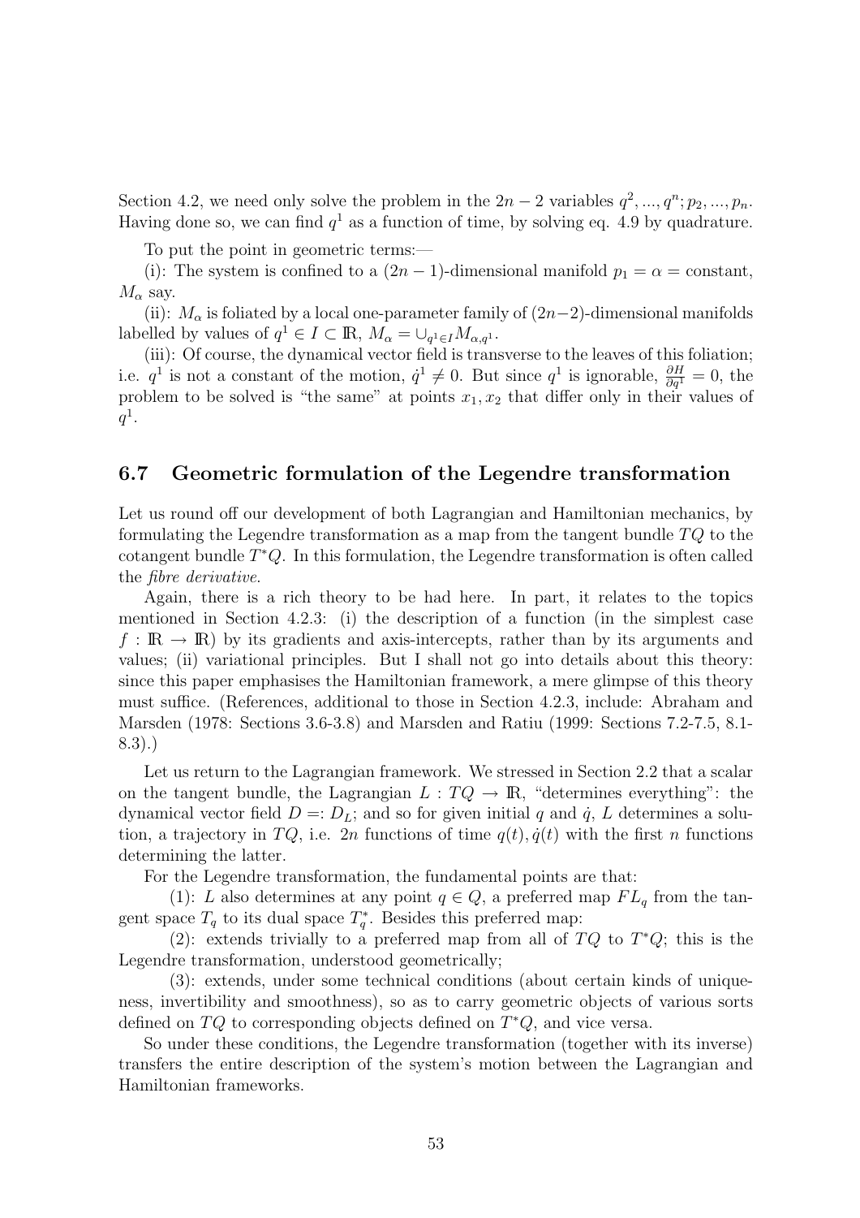Section 4.2, we need only solve the problem in the $2n-2$ variables $q^2, ..., q^n; p_2, ..., p_n$. Having done so, we can find $q^1$ as a function of time, by solving eq. 4.9 by quadrature.

To put the point in geometric terms:—

(i): The system is confined to a $(2n-1)$-dimensional manifold $p_1 = \alpha =$ constant, $M_\alpha$ say.

(ii): $M_\alpha$ is foliated by a local one-parameter family of $(2n-2)$-dimensional manifolds labelled by values of $q^1 \in I \subset \mathbb{R}$, $M_\alpha = \cup_{q^1 \in I} M_{\alpha, q^1}$.

(iii): Of course, the dynamical vector field is transverse to the leaves of this foliation; i.e. $q^1$ is not a constant of the motion, $\dot{q}^1 \neq 0$. But since $q^1$ is ignorable, $\frac{\partial H}{\partial q^1} = 0$, the problem to be solved is "the same" at points $x_1, x_2$ that differ only in their values of $q^1$.

## 6.7 Geometric formulation of the Legendre transformation

Let us round off our development of both Lagrangian and Hamiltonian mechanics, by formulating the Legendre transformation as a map from the tangent bundle $TQ$ to the cotangent bundle $T^*Q$. In this formulation, the Legendre transformation is often called the *fibre derivative*.

Again, there is a rich theory to be had here. In part, it relates to the topics mentioned in Section 4.2.3: (i) the description of a function (in the simplest case $f : \mathbb{R} \to \mathbb{R}$) by its gradients and axis-intercepts, rather than by its arguments and values; (ii) variational principles. But I shall not go into details about this theory: since this paper emphasises the Hamiltonian framework, a mere glimpse of this theory must suffice. (References, additional to those in Section 4.2.3, include: Abraham and Marsden (1978: Sections 3.6-3.8) and Marsden and Ratiu (1999: Sections 7.2-7.5, 8.1-8.3).)

Let us return to the Lagrangian framework. We stressed in Section 2.2 that a scalar on the tangent bundle, the Lagrangian $L : TQ \to \mathbb{R}$, "determines everything": the dynamical vector field $D =: D_L$; and so for given initial $q$ and $\dot{q}$, $L$ determines a solution, a trajectory in $TQ$, i.e. $2n$ functions of time $q(t), \dot{q}(t)$ with the first $n$ functions determining the latter.

For the Legendre transformation, the fundamental points are that:

(1): $L$ also determines at any point $q \in Q$, a preferred map $FL_q$ from the tangent space $T_q$ to its dual space $T^*_q$. Besides this preferred map:

(2): extends trivially to a preferred map from all of $TQ$ to $T^*Q$; this is the Legendre transformation, understood geometrically;

(3): extends, under some technical conditions (about certain kinds of uniqueness, invertibility and smoothness), so as to carry geometric objects of various sorts defined on $TQ$ to corresponding objects defined on $T^*Q$, and vice versa.

So under these conditions, the Legendre transformation (together with its inverse) transfers the entire description of the system's motion between the Lagrangian and Hamiltonian frameworks.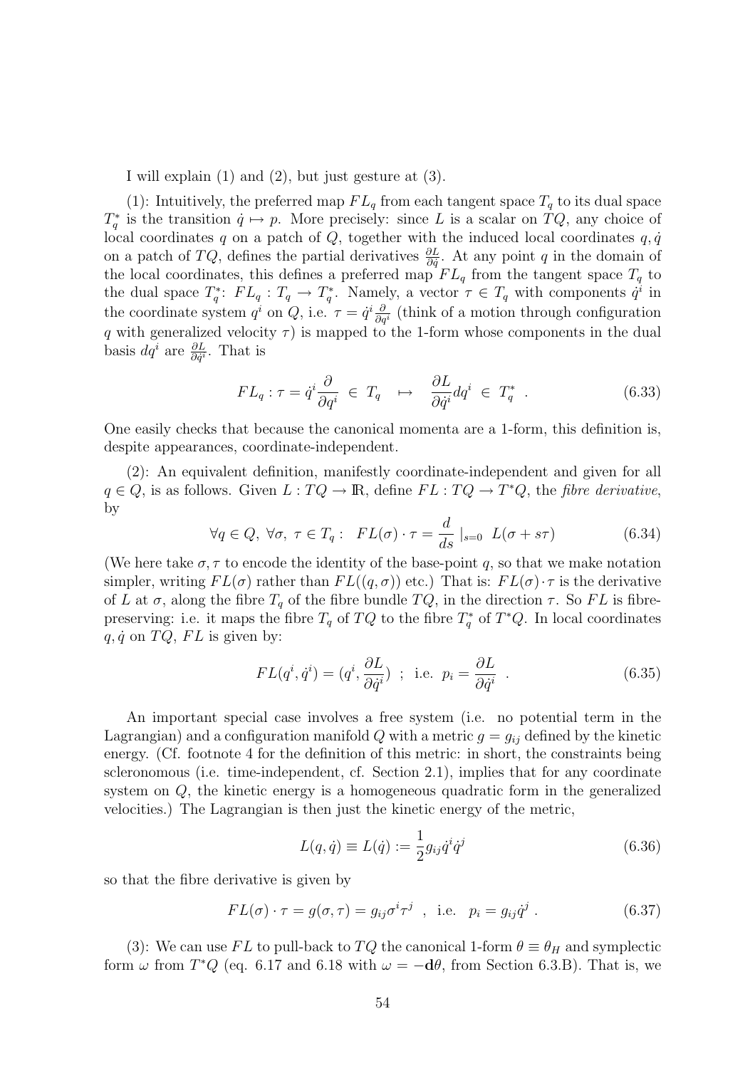I will explain (1) and (2), but just gesture at (3).

(1): Intuitively, the preferred map $FL_q$ from each tangent space $T_q$ to its dual space $T_q^*$ is the transition $\dot{q} \mapsto p$. More precisely: since $L$ is a scalar on $TQ$, any choice of local coordinates $q$ on a patch of $Q$, together with the induced local coordinates $q, \dot{q}$ on a patch of $TQ$, defines the partial derivatives $\frac{\partial L}{\partial \dot{q}}$. At any point $q$ in the domain of the local coordinates, this defines a preferred map $FL_q$ from the tangent space $T_q$ to the dual space $T_q^*$: $FL_q : T_q \to T_q^*$. Namely, a vector $\tau \in T_q$ with components $\dot{q}^i$ in the coordinate system $q^i$ on $Q$, i.e. $\tau = \dot{q}^i \frac{\partial}{\partial q^i}$ (think of a motion through configuration $q$ with generalized velocity $\tau$) is mapped to the 1-form whose components in the dual basis $dq^i$ are $\frac{\partial L}{\partial \dot{q}^i}$. That is

$$FL_q : \tau = \dot{q}^i \frac{\partial}{\partial q^i} \in T_q \quad \mapsto \quad \frac{\partial L}{\partial \dot{q}^i} dq^i \in T_q^* \ . \tag{6.33}$$

One easily checks that because the canonical momenta are a 1-form, this definition is, despite appearances, coordinate-independent.

(2): An equivalent definition, manifestly coordinate-independent and given for all $q \in Q$, is as follows. Given $L : TQ \to \mathbb{R}$, define $FL : TQ \to T^*Q$, the *fibre derivative*, by

$$\forall q \in Q, \ \forall \sigma, \ \tau \in T_q : \ \ FL(\sigma) \cdot \tau = \frac{d}{ds} |_{s=0} \ L(\sigma + s\tau) \tag{6.34}$$

(We here take $\sigma, \tau$ to encode the identity of the base-point $q$, so that we make notation simpler, writing $FL(\sigma)$ rather than $FL((q, \sigma))$ etc.) That is: $FL(\sigma) \cdot \tau$ is the derivative of $L$ at $\sigma$, along the fibre $T_q$ of the fibre bundle $TQ$, in the direction $\tau$. So $FL$ is fibre-preserving: i.e. it maps the fibre $T_q$ of $TQ$ to the fibre $T_q^*$ of $T^*Q$. In local coordinates $q, \dot{q}$ on $TQ$, $FL$ is given by:

$$FL(q^i, \dot{q}^i) = (q^i, \frac{\partial L}{\partial \dot{q}^i}) \ \ ; \ \text{ i.e. } \ p_i = \frac{\partial L}{\partial \dot{q}^i} \ \ . \tag{6.35}$$

An important special case involves a free system (i.e. no potential term in the Lagrangian) and a configuration manifold $Q$ with a metric $g = g_{ij}$ defined by the kinetic energy. (Cf. footnote 4 for the definition of this metric: in short, the constraints being scleronomous (i.e. time-independent, cf. Section 2.1), implies that for any coordinate system on $Q$, the kinetic energy is a homogeneous quadratic form in the generalized velocities.) The Lagrangian is then just the kinetic energy of the metric,

$$L(q, \dot{q}) \equiv L(\dot{q}) := \frac{1}{2} g_{ij} \dot{q}^i \dot{q}^j \tag{6.36}$$

so that the fibre derivative is given by

$$FL(\sigma) \cdot \tau = g(\sigma, \tau) = g_{ij} \sigma^i \tau^j \ \ , \ \text{ i.e. } \ \ p_i = g_{ij} \dot{q}^j \ . \tag{6.37}$$

(3): We can use $FL$ to pull-back to $TQ$ the canonical 1-form $\theta \equiv \theta_H$ and symplectic form $\omega$ from $T^*Q$ (eq. 6.17 and 6.18 with $\omega = -\mathbf{d}\theta$, from Section 6.3.B). That is, we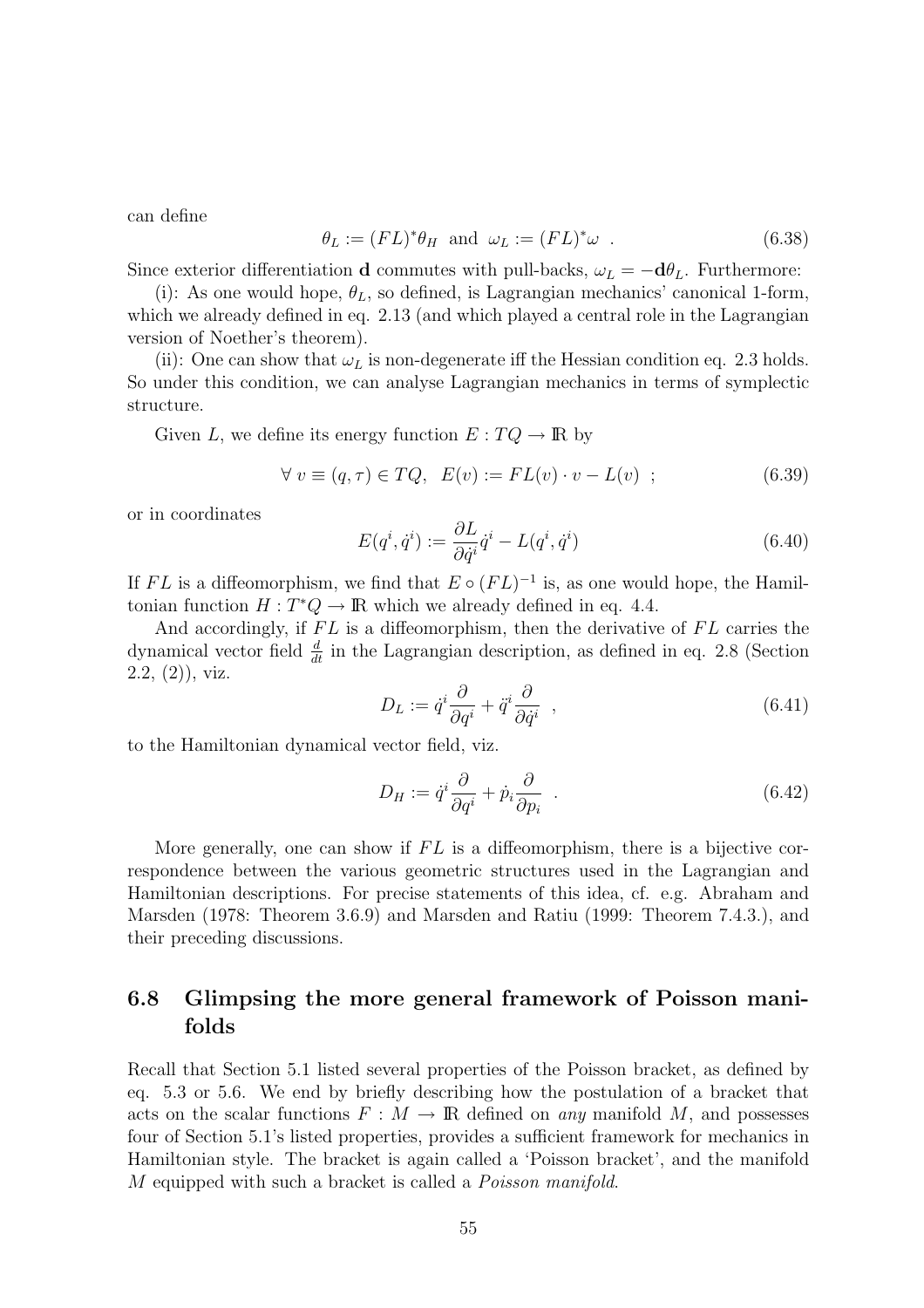can define

$$\theta_L := (FL)^*\theta_H \;\text{ and }\; \omega_L := (FL)^*\omega \quad . \tag{6.38}$$

Since exterior differentiation $\mathbf{d}$ commutes with pull-backs, $\omega_L = -\mathbf{d}\theta_L$. Furthermore:

(i): As one would hope, $\theta_L$, so defined, is Lagrangian mechanics' canonical 1-form, which we already defined in eq. 2.13 (and which played a central role in the Lagrangian version of Noether's theorem).

(ii): One can show that $\omega_L$ is non-degenerate iff the Hessian condition eq. 2.3 holds. So under this condition, we can analyse Lagrangian mechanics in terms of symplectic structure.

Given $L$, we define its energy function $E : TQ \rightarrow \mathbb{R}$ by

$$\forall\; v \equiv (q, \tau) \in TQ, \;\; E(v) := FL(v) \cdot v - L(v) \;\; ; \tag{6.39}$$

or in coordinates

$$E(q^i, \dot{q}^i) := \frac{\partial L}{\partial \dot{q}^i}\dot{q}^i - L(q^i, \dot{q}^i) \tag{6.40}$$

If $FL$ is a diffeomorphism, we find that $E \circ (FL)^{-1}$ is, as one would hope, the Hamiltonian function $H : T^*Q \rightarrow \mathbb{R}$ which we already defined in eq. 4.4.

And accordingly, if $FL$ is a diffeomorphism, then the derivative of $FL$ carries the dynamical vector field $\frac{d}{dt}$ in the Lagrangian description, as defined in eq. 2.8 (Section 2.2, (2)), viz.

$$D_L := \dot{q}^i \frac{\partial}{\partial q^i} + \ddot{q}^i \frac{\partial}{\partial \dot{q}^i} \;\; , \tag{6.41}$$

to the Hamiltonian dynamical vector field, viz.

$$D_H := \dot{q}^i \frac{\partial}{\partial q^i} + \dot{p}_i \frac{\partial}{\partial p_i} \;\; . \tag{6.42}$$

More generally, one can show if $FL$ is a diffeomorphism, there is a bijective correspondence between the various geometric structures used in the Lagrangian and Hamiltonian descriptions. For precise statements of this idea, cf. e.g. Abraham and Marsden (1978: Theorem 3.6.9) and Marsden and Ratiu (1999: Theorem 7.4.3.), and their preceding discussions.

## 6.8 Glimpsing the more general framework of Poisson manifolds

Recall that Section 5.1 listed several properties of the Poisson bracket, as defined by eq. 5.3 or 5.6. We end by briefly describing how the postulation of a bracket that acts on the scalar functions $F : M \rightarrow \mathbb{R}$ defined on *any* manifold $M$, and possesses four of Section 5.1's listed properties, provides a sufficient framework for mechanics in Hamiltonian style. The bracket is again called a 'Poisson bracket', and the manifold $M$ equipped with such a bracket is called a *Poisson manifold*.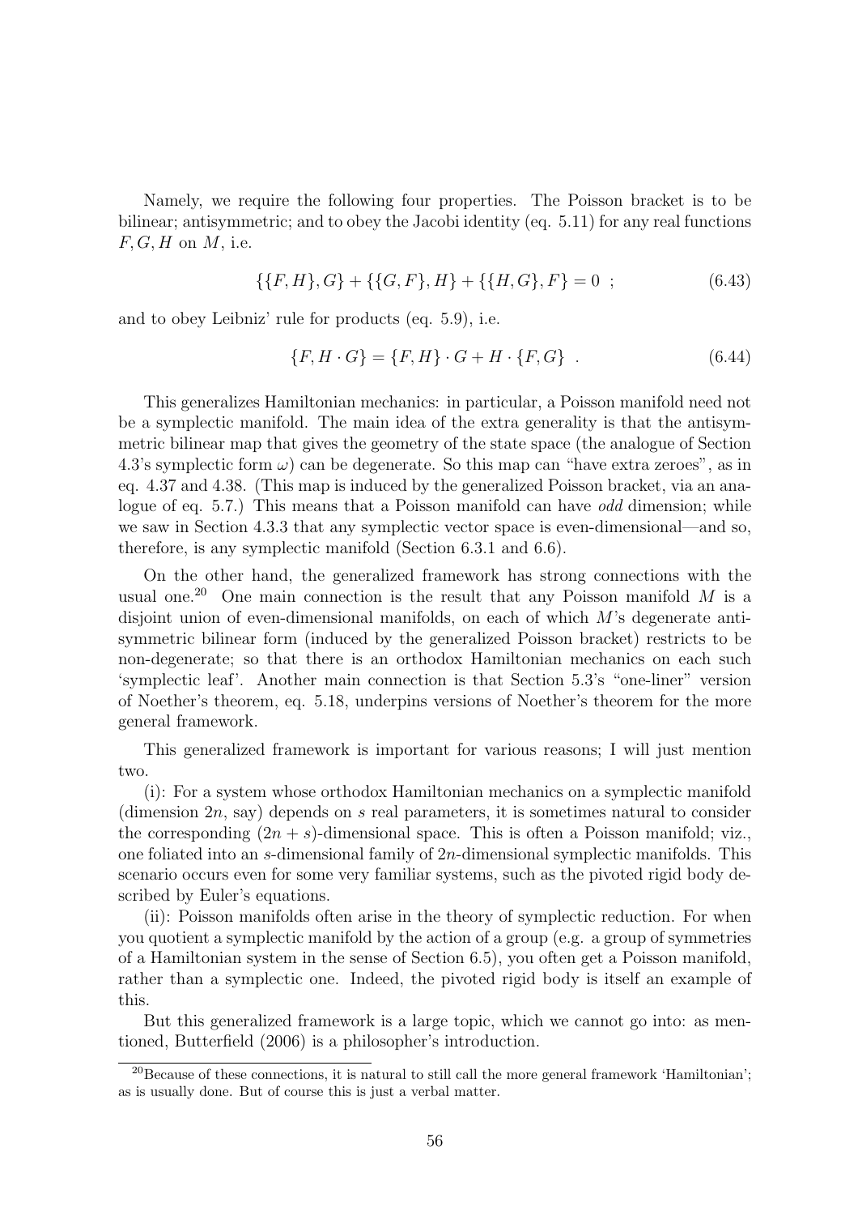Namely, we require the following four properties. The Poisson bracket is to be bilinear; antisymmetric; and to obey the Jacobi identity (eq. 5.11) for any real functions $F, G, H$ on $M$, i.e.

$$\{\{F, H\}, G\} + \{\{G, F\}, H\} + \{\{H, G\}, F\} = 0 \ ; \tag{6.43}$$

and to obey Leibniz' rule for products (eq. 5.9), i.e.

$$\{F, H \cdot G\} = \{F, H\} \cdot G + H \cdot \{F, G\} \ . \tag{6.44}$$

This generalizes Hamiltonian mechanics: in particular, a Poisson manifold need not be a symplectic manifold. The main idea of the extra generality is that the antisymmetric bilinear map that gives the geometry of the state space (the analogue of Section 4.3's symplectic form $\omega$) can be degenerate. So this map can "have extra zeroes", as in eq. 4.37 and 4.38. (This map is induced by the generalized Poisson bracket, via an analogue of eq. 5.7.) This means that a Poisson manifold can have *odd* dimension; while we saw in Section 4.3.3 that any symplectic vector space is even-dimensional—and so, therefore, is any symplectic manifold (Section 6.3.1 and 6.6).

On the other hand, the generalized framework has strong connections with the usual one.[20] One main connection is the result that any Poisson manifold $M$ is a disjoint union of even-dimensional manifolds, on each of which $M$'s degenerate antisymmetric bilinear form (induced by the generalized Poisson bracket) restricts to be non-degenerate; so that there is an orthodox Hamiltonian mechanics on each such 'symplectic leaf'. Another main connection is that Section 5.3's "one-liner" version of Noether's theorem, eq. 5.18, underpins versions of Noether's theorem for the more general framework.

This generalized framework is important for various reasons; I will just mention two.

(i): For a system whose orthodox Hamiltonian mechanics on a symplectic manifold (dimension $2n$, say) depends on $s$ real parameters, it is sometimes natural to consider the corresponding $(2n + s)$-dimensional space. This is often a Poisson manifold; viz., one foliated into an $s$-dimensional family of $2n$-dimensional symplectic manifolds. This scenario occurs even for some very familiar systems, such as the pivoted rigid body described by Euler's equations.

(ii): Poisson manifolds often arise in the theory of symplectic reduction. For when you quotient a symplectic manifold by the action of a group (e.g. a group of symmetries of a Hamiltonian system in the sense of Section 6.5), you often get a Poisson manifold, rather than a symplectic one. Indeed, the pivoted rigid body is itself an example of this.

But this generalized framework is a large topic, which we cannot go into: as mentioned, Butterfield (2006) is a philosopher's introduction.

[20] Because of these connections, it is natural to still call the more general framework 'Hamiltonian'; as is usually done. But of course this is just a verbal matter.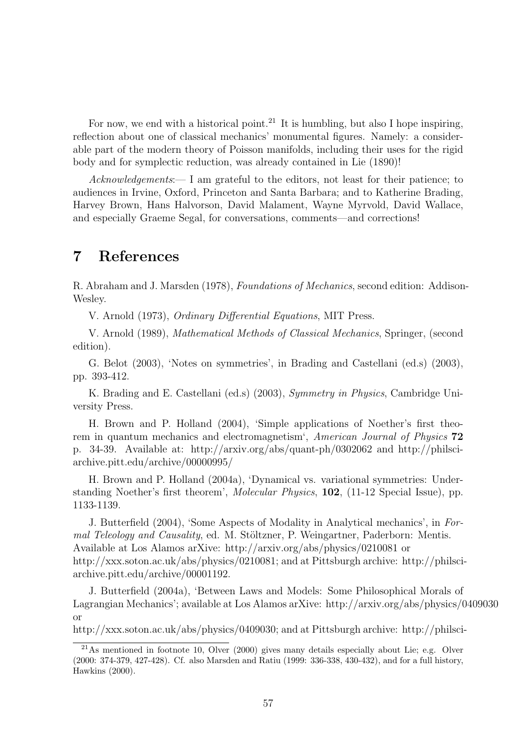For now, we end with a historical point.[21] It is humbling, but also I hope inspiring, reflection about one of classical mechanics' monumental figures. Namely: a considerable part of the modern theory of Poisson manifolds, including their uses for the rigid body and for symplectic reduction, was already contained in Lie (1890)!

*Acknowledgements*:— I am grateful to the editors, not least for their patience; to audiences in Irvine, Oxford, Princeton and Santa Barbara; and to Katherine Brading, Harvey Brown, Hans Halvorson, David Malament, Wayne Myrvold, David Wallace, and especially Graeme Segal, for conversations, comments—and corrections!

# 7 References

R. Abraham and J. Marsden (1978), *Foundations of Mechanics*, second edition: Addison-Wesley.

V. Arnold (1973), *Ordinary Differential Equations*, MIT Press.

V. Arnold (1989), *Mathematical Methods of Classical Mechanics*, Springer, (second edition).

G. Belot (2003), 'Notes on symmetries', in Brading and Castellani (ed.s) (2003), pp. 393-412.

K. Brading and E. Castellani (ed.s) (2003), *Symmetry in Physics*, Cambridge University Press.

H. Brown and P. Holland (2004), 'Simple applications of Noether's first theorem in quantum mechanics and electromagnetism', *American Journal of Physics* **72** p. 34-39. Available at: http://arxiv.org/abs/quant-ph/0302062 and http://philsci-archive.pitt.edu/archive/00000995/

H. Brown and P. Holland (2004a), 'Dynamical vs. variational symmetries: Understanding Noether's first theorem', *Molecular Physics*, **102**, (11-12 Special Issue), pp. 1133-1139.

J. Butterfield (2004), 'Some Aspects of Modality in Analytical mechanics', in *Formal Teleology and Causality*, ed. M. Stöltzner, P. Weingartner, Paderborn: Mentis. Available at Los Alamos arXive: http://arxiv.org/abs/physics/0210081 or http://xxx.soton.ac.uk/abs/physics/0210081; and at Pittsburgh archive: http://philsci-archive.pitt.edu/archive/00001192.

J. Butterfield (2004a), 'Between Laws and Models: Some Philosophical Morals of Lagrangian Mechanics'; available at Los Alamos arXive: http://arxiv.org/abs/physics/0409030 or
http://xxx.soton.ac.uk/abs/physics/0409030; and at Pittsburgh archive: http://philsci-

[21] As mentioned in footnote 10, Olver (2000) gives many details especially about Lie; e.g. Olver (2000: 374-379, 427-428). Cf. also Marsden and Ratiu (1999: 336-338, 430-432), and for a full history, Hawkins (2000).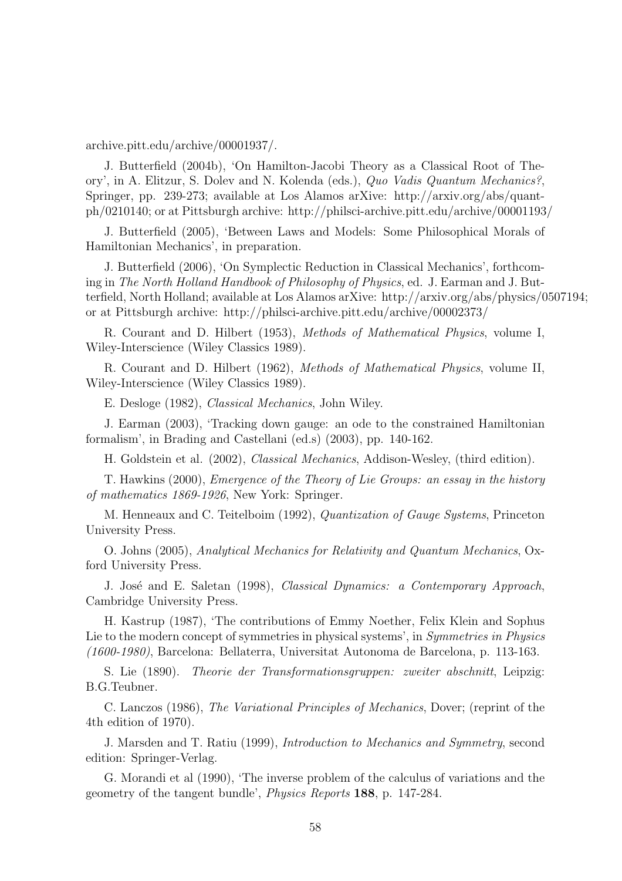archive.pitt.edu/archive/00001937/.

J. Butterfield (2004b), 'On Hamilton-Jacobi Theory as a Classical Root of Theory', in A. Elitzur, S. Dolev and N. Kolenda (eds.), *Quo Vadis Quantum Mechanics?*, Springer, pp. 239-273; available at Los Alamos arXive: http://arxiv.org/abs/quant-ph/0210140; or at Pittsburgh archive: http://philsci-archive.pitt.edu/archive/00001193/

J. Butterfield (2005), 'Between Laws and Models: Some Philosophical Morals of Hamiltonian Mechanics', in preparation.

J. Butterfield (2006), 'On Symplectic Reduction in Classical Mechanics', forthcoming in *The North Holland Handbook of Philosophy of Physics*, ed. J. Earman and J. Butterfield, North Holland; available at Los Alamos arXive: http://arxiv.org/abs/physics/0507194; or at Pittsburgh archive: http://philsci-archive.pitt.edu/archive/00002373/

R. Courant and D. Hilbert (1953), *Methods of Mathematical Physics*, volume I, Wiley-Interscience (Wiley Classics 1989).

R. Courant and D. Hilbert (1962), *Methods of Mathematical Physics*, volume II, Wiley-Interscience (Wiley Classics 1989).

E. Desloge (1982), *Classical Mechanics*, John Wiley.

J. Earman (2003), 'Tracking down gauge: an ode to the constrained Hamiltonian formalism', in Brading and Castellani (ed.s) (2003), pp. 140-162.

H. Goldstein et al. (2002), *Classical Mechanics*, Addison-Wesley, (third edition).

T. Hawkins (2000), *Emergence of the Theory of Lie Groups: an essay in the history of mathematics 1869-1926*, New York: Springer.

M. Henneaux and C. Teitelboim (1992), *Quantization of Gauge Systems*, Princeton University Press.

O. Johns (2005), *Analytical Mechanics for Relativity and Quantum Mechanics*, Oxford University Press.

J. José and E. Saletan (1998), *Classical Dynamics: a Contemporary Approach*, Cambridge University Press.

H. Kastrup (1987), 'The contributions of Emmy Noether, Felix Klein and Sophus Lie to the modern concept of symmetries in physical systems', in *Symmetries in Physics (1600-1980)*, Barcelona: Bellaterra, Universitat Autonoma de Barcelona, p. 113-163.

S. Lie (1890). *Theorie der Transformationsgruppen: zweiter abschnitt*, Leipzig: B.G.Teubner.

C. Lanczos (1986), *The Variational Principles of Mechanics*, Dover; (reprint of the 4th edition of 1970).

J. Marsden and T. Ratiu (1999), *Introduction to Mechanics and Symmetry*, second edition: Springer-Verlag.

G. Morandi et al (1990), 'The inverse problem of the calculus of variations and the geometry of the tangent bundle', *Physics Reports* **188**, p. 147-284.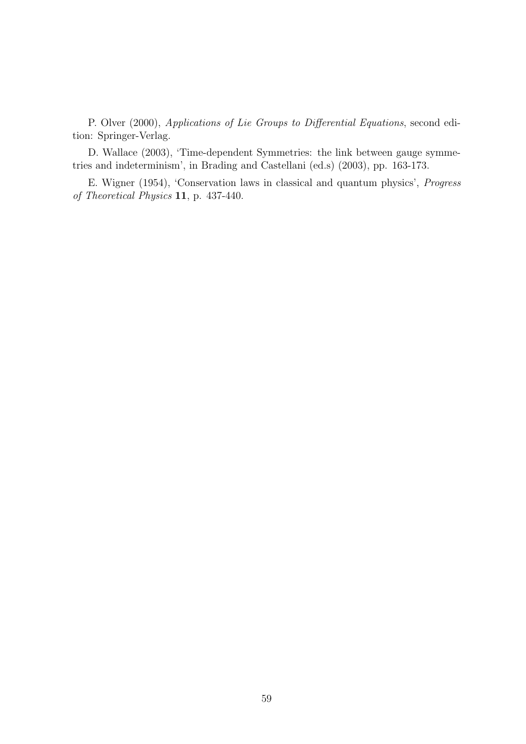P. Olver (2000), *Applications of Lie Groups to Differential Equations*, second edition: Springer-Verlag.

D. Wallace (2003), 'Time-dependent Symmetries: the link between gauge symmetries and indeterminism', in Brading and Castellani (ed.s) (2003), pp. 163-173.

E. Wigner (1954), 'Conservation laws in classical and quantum physics', *Progress of Theoretical Physics* **11**, p. 437-440.